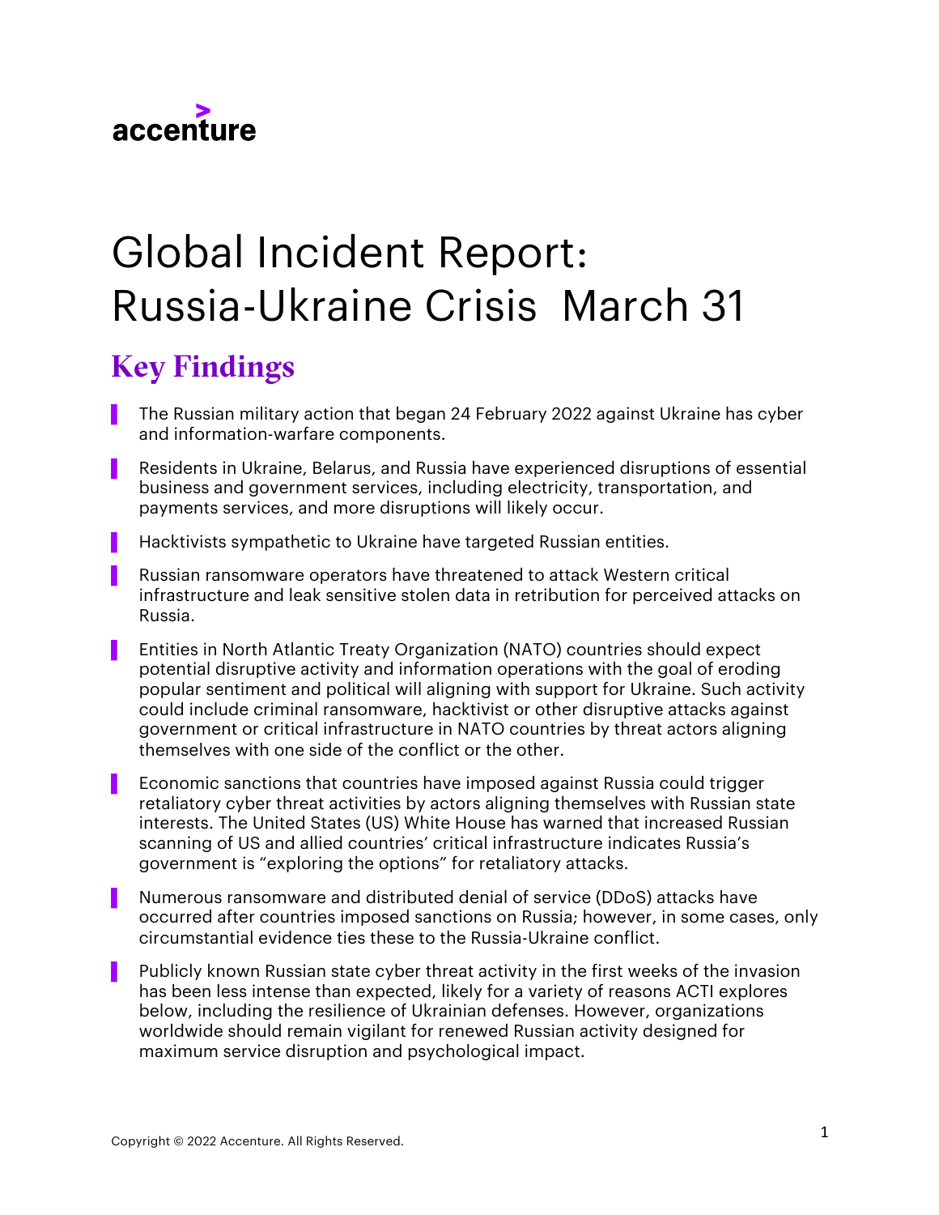accenture

# Global Incident Report: Russia-Ukraine Crisis March 31

## Key Findings

- The Russian military action that began 24 February 2022 against Ukraine has cyber and information-warfare components.
- Residents in Ukraine, Belarus, and Russia have experienced disruptions of essential business and government services, including electricity, transportation, and payments services, and more disruptions will likely occur.
- Hacktivists sympathetic to Ukraine have targeted Russian entities.
- Russian ransomware operators have threatened to attack Western critical infrastructure and leak sensitive stolen data in retribution for perceived attacks on Russia.
- Entities in North Atlantic Treaty Organization (NATO) countries should expect potential disruptive activity and information operations with the goal of eroding popular sentiment and political will aligning with support for Ukraine. Such activity could include criminal ransomware, hacktivist or other disruptive attacks against government or critical infrastructure in NATO countries by threat actors aligning themselves with one side of the conflict or the other.
- Economic sanctions that countries have imposed against Russia could trigger retaliatory cyber threat activities by actors aligning themselves with Russian state interests. The United States (US) White House has warned that increased Russian scanning of US and allied countries' critical infrastructure indicates Russia's government is "exploring the options" for retaliatory attacks.
- Numerous ransomware and distributed denial of service (DDoS) attacks have occurred after countries imposed sanctions on Russia; however, in some cases, only circumstantial evidence ties these to the Russia-Ukraine conflict.
- Publicly known Russian state cyber threat activity in the first weeks of the invasion has been less intense than expected, likely for a variety of reasons ACTI explores below, including the resilience of Ukrainian defenses. However, organizations worldwide should remain vigilant for renewed Russian activity designed for maximum service disruption and psychological impact.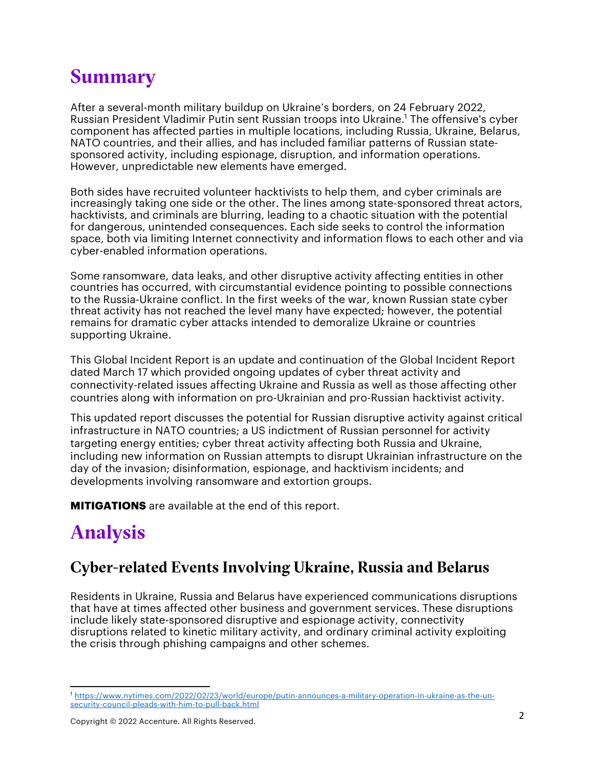# Summary

After a several-month military buildup on Ukraine's borders, on 24 February 2022, Russian President Vladimir Putin sent Russian troops into Ukraine.[1] The offensive's cyber component has affected parties in multiple locations, including Russia, Ukraine, Belarus, NATO countries, and their allies, and has included familiar patterns of Russian state-sponsored activity, including espionage, disruption, and information operations. However, unpredictable new elements have emerged.

Both sides have recruited volunteer hacktivists to help them, and cyber criminals are increasingly taking one side or the other. The lines among state-sponsored threat actors, hacktivists, and criminals are blurring, leading to a chaotic situation with the potential for dangerous, unintended consequences. Each side seeks to control the information space, both via limiting Internet connectivity and information flows to each other and via cyber-enabled information operations.

Some ransomware, data leaks, and other disruptive activity affecting entities in other countries has occurred, with circumstantial evidence pointing to possible connections to the Russia-Ukraine conflict. In the first weeks of the war, known Russian state cyber threat activity has not reached the level many have expected; however, the potential remains for dramatic cyber attacks intended to demoralize Ukraine or countries supporting Ukraine.

This Global Incident Report is an update and continuation of the Global Incident Report dated March 17 which provided ongoing updates of cyber threat activity and connectivity-related issues affecting Ukraine and Russia as well as those affecting other countries along with information on pro-Ukrainian and pro-Russian hacktivist activity.

This updated report discusses the potential for Russian disruptive activity against critical infrastructure in NATO countries; a US indictment of Russian personnel for activity targeting energy entities; cyber threat activity affecting both Russia and Ukraine, including new information on Russian attempts to disrupt Ukrainian infrastructure on the day of the invasion; disinformation, espionage, and hacktivism incidents; and developments involving ransomware and extortion groups.

**MITIGATIONS** are available at the end of this report.

# Analysis

## Cyber-related Events Involving Ukraine, Russia and Belarus

Residents in Ukraine, Russia and Belarus have experienced communications disruptions that have at times affected other business and government services. These disruptions include likely state-sponsored disruptive and espionage activity, connectivity disruptions related to kinetic military activity, and ordinary criminal activity exploiting the crisis through phishing campaigns and other schemes.

[1] https://www.nytimes.com/2022/02/23/world/europe/putin-announces-a-military-operation-in-ukraine-as-the-un-security-council-pleads-with-him-to-pull-back.html

Copyright © 2022 Accenture. All Rights Reserved.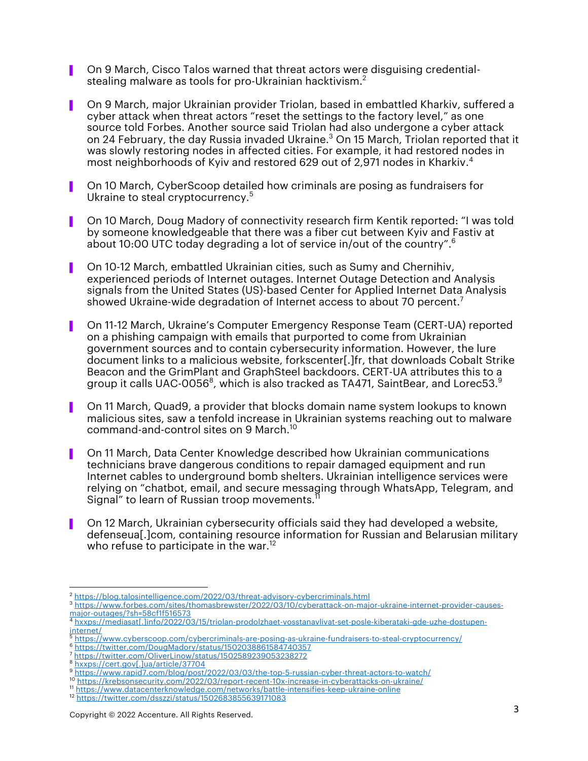- On 9 March, Cisco Talos warned that threat actors were disguising credential-stealing malware as tools for pro-Ukrainian hacktivism.[2]

- On 9 March, major Ukrainian provider Triolan, based in embattled Kharkiv, suffered a cyber attack when threat actors "reset the settings to the factory level," as one source told Forbes. Another source said Triolan had also undergone a cyber attack on 24 February, the day Russia invaded Ukraine.[3] On 15 March, Triolan reported that it was slowly restoring nodes in affected cities. For example, it had restored nodes in most neighborhoods of Kyiv and restored 629 out of 2,971 nodes in Kharkiv.[4]

- On 10 March, CyberScoop detailed how criminals are posing as fundraisers for Ukraine to steal cryptocurrency.[5]

- On 10 March, Doug Madory of connectivity research firm Kentik reported: "I was told by someone knowledgeable that there was a fiber cut between Kyiv and Fastiv at about 10:00 UTC today degrading a lot of service in/out of the country".[6]

- On 10-12 March, embattled Ukrainian cities, such as Sumy and Chernihiv, experienced periods of Internet outages. Internet Outage Detection and Analysis signals from the United States (US)-based Center for Applied Internet Data Analysis showed Ukraine-wide degradation of Internet access to about 70 percent.[7]

- On 11-12 March, Ukraine's Computer Emergency Response Team (CERT-UA) reported on a phishing campaign with emails that purported to come from Ukrainian government sources and to contain cybersecurity information. However, the lure document links to a malicious website, forkscenter[.]fr, that downloads Cobalt Strike Beacon and the GrimPlant and GraphSteel backdoors. CERT-UA attributes this to a group it calls UAC-0056[8], which is also tracked as TA471, SaintBear, and Lorec53.[9]

- On 11 March, Quad9, a provider that blocks domain name system lookups to known malicious sites, saw a tenfold increase in Ukrainian systems reaching out to malware command-and-control sites on 9 March.[10]

- On 11 March, Data Center Knowledge described how Ukrainian communications technicians brave dangerous conditions to repair damaged equipment and run Internet cables to underground bomb shelters. Ukrainian intelligence services were relying on "chatbot, email, and secure messaging through WhatsApp, Telegram, and Signal" to learn of Russian troop movements.[11]

- On 12 March, Ukrainian cybersecurity officials said they had developed a website, defenseua[.]com, containing resource information for Russian and Belarusian military who refuse to participate in the war.[12]

---

[2] https://blog.talosintelligence.com/2022/03/threat-advisory-cybercriminals.html
[3] https://www.forbes.com/sites/thomasbrewster/2022/03/10/cyberattack-on-major-ukraine-internet-provider-causes-major-outages/?sh=58cf1f516573
[4] hxxps://mediasat[.]info/2022/03/15/triolan-prodolzhaet-vosstanavlivat-set-posle-kiberataki-gde-uzhe-dostupen-internet/
[5] https://www.cyberscoop.com/cybercriminals-are-posing-as-ukraine-fundraisers-to-steal-cryptocurrency/
[6] https://twitter.com/DougMadory/status/1502038861584740357
[7] https://twitter.com/OliverLinow/status/1502589239053238272
[8] hxxps://cert.gov[.]ua/article/37704
[9] https://www.rapid7.com/blog/post/2022/03/03/the-top-5-russian-cyber-threat-actors-to-watch/
[10] https://krebsonsecurity.com/2022/03/report-recent-10x-increase-in-cyberattacks-on-ukraine/
[11] https://www.datacenterknowledge.com/networks/battle-intensifies-keep-ukraine-online
[12] https://twitter.com/dsszzi/status/1502683855639171083

Copyright © 2022 Accenture. All Rights Reserved.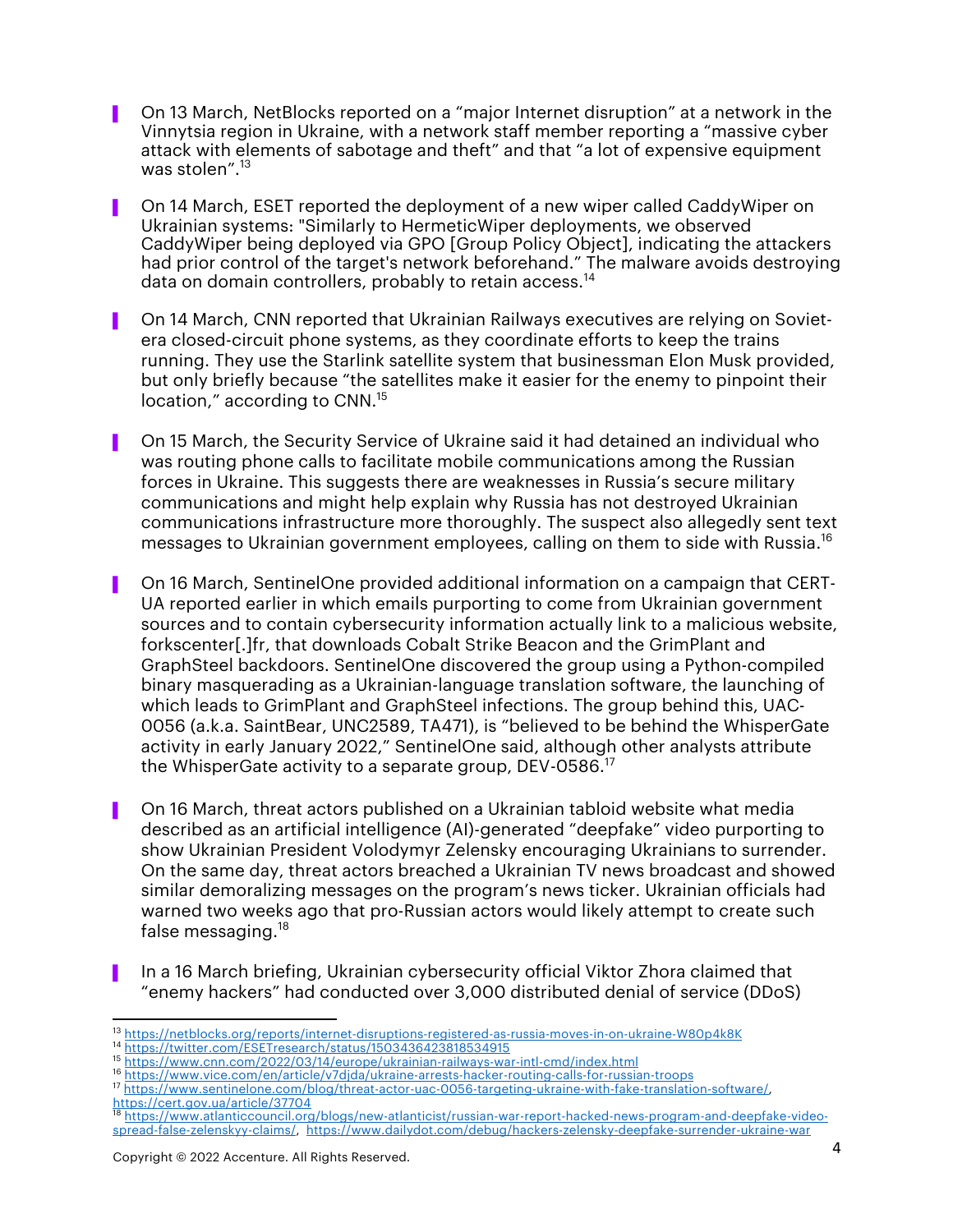- On 13 March, NetBlocks reported on a "major Internet disruption" at a network in the Vinnytsia region in Ukraine, with a network staff member reporting a "massive cyber attack with elements of sabotage and theft" and that "a lot of expensive equipment was stolen".[13]

- On 14 March, ESET reported the deployment of a new wiper called CaddyWiper on Ukrainian systems: "Similarly to HermeticWiper deployments, we observed CaddyWiper being deployed via GPO [Group Policy Object], indicating the attackers had prior control of the target's network beforehand." The malware avoids destroying data on domain controllers, probably to retain access.[14]

- On 14 March, CNN reported that Ukrainian Railways executives are relying on Soviet-era closed-circuit phone systems, as they coordinate efforts to keep the trains running. They use the Starlink satellite system that businessman Elon Musk provided, but only briefly because "the satellites make it easier for the enemy to pinpoint their location," according to CNN.[15]

- On 15 March, the Security Service of Ukraine said it had detained an individual who was routing phone calls to facilitate mobile communications among the Russian forces in Ukraine. This suggests there are weaknesses in Russia's secure military communications and might help explain why Russia has not destroyed Ukrainian communications infrastructure more thoroughly. The suspect also allegedly sent text messages to Ukrainian government employees, calling on them to side with Russia.[16]

- On 16 March, SentinelOne provided additional information on a campaign that CERT-UA reported earlier in which emails purporting to come from Ukrainian government sources and to contain cybersecurity information actually link to a malicious website, forkscenter[.]fr, that downloads Cobalt Strike Beacon and the GrimPlant and GraphSteel backdoors. SentinelOne discovered the group using a Python-compiled binary masquerading as a Ukrainian-language translation software, the launching of which leads to GrimPlant and GraphSteel infections. The group behind this, UAC-0056 (a.k.a. SaintBear, UNC2589, TA471), is "believed to be behind the WhisperGate activity in early January 2022," SentinelOne said, although other analysts attribute the WhisperGate activity to a separate group, DEV-0586.[17]

- On 16 March, threat actors published on a Ukrainian tabloid website what media described as an artificial intelligence (AI)-generated "deepfake" video purporting to show Ukrainian President Volodymyr Zelensky encouraging Ukrainians to surrender. On the same day, threat actors breached a Ukrainian TV news broadcast and showed similar demoralizing messages on the program's news ticker. Ukrainian officials had warned two weeks ago that pro-Russian actors would likely attempt to create such false messaging.[18]

- In a 16 March briefing, Ukrainian cybersecurity official Viktor Zhora claimed that "enemy hackers" had conducted over 3,000 distributed denial of service (DDoS)

---

[13] https://netblocks.org/reports/internet-disruptions-registered-as-russia-moves-in-on-ukraine-W80p4k8K
[14] https://twitter.com/ESETresearch/status/1503436423818534915
[15] https://www.cnn.com/2022/03/14/europe/ukrainian-railways-war-intl-cmd/index.html
[16] https://www.vice.com/en/article/v7djda/ukraine-arrests-hacker-routing-calls-for-russian-troops
[17] https://www.sentinelone.com/blog/threat-actor-uac-0056-targeting-ukraine-with-fake-translation-software/, https://cert.gov.ua/article/37704
[18] https://www.atlanticcouncil.org/blogs/new-atlanticist/russian-war-report-hacked-news-program-and-deepfake-video-spread-false-zelenskyy-claims/, https://www.dailydot.com/debug/hackers-zelensky-deepfake-surrender-ukraine-war

Copyright © 2022 Accenture. All Rights Reserved.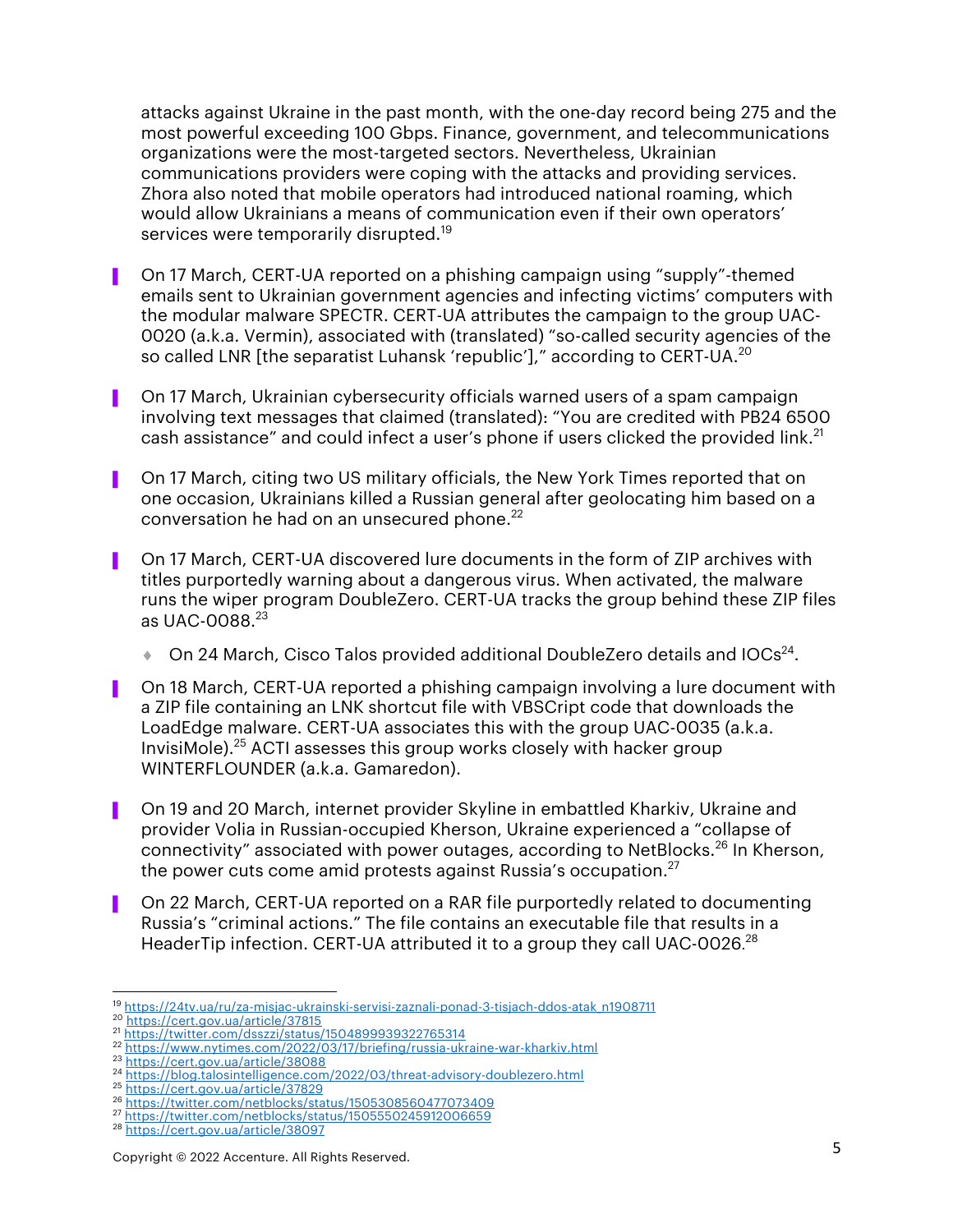attacks against Ukraine in the past month, with the one-day record being 275 and the most powerful exceeding 100 Gbps. Finance, government, and telecommunications organizations were the most-targeted sectors. Nevertheless, Ukrainian communications providers were coping with the attacks and providing services. Zhora also noted that mobile operators had introduced national roaming, which would allow Ukrainians a means of communication even if their own operators' services were temporarily disrupted.[19]

- On 17 March, CERT-UA reported on a phishing campaign using "supply"-themed emails sent to Ukrainian government agencies and infecting victims' computers with the modular malware SPECTR. CERT-UA attributes the campaign to the group UAC-0020 (a.k.a. Vermin), associated with (translated) "so-called security agencies of the so called LNR [the separatist Luhansk 'republic']," according to CERT-UA.[20]

- On 17 March, Ukrainian cybersecurity officials warned users of a spam campaign involving text messages that claimed (translated): "You are credited with PB24 6500 cash assistance" and could infect a user's phone if users clicked the provided link.[21]

- On 17 March, citing two US military officials, the New York Times reported that on one occasion, Ukrainians killed a Russian general after geolocating him based on a conversation he had on an unsecured phone.[22]

- On 17 March, CERT-UA discovered lure documents in the form of ZIP archives with titles purportedly warning about a dangerous virus. When activated, the malware runs the wiper program DoubleZero. CERT-UA tracks the group behind these ZIP files as UAC-0088.[23]
  - On 24 March, Cisco Talos provided additional DoubleZero details and IOCs[24].

- On 18 March, CERT-UA reported a phishing campaign involving a lure document with a ZIP file containing an LNK shortcut file with VBScript code that downloads the LoadEdge malware. CERT-UA associates this with the group UAC-0035 (a.k.a. InvisiMole).[25] ACTI assesses this group works closely with hacker group WINTERFLOUNDER (a.k.a. Gamaredon).

- On 19 and 20 March, internet provider Skyline in embattled Kharkiv, Ukraine and provider Volia in Russian-occupied Kherson, Ukraine experienced a "collapse of connectivity" associated with power outages, according to NetBlocks.[26] In Kherson, the power cuts come amid protests against Russia's occupation.[27]

- On 22 March, CERT-UA reported on a RAR file purportedly related to documenting Russia's "criminal actions." The file contains an executable file that results in a HeaderTip infection. CERT-UA attributed it to a group they call UAC-0026.[28]

---

[19] https://24tv.ua/ru/za-misjac-ukrainski-servisi-zaznali-ponad-3-tisjach-ddos-atak_n1908711
[20] https://cert.gov.ua/article/37815
[21] https://twitter.com/dsszzi/status/1504899939322765314
[22] https://www.nytimes.com/2022/03/17/briefing/russia-ukraine-war-kharkiv.html
[23] https://cert.gov.ua/article/38088
[24] https://blog.talosintelligence.com/2022/03/threat-advisory-doublezero.html
[25] https://cert.gov.ua/article/37829
[26] https://twitter.com/netblocks/status/1505308560477073409
[27] https://twitter.com/netblocks/status/1505550245912006659
[28] https://cert.gov.ua/article/38097

Copyright © 2022 Accenture. All Rights Reserved.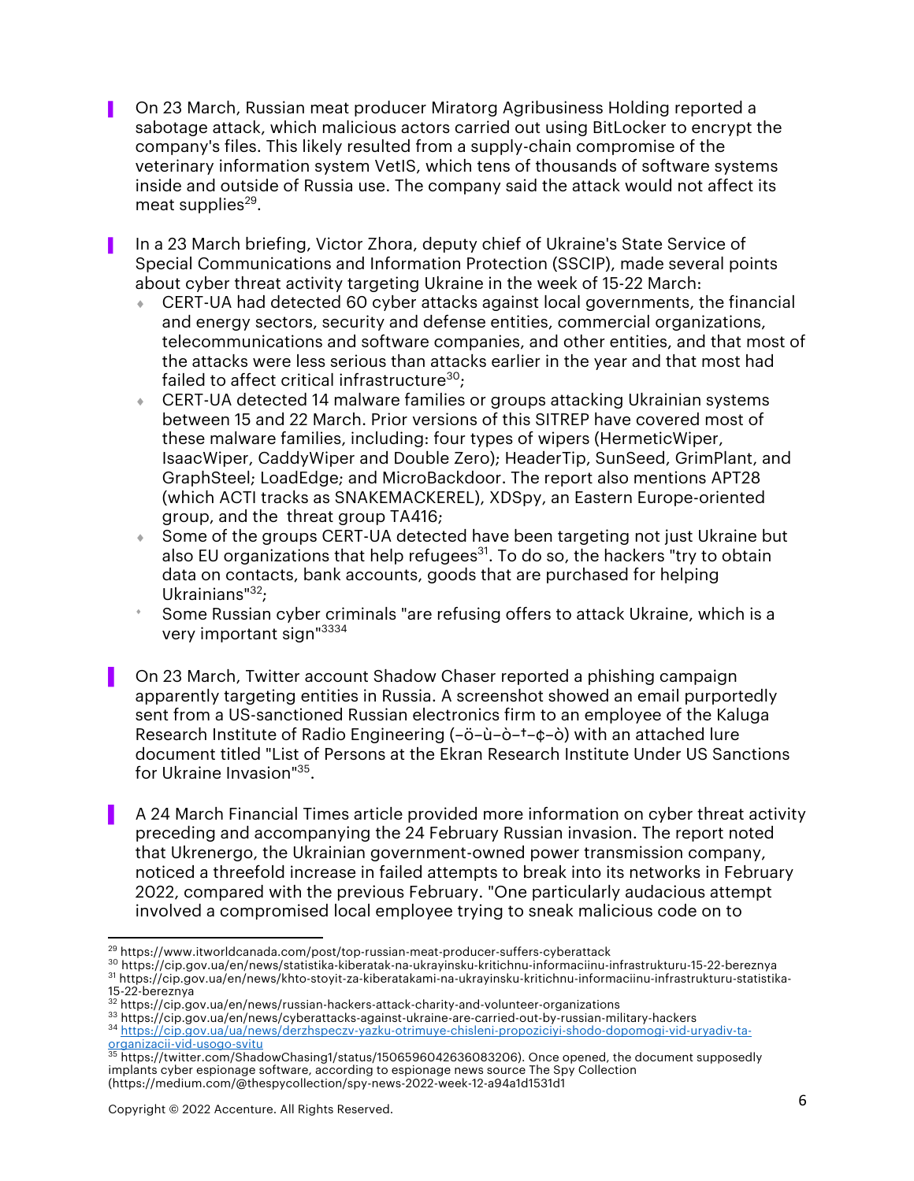- On 23 March, Russian meat producer Miratorg Agribusiness Holding reported a sabotage attack, which malicious actors carried out using BitLocker to encrypt the company's files. This likely resulted from a supply-chain compromise of the veterinary information system VetIS, which tens of thousands of software systems inside and outside of Russia use. The company said the attack would not affect its meat supplies[29].

- In a 23 March briefing, Victor Zhora, deputy chief of Ukraine's State Service of Special Communications and Information Protection (SSCIP), made several points about cyber threat activity targeting Ukraine in the week of 15-22 March:
  - CERT-UA had detected 60 cyber attacks against local governments, the financial and energy sectors, security and defense entities, commercial organizations, telecommunications and software companies, and other entities, and that most of the attacks were less serious than attacks earlier in the year and that most had failed to affect critical infrastructure[30];
  - CERT-UA detected 14 malware families or groups attacking Ukrainian systems between 15 and 22 March. Prior versions of this SITREP have covered most of these malware families, including: four types of wipers (HermeticWiper, IsaacWiper, CaddyWiper and Double Zero); HeaderTip, SunSeed, GrimPlant, and GraphSteel; LoadEdge; and MicroBackdoor. The report also mentions APT28 (which ACTI tracks as SNAKEMACKEREL), XDSpy, an Eastern Europe-oriented group, and the threat group TA416;
  - Some of the groups CERT-UA detected have been targeting not just Ukraine but also EU organizations that help refugees[31]. To do so, the hackers "try to obtain data on contacts, bank accounts, goods that are purchased for helping Ukrainians"[32];
  - Some Russian cyber criminals "are refusing offers to attack Ukraine, which is a very important sign"[33][34]

- On 23 March, Twitter account Shadow Chaser reported a phishing campaign apparently targeting entities in Russia. A screenshot showed an email purportedly sent from a US-sanctioned Russian electronics firm to an employee of the Kaluga Research Institute of Radio Engineering (–ö–ù–ò–†–¢–ò) with an attached lure document titled "List of Persons at the Ekran Research Institute Under US Sanctions for Ukraine Invasion"[35].

- A 24 March Financial Times article provided more information on cyber threat activity preceding and accompanying the 24 February Russian invasion. The report noted that Ukrenergo, the Ukrainian government-owned power transmission company, noticed a threefold increase in failed attempts to break into its networks in February 2022, compared with the previous February. "One particularly audacious attempt involved a compromised local employee trying to sneak malicious code on to

---

[29] https://www.itworldcanada.com/post/top-russian-meat-producer-suffers-cyberattack
[30] https://cip.gov.ua/en/news/statistika-kiberatak-na-ukrayinsku-kritichnu-informaciinu-infrastrukturu-15-22-bereznya
[31] https://cip.gov.ua/en/news/khto-stoyit-za-kiberatakami-na-ukrayinsku-kritichnu-informaciinu-infrastrukturu-statistika-15-22-bereznya
[32] https://cip.gov.ua/en/news/russian-hackers-attack-charity-and-volunteer-organizations
[33] https://cip.gov.ua/en/news/cyberattacks-against-ukraine-are-carried-out-by-russian-military-hackers
[34] https://cip.gov.ua/ua/news/derzhspeczv-yazku-otrimuye-chisleni-propoziciyi-shodo-dopomogi-vid-uryadiv-ta-organizacii-vid-usogo-svitu
[35] https://twitter.com/ShadowChasing1/status/1506596042636083206). Once opened, the document supposedly implants cyber espionage software, according to espionage news source The Spy Collection (https://medium.com/@thespycollection/spy-news-2022-week-12-a94a1d1531d1

Copyright © 2022 Accenture. All Rights Reserved.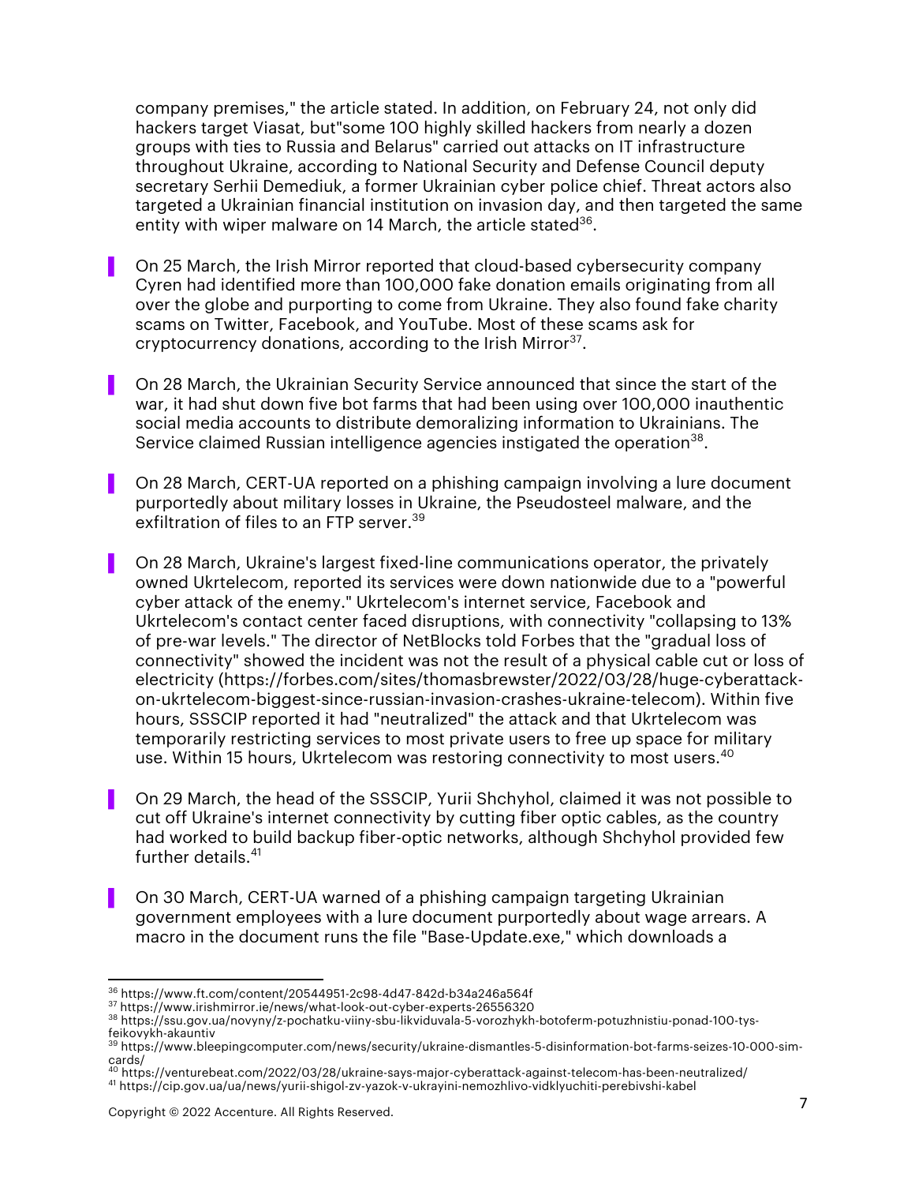company premises," the article stated. In addition, on February 24, not only did hackers target Viasat, but"some 100 highly skilled hackers from nearly a dozen groups with ties to Russia and Belarus" carried out attacks on IT infrastructure throughout Ukraine, according to National Security and Defense Council deputy secretary Serhii Demediuk, a former Ukrainian cyber police chief. Threat actors also targeted a Ukrainian financial institution on invasion day, and then targeted the same entity with wiper malware on 14 March, the article stated[36].

- On 25 March, the Irish Mirror reported that cloud-based cybersecurity company Cyren had identified more than 100,000 fake donation emails originating from all over the globe and purporting to come from Ukraine. They also found fake charity scams on Twitter, Facebook, and YouTube. Most of these scams ask for cryptocurrency donations, according to the Irish Mirror[37].

- On 28 March, the Ukrainian Security Service announced that since the start of the war, it had shut down five bot farms that had been using over 100,000 inauthentic social media accounts to distribute demoralizing information to Ukrainians. The Service claimed Russian intelligence agencies instigated the operation[38].

- On 28 March, CERT-UA reported on a phishing campaign involving a lure document purportedly about military losses in Ukraine, the Pseudosteel malware, and the exfiltration of files to an FTP server.[39]

- On 28 March, Ukraine's largest fixed-line communications operator, the privately owned Ukrtelecom, reported its services were down nationwide due to a "powerful cyber attack of the enemy." Ukrtelecom's internet service, Facebook and Ukrtelecom's contact center faced disruptions, with connectivity "collapsing to 13% of pre-war levels." The director of NetBlocks told Forbes that the "gradual loss of connectivity" showed the incident was not the result of a physical cable cut or loss of electricity (https://forbes.com/sites/thomasbrewster/2022/03/28/huge-cyberattack-on-ukrtelecom-biggest-since-russian-invasion-crashes-ukraine-telecom). Within five hours, SSSCIP reported it had "neutralized" the attack and that Ukrtelecom was temporarily restricting services to most private users to free up space for military use. Within 15 hours, Ukrtelecom was restoring connectivity to most users.[40]

- On 29 March, the head of the SSSCIP, Yurii Shchyhol, claimed it was not possible to cut off Ukraine's internet connectivity by cutting fiber optic cables, as the country had worked to build backup fiber-optic networks, although Shchyhol provided few further details.[41]

- On 30 March, CERT-UA warned of a phishing campaign targeting Ukrainian government employees with a lure document purportedly about wage arrears. A macro in the document runs the file "Base-Update.exe," which downloads a

---

[36] https://www.ft.com/content/20544951-2c98-4d47-842d-b34a246a564f
[37] https://www.irishmirror.ie/news/what-look-out-cyber-experts-26556320
[38] https://ssu.gov.ua/novyny/z-pochatku-viiny-sbu-likviduvala-5-vorozhykh-botoferm-potuzhnistiu-ponad-100-tys-feikovykh-akauntiv
[39] https://www.bleepingcomputer.com/news/security/ukraine-dismantles-5-disinformation-bot-farms-seizes-10-000-sim-cards/
[40] https://venturebeat.com/2022/03/28/ukraine-says-major-cyberattack-against-telecom-has-been-neutralized/
[41] https://cip.gov.ua/ua/news/yurii-shigol-zv-yazok-v-ukrayini-nemozhlivo-vidklyuchiti-perebivshi-kabel

Copyright © 2022 Accenture. All Rights Reserved.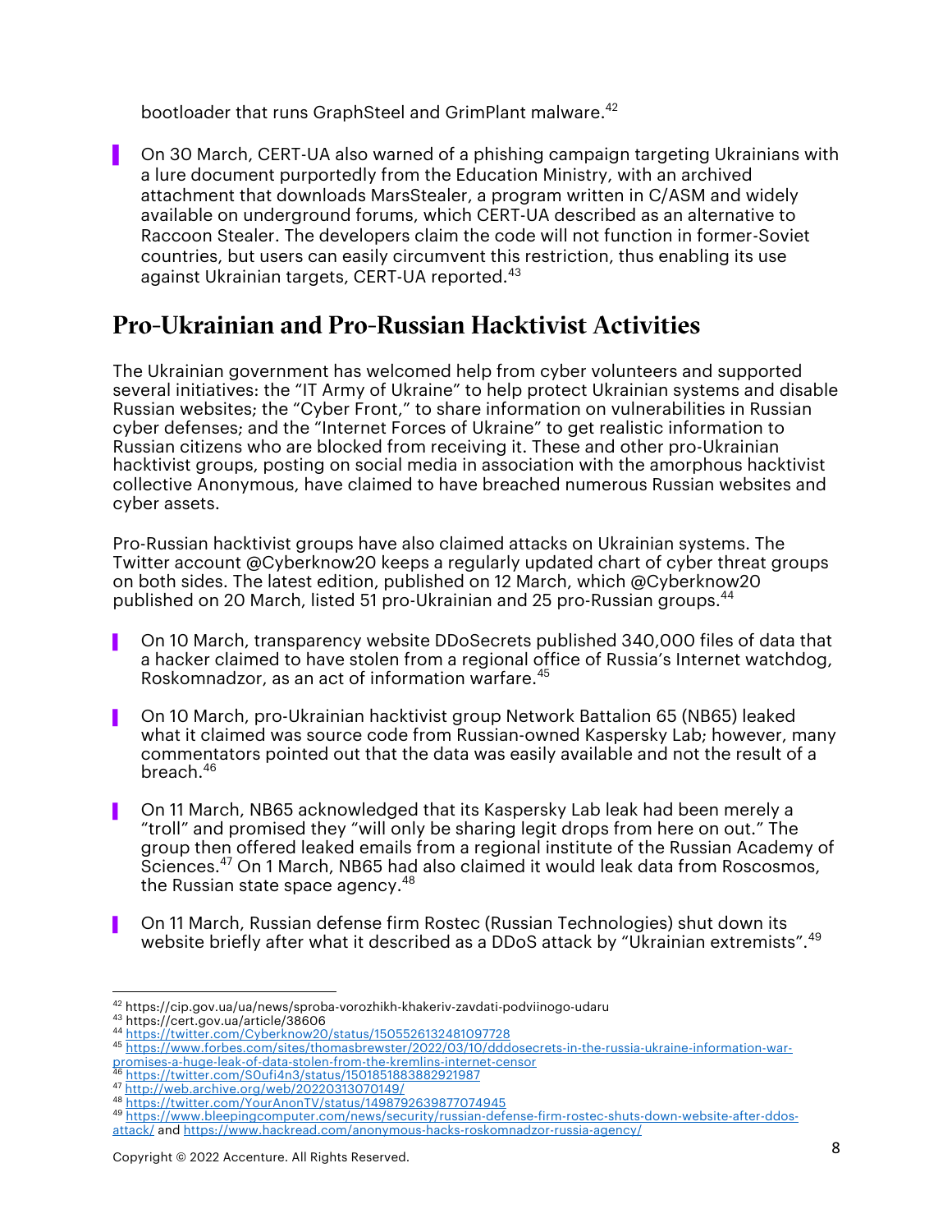bootloader that runs GraphSteel and GrimPlant malware.[42]

- On 30 March, CERT-UA also warned of a phishing campaign targeting Ukrainians with a lure document purportedly from the Education Ministry, with an archived attachment that downloads MarsStealer, a program written in C/ASM and widely available on underground forums, which CERT-UA described as an alternative to Raccoon Stealer. The developers claim the code will not function in former-Soviet countries, but users can easily circumvent this restriction, thus enabling its use against Ukrainian targets, CERT-UA reported.[43]

## Pro-Ukrainian and Pro-Russian Hacktivist Activities

The Ukrainian government has welcomed help from cyber volunteers and supported several initiatives: the "IT Army of Ukraine" to help protect Ukrainian systems and disable Russian websites; the "Cyber Front," to share information on vulnerabilities in Russian cyber defenses; and the "Internet Forces of Ukraine" to get realistic information to Russian citizens who are blocked from receiving it. These and other pro-Ukrainian hacktivist groups, posting on social media in association with the amorphous hacktivist collective Anonymous, have claimed to have breached numerous Russian websites and cyber assets.

Pro-Russian hacktivist groups have also claimed attacks on Ukrainian systems. The Twitter account @Cyberknow20 keeps a regularly updated chart of cyber threat groups on both sides. The latest edition, published on 12 March, which @Cyberknow20 published on 20 March, listed 51 pro-Ukrainian and 25 pro-Russian groups.[44]

- On 10 March, transparency website DDoSecrets published 340,000 files of data that a hacker claimed to have stolen from a regional office of Russia's Internet watchdog, Roskomnadzor, as an act of information warfare.[45]

- On 10 March, pro-Ukrainian hacktivist group Network Battalion 65 (NB65) leaked what it claimed was source code from Russian-owned Kaspersky Lab; however, many commentators pointed out that the data was easily available and not the result of a breach.[46]

- On 11 March, NB65 acknowledged that its Kaspersky Lab leak had been merely a "troll" and promised they "will only be sharing legit drops from here on out." The group then offered leaked emails from a regional institute of the Russian Academy of Sciences.[47] On 1 March, NB65 had also claimed it would leak data from Roscosmos, the Russian state space agency.[48]

- On 11 March, Russian defense firm Rostec (Russian Technologies) shut down its website briefly after what it described as a DDoS attack by "Ukrainian extremists".[49]

---

[42] https://cip.gov.ua/ua/news/sproba-vorozhikh-khakeriv-zavdati-podviinogo-udaru
[43] https://cert.gov.ua/article/38606
[44] https://twitter.com/Cyberknow20/status/1505526132481097728
[45] https://www.forbes.com/sites/thomasbrewster/2022/03/10/dddosecrets-in-the-russia-ukraine-information-war-promises-a-huge-leak-of-data-stolen-from-the-kremlins-internet-censor
[46] https://twitter.com/S0ufi4n3/status/1501851883882921987
[47] http://web.archive.org/web/20220313070149/
[48] https://twitter.com/YourAnonTV/status/1498792639877074945
[49] https://www.bleepingcomputer.com/news/security/russian-defense-firm-rostec-shuts-down-website-after-ddos-attack/ and https://www.hackread.com/anonymous-hacks-roskomnadzor-russia-agency/

Copyright © 2022 Accenture. All Rights Reserved.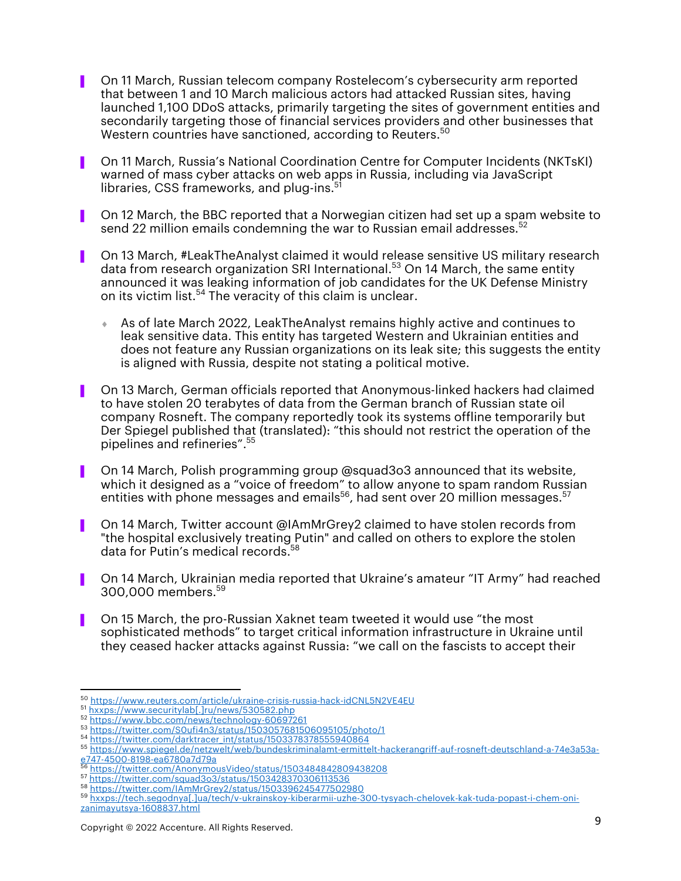- On 11 March, Russian telecom company Rostelecom's cybersecurity arm reported that between 1 and 10 March malicious actors had attacked Russian sites, having launched 1,100 DDoS attacks, primarily targeting the sites of government entities and secondarily targeting those of financial services providers and other businesses that Western countries have sanctioned, according to Reuters.[50]

- On 11 March, Russia's National Coordination Centre for Computer Incidents (NKTsKI) warned of mass cyber attacks on web apps in Russia, including via JavaScript libraries, CSS frameworks, and plug-ins.[51]

- On 12 March, the BBC reported that a Norwegian citizen had set up a spam website to send 22 million emails condemning the war to Russian email addresses.[52]

- On 13 March, #LeakTheAnalyst claimed it would release sensitive US military research data from research organization SRI International.[53] On 14 March, the same entity announced it was leaking information of job candidates for the UK Defense Ministry on its victim list.[54] The veracity of this claim is unclear.

  - As of late March 2022, LeakTheAnalyst remains highly active and continues to leak sensitive data. This entity has targeted Western and Ukrainian entities and does not feature any Russian organizations on its leak site; this suggests the entity is aligned with Russia, despite not stating a political motive.

- On 13 March, German officials reported that Anonymous-linked hackers had claimed to have stolen 20 terabytes of data from the German branch of Russian state oil company Rosneft. The company reportedly took its systems offline temporarily but Der Spiegel published that (translated): "this should not restrict the operation of the pipelines and refineries".[55]

- On 14 March, Polish programming group @squad3o3 announced that its website, which it designed as a "voice of freedom" to allow anyone to spam random Russian entities with phone messages and emails[56], had sent over 20 million messages.[57]

- On 14 March, Twitter account @IAmMrGrey2 claimed to have stolen records from "the hospital exclusively treating Putin" and called on others to explore the stolen data for Putin's medical records.[58]

- On 14 March, Ukrainian media reported that Ukraine's amateur "IT Army" had reached 300,000 members.[59]

- On 15 March, the pro-Russian Xaknet team tweeted it would use "the most sophisticated methods" to target critical information infrastructure in Ukraine until they ceased hacker attacks against Russia: "we call on the fascists to accept their

---

[50] https://www.reuters.com/article/ukraine-crisis-russia-hack-idCNL5N2VE4EU
[51] hxxps://www.securitylab[.]ru/news/530582.php
[52] https://www.bbc.com/news/technology-60697261
[53] https://twitter.com/S0ufi4n3/status/1503057681506095105/photo/1
[54] https://twitter.com/darktracer_int/status/1503378378555940864
[55] https://www.spiegel.de/netzwelt/web/bundeskriminalamt-ermittelt-hackerangriff-auf-rosneft-deutschland-a-74e3a53a-e747-4500-8198-ea6780a7d79a
[56] https://twitter.com/AnonymousVideo/status/1503484842809438208
[57] https://twitter.com/squad3o3/status/1503428370306113536
[58] https://twitter.com/IAmMrGrey2/status/1503396245477502980
[59] hxxps://tech.segodnya[.]ua/tech/v-ukrainskoy-kiberarmii-uzhe-300-tysyach-chelovek-kak-tuda-popast-i-chem-oni-zanimayutsya-1608837.html

Copyright © 2022 Accenture. All Rights Reserved.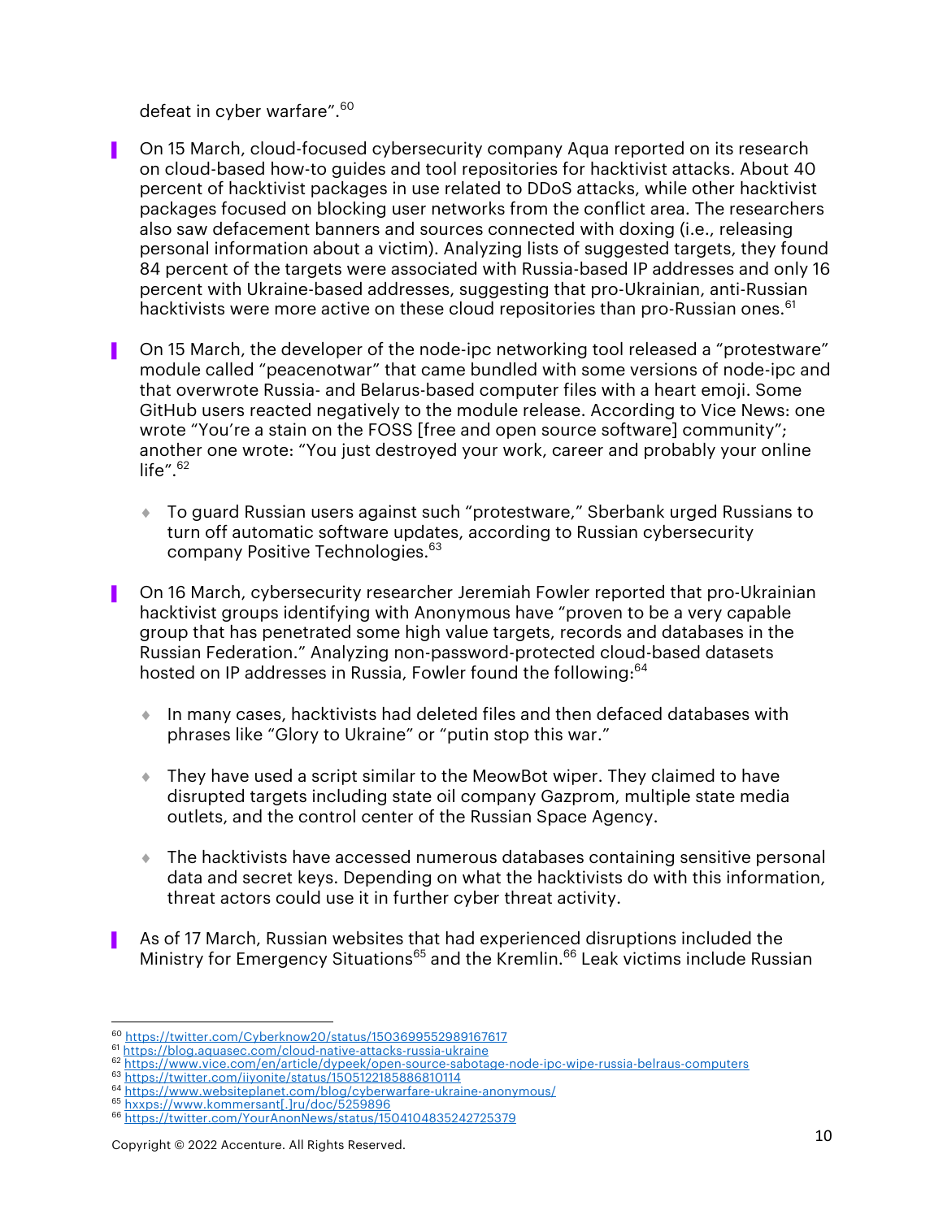defeat in cyber warfare".[60]

- On 15 March, cloud-focused cybersecurity company Aqua reported on its research on cloud-based how-to guides and tool repositories for hacktivist attacks. About 40 percent of hacktivist packages in use related to DDoS attacks, while other hacktivist packages focused on blocking user networks from the conflict area. The researchers also saw defacement banners and sources connected with doxing (i.e., releasing personal information about a victim). Analyzing lists of suggested targets, they found 84 percent of the targets were associated with Russia-based IP addresses and only 16 percent with Ukraine-based addresses, suggesting that pro-Ukrainian, anti-Russian hacktivists were more active on these cloud repositories than pro-Russian ones.[61]

- On 15 March, the developer of the node-ipc networking tool released a "protestware" module called "peacenotwar" that came bundled with some versions of node-ipc and that overwrote Russia- and Belarus-based computer files with a heart emoji. Some GitHub users reacted negatively to the module release. According to Vice News: one wrote "You're a stain on the FOSS [free and open source software] community"; another one wrote: "You just destroyed your work, career and probably your online life".[62]

  - To guard Russian users against such "protestware," Sberbank urged Russians to turn off automatic software updates, according to Russian cybersecurity company Positive Technologies.[63]

- On 16 March, cybersecurity researcher Jeremiah Fowler reported that pro-Ukrainian hacktivist groups identifying with Anonymous have "proven to be a very capable group that has penetrated some high value targets, records and databases in the Russian Federation." Analyzing non-password-protected cloud-based datasets hosted on IP addresses in Russia, Fowler found the following:[64]

  - In many cases, hacktivists had deleted files and then defaced databases with phrases like "Glory to Ukraine" or "putin stop this war."

  - They have used a script similar to the MeowBot wiper. They claimed to have disrupted targets including state oil company Gazprom, multiple state media outlets, and the control center of the Russian Space Agency.

  - The hacktivists have accessed numerous databases containing sensitive personal data and secret keys. Depending on what the hacktivists do with this information, threat actors could use it in further cyber threat activity.

- As of 17 March, Russian websites that had experienced disruptions included the Ministry for Emergency Situations[65] and the Kremlin.[66] Leak victims include Russian

---

[60] https://twitter.com/Cyberknow20/status/1503699552989167617
[61] https://blog.aquasec.com/cloud-native-attacks-russia-ukraine
[62] https://www.vice.com/en/article/dypeek/open-source-sabotage-node-ipc-wipe-russia-belraus-computers
[63] https://twitter.com/iiyonite/status/1505122185886810114
[64] https://www.websiteplanet.com/blog/cyberwarfare-ukraine-anonymous/
[65] hxxps://www.kommersant[.]ru/doc/5259896
[66] https://twitter.com/YourAnonNews/status/1504104835242725379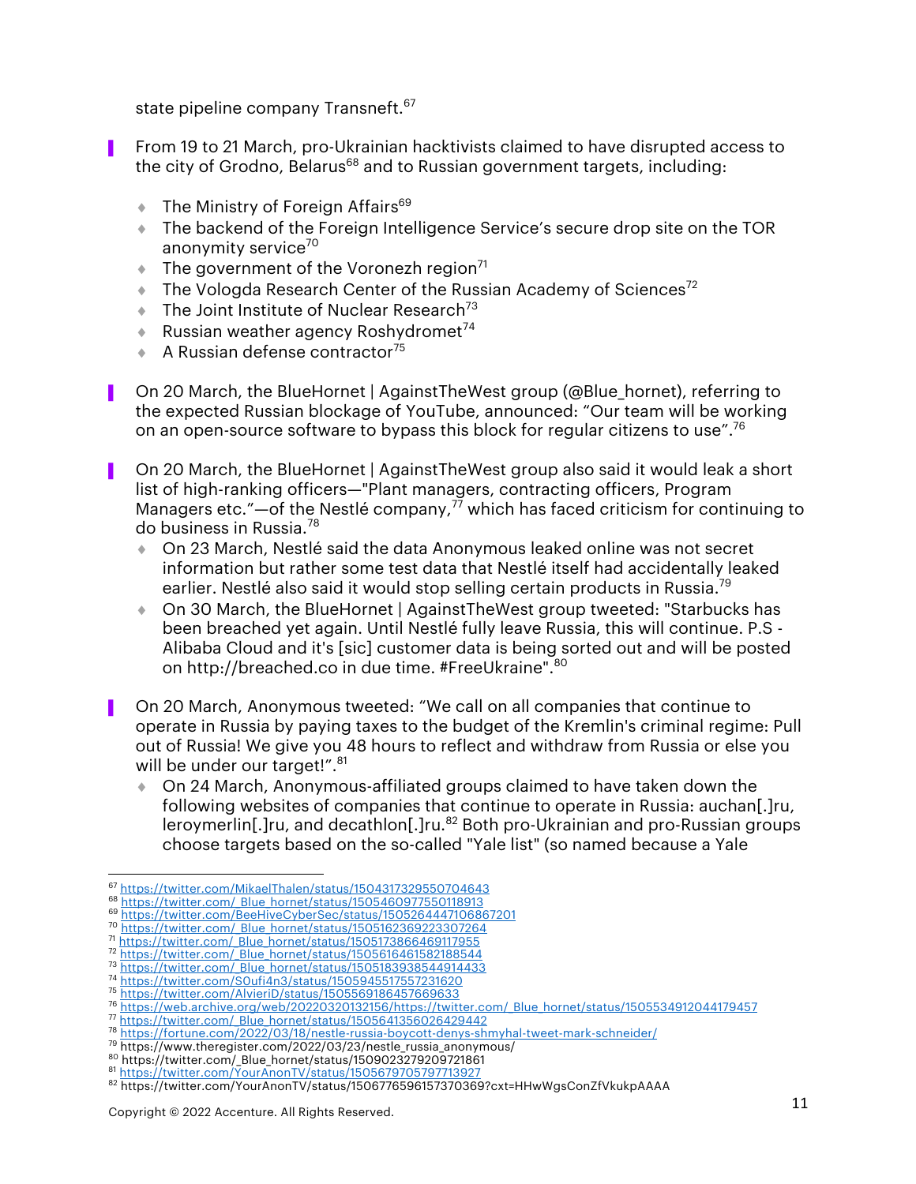state pipeline company Transneft.[67]

- From 19 to 21 March, pro-Ukrainian hacktivists claimed to have disrupted access to the city of Grodno, Belarus[68] and to Russian government targets, including:
  - The Ministry of Foreign Affairs[69]
  - The backend of the Foreign Intelligence Service's secure drop site on the TOR anonymity service[70]
  - The government of the Voronezh region[71]
  - The Vologda Research Center of the Russian Academy of Sciences[72]
  - The Joint Institute of Nuclear Research[73]
  - Russian weather agency Roshydromet[74]
  - A Russian defense contractor[75]
- On 20 March, the BlueHornet | AgainstTheWest group (@Blue_hornet), referring to the expected Russian blockage of YouTube, announced: "Our team will be working on an open-source software to bypass this block for regular citizens to use".[76]
- On 20 March, the BlueHornet | AgainstTheWest group also said it would leak a short list of high-ranking officers—"Plant managers, contracting officers, Program Managers etc."—of the Nestlé company,[77] which has faced criticism for continuing to do business in Russia.[78]
  - On 23 March, Nestlé said the data Anonymous leaked online was not secret information but rather some test data that Nestlé itself had accidentally leaked earlier. Nestlé also said it would stop selling certain products in Russia.[79]
  - On 30 March, the BlueHornet | AgainstTheWest group tweeted: "Starbucks has been breached yet again. Until Nestlé fully leave Russia, this will continue. P.S - Alibaba Cloud and it's [sic] customer data is being sorted out and will be posted on http://breached.co in due time. #FreeUkraine".[80]
- On 20 March, Anonymous tweeted: "We call on all companies that continue to operate in Russia by paying taxes to the budget of the Kremlin's criminal regime: Pull out of Russia! We give you 48 hours to reflect and withdraw from Russia or else you will be under our target!".[81]
  - On 24 March, Anonymous-affiliated groups claimed to have taken down the following websites of companies that continue to operate in Russia: auchan[.]ru, leroymerlin[.]ru, and decathlon[.]ru.[82] Both pro-Ukrainian and pro-Russian groups choose targets based on the so-called "Yale list" (so named because a Yale

---

[67] https://twitter.com/MikaelThalen/status/1504317329550704643
[68] https://twitter.com/_Blue_hornet/status/1505460977550118913
[69] https://twitter.com/BeeHiveCyberSec/status/1505264447106867201
[70] https://twitter.com/_Blue_hornet/status/1505162369223307264
[71] https://twitter.com/_Blue_hornet/status/1505173866469117955
[72] https://twitter.com/_Blue_hornet/status/1505616461582188544
[73] https://twitter.com/_Blue_hornet/status/1505183938544914433
[74] https://twitter.com/S0ufi4n3/status/1505945517557231620
[75] https://twitter.com/AlvieriD/status/1505569186457669633
[76] https://web.archive.org/web/20220320132156/https://twitter.com/_Blue_hornet/status/1505534912044179457
[77] https://twitter.com/_Blue_hornet/status/1505641356026429442
[78] https://fortune.com/2022/03/18/nestle-russia-boycott-denys-shmyhal-tweet-mark-schneider/
[79] https://www.theregister.com/2022/03/23/nestle_russia_anonymous/
[80] https://twitter.com/_Blue_hornet/status/1509023279209721861
[81] https://twitter.com/YourAnonTV/status/1505679705797713927
[82] https://twitter.com/YourAnonTV/status/1506776596157370369?cxt=HHwWgsConZfVkukpAAAA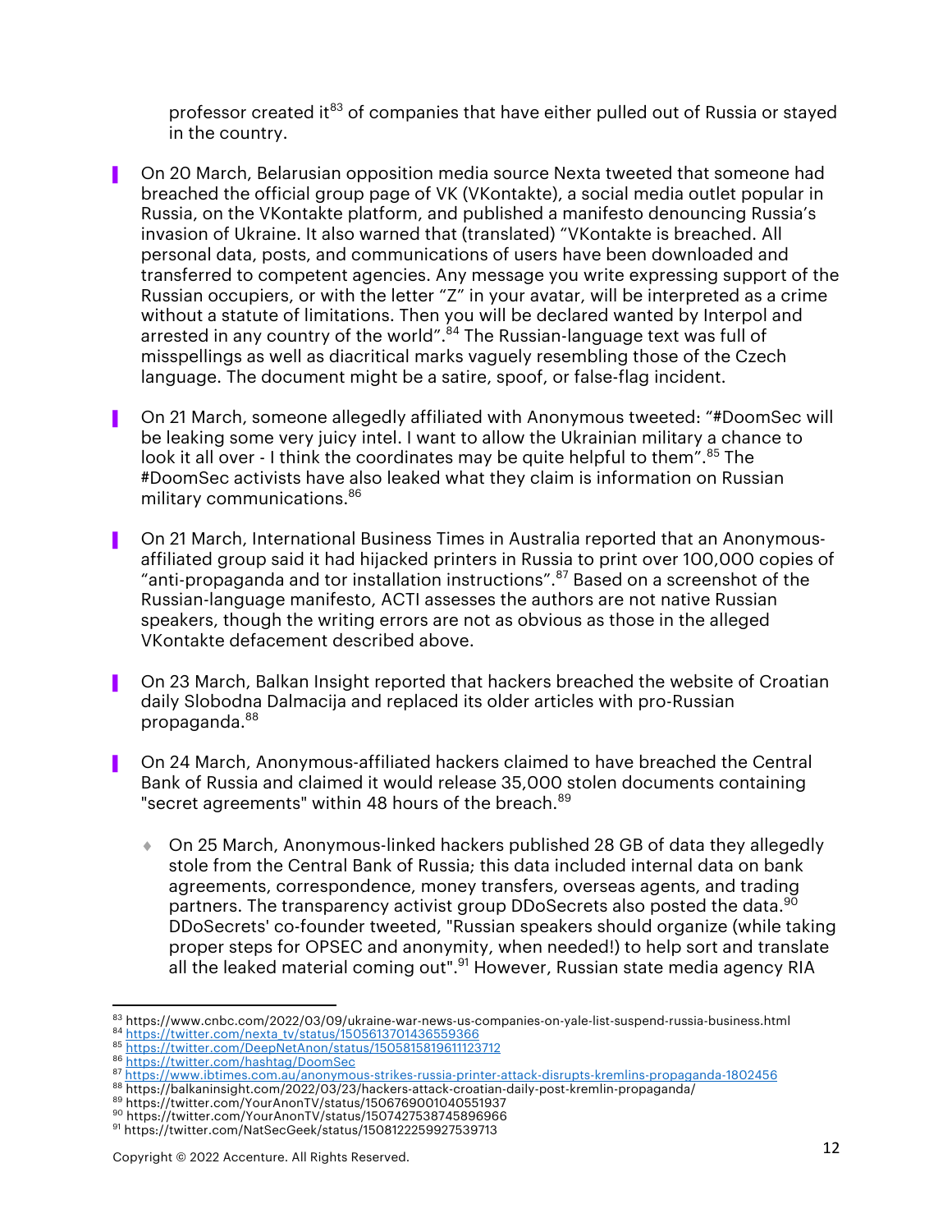professor created it[83] of companies that have either pulled out of Russia or stayed in the country.

- On 20 March, Belarusian opposition media source Nexta tweeted that someone had breached the official group page of VK (VKontakte), a social media outlet popular in Russia, on the VKontakte platform, and published a manifesto denouncing Russia's invasion of Ukraine. It also warned that (translated) "VKontakte is breached. All personal data, posts, and communications of users have been downloaded and transferred to competent agencies. Any message you write expressing support of the Russian occupiers, or with the letter "Z" in your avatar, will be interpreted as a crime without a statute of limitations. Then you will be declared wanted by Interpol and arrested in any country of the world".[84] The Russian-language text was full of misspellings as well as diacritical marks vaguely resembling those of the Czech language. The document might be a satire, spoof, or false-flag incident.

- On 21 March, someone allegedly affiliated with Anonymous tweeted: "#DoomSec will be leaking some very juicy intel. I want to allow the Ukrainian military a chance to look it all over - I think the coordinates may be quite helpful to them".[85] The #DoomSec activists have also leaked what they claim is information on Russian military communications.[86]

- On 21 March, International Business Times in Australia reported that an Anonymous-affiliated group said it had hijacked printers in Russia to print over 100,000 copies of "anti-propaganda and tor installation instructions".[87] Based on a screenshot of the Russian-language manifesto, ACTI assesses the authors are not native Russian speakers, though the writing errors are not as obvious as those in the alleged VKontakte defacement described above.

- On 23 March, Balkan Insight reported that hackers breached the website of Croatian daily Slobodna Dalmacija and replaced its older articles with pro-Russian propaganda.[88]

- On 24 March, Anonymous-affiliated hackers claimed to have breached the Central Bank of Russia and claimed it would release 35,000 stolen documents containing "secret agreements" within 48 hours of the breach.[89]

  - On 25 March, Anonymous-linked hackers published 28 GB of data they allegedly stole from the Central Bank of Russia; this data included internal data on bank agreements, correspondence, money transfers, overseas agents, and trading partners. The transparency activist group DDoSecrets also posted the data.[90] DDoSecrets' co-founder tweeted, "Russian speakers should organize (while taking proper steps for OPSEC and anonymity, when needed!) to help sort and translate all the leaked material coming out".[91] However, Russian state media agency RIA

---

[83] https://www.cnbc.com/2022/03/09/ukraine-war-news-us-companies-on-yale-list-suspend-russia-business.html
[84] https://twitter.com/nexta_tv/status/1505613701436559366
[85] https://twitter.com/DeepNetAnon/status/1505815819611123712
[86] https://twitter.com/hashtag/DoomSec
[87] https://www.ibtimes.com.au/anonymous-strikes-russia-printer-attack-disrupts-kremlins-propaganda-1802456
[88] https://balkaninsight.com/2022/03/23/hackers-attack-croatian-daily-post-kremlin-propaganda/
[89] https://twitter.com/YourAnonTV/status/1506769001040551937
[90] https://twitter.com/YourAnonTV/status/1507427538745896966
[91] https://twitter.com/NatSecGeek/status/1508122259927539713

Copyright © 2022 Accenture. All Rights Reserved.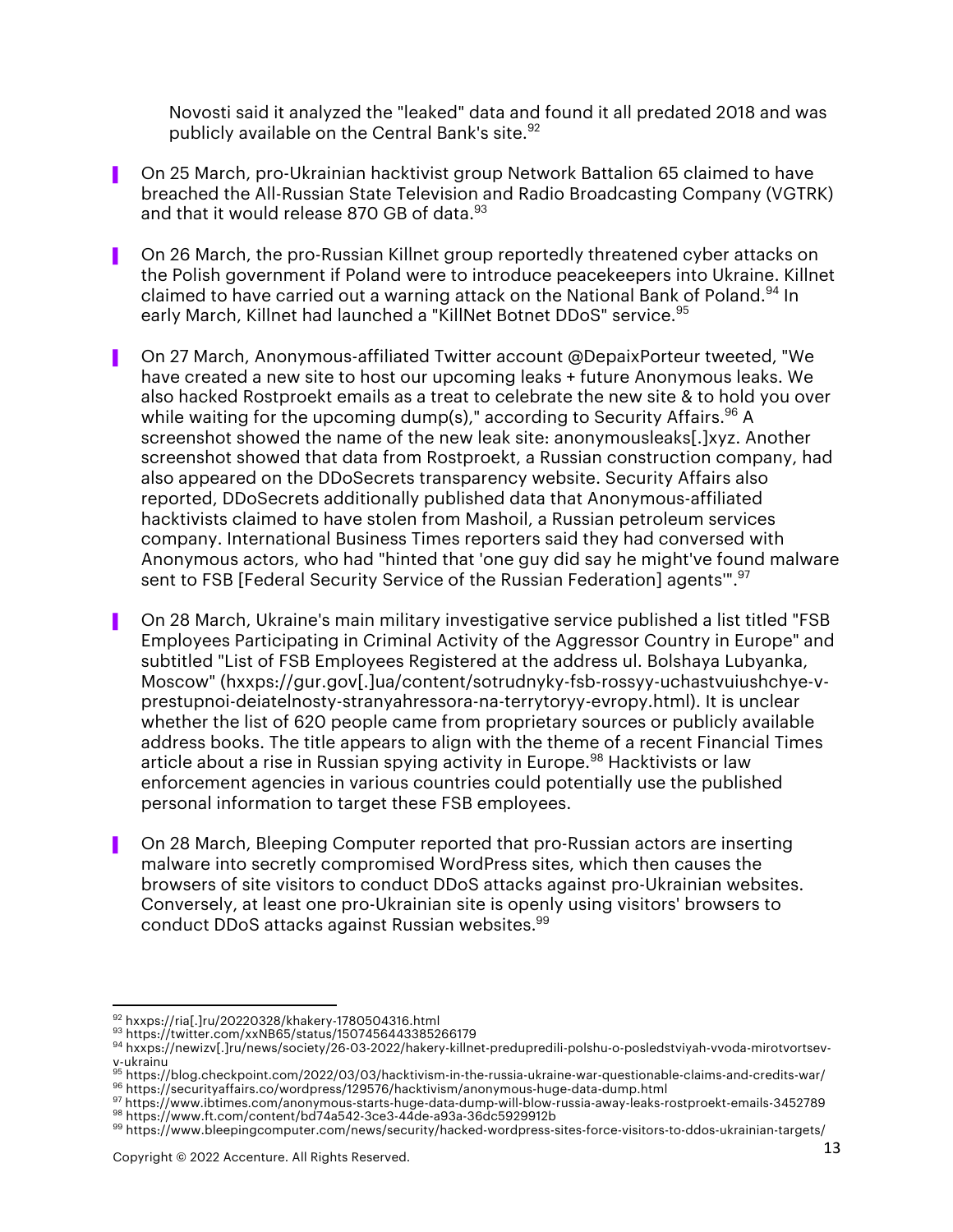Novosti said it analyzed the "leaked" data and found it all predated 2018 and was publicly available on the Central Bank's site.[92]

- On 25 March, pro-Ukrainian hacktivist group Network Battalion 65 claimed to have breached the All-Russian State Television and Radio Broadcasting Company (VGTRK) and that it would release 870 GB of data.[93]

- On 26 March, the pro-Russian Killnet group reportedly threatened cyber attacks on the Polish government if Poland were to introduce peacekeepers into Ukraine. Killnet claimed to have carried out a warning attack on the National Bank of Poland.[94] In early March, Killnet had launched a "KillNet Botnet DDoS" service.[95]

- On 27 March, Anonymous-affiliated Twitter account @DepaixPorteur tweeted, "We have created a new site to host our upcoming leaks + future Anonymous leaks. We also hacked Rostproekt emails as a treat to celebrate the new site & to hold you over while waiting for the upcoming dump(s)," according to Security Affairs.[96] A screenshot showed the name of the new leak site: anonymousleaks[.]xyz. Another screenshot showed that data from Rostproekt, a Russian construction company, had also appeared on the DDoSecrets transparency website. Security Affairs also reported, DDoSecrets additionally published data that Anonymous-affiliated hacktivists claimed to have stolen from Mashoil, a Russian petroleum services company. International Business Times reporters said they had conversed with Anonymous actors, who had "hinted that 'one guy did say he might've found malware sent to FSB [Federal Security Service of the Russian Federation] agents'".[97]

- On 28 March, Ukraine's main military investigative service published a list titled "FSB Employees Participating in Criminal Activity of the Aggressor Country in Europe" and subtitled "List of FSB Employees Registered at the address ul. Bolshaya Lubyanka, Moscow" (hxxps://gur.gov[.]ua/content/sotrudnyky-fsb-rossyy-uchastvuiushchye-v-prestupnoi-deiatelnosty-stranyahressora-na-terrytoryy-evropy.html). It is unclear whether the list of 620 people came from proprietary sources or publicly available address books. The title appears to align with the theme of a recent Financial Times article about a rise in Russian spying activity in Europe.[98] Hacktivists or law enforcement agencies in various countries could potentially use the published personal information to target these FSB employees.

- On 28 March, Bleeping Computer reported that pro-Russian actors are inserting malware into secretly compromised WordPress sites, which then causes the browsers of site visitors to conduct DDoS attacks against pro-Ukrainian websites. Conversely, at least one pro-Ukrainian site is openly using visitors' browsers to conduct DDoS attacks against Russian websites.[99]

---

[92] hxxps://ria[.]ru/20220328/khakery-1780504316.html
[93] https://twitter.com/xxNB65/status/1507456443385266179
[94] hxxps://newizv[.]ru/news/society/26-03-2022/hakery-killnet-predupredili-polshu-o-posledstviyah-vvoda-mirotvortsev-v-ukrainu
[95] https://blog.checkpoint.com/2022/03/03/hacktivism-in-the-russia-ukraine-war-questionable-claims-and-credits-war/
[96] https://securityaffairs.co/wordpress/129576/hacktivism/anonymous-huge-data-dump.html
[97] https://www.ibtimes.com/anonymous-starts-huge-data-dump-will-blow-russia-away-leaks-rostproekt-emails-3452789
[98] https://www.ft.com/content/bd74a542-3ce3-44de-a93a-36dc5929912b
[99] https://www.bleepingcomputer.com/news/security/hacked-wordpress-sites-force-visitors-to-ddos-ukrainian-targets/

Copyright © 2022 Accenture. All Rights Reserved.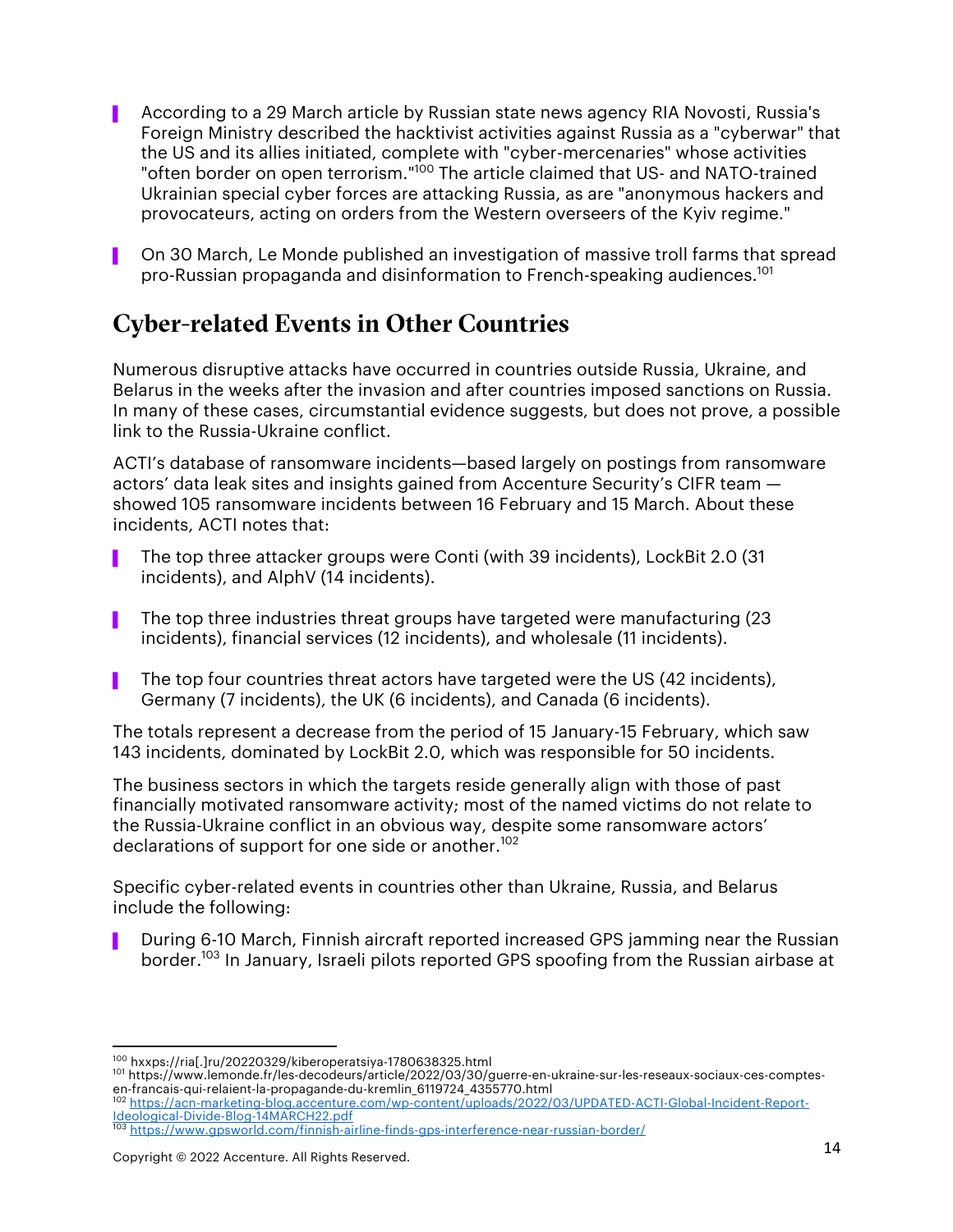- According to a 29 March article by Russian state news agency RIA Novosti, Russia's Foreign Ministry described the hacktivist activities against Russia as a "cyberwar" that the US and its allies initiated, complete with "cyber-mercenaries" whose activities "often border on open terrorism."[100] The article claimed that US- and NATO-trained Ukrainian special cyber forces are attacking Russia, as are "anonymous hackers and provocateurs, acting on orders from the Western overseers of the Kyiv regime."

- On 30 March, Le Monde published an investigation of massive troll farms that spread pro-Russian propaganda and disinformation to French-speaking audiences.[101]

## Cyber-related Events in Other Countries

Numerous disruptive attacks have occurred in countries outside Russia, Ukraine, and Belarus in the weeks after the invasion and after countries imposed sanctions on Russia. In many of these cases, circumstantial evidence suggests, but does not prove, a possible link to the Russia-Ukraine conflict.

ACTI's database of ransomware incidents—based largely on postings from ransomware actors' data leak sites and insights gained from Accenture Security's CIFR team —showed 105 ransomware incidents between 16 February and 15 March. About these incidents, ACTI notes that:

- The top three attacker groups were Conti (with 39 incidents), LockBit 2.0 (31 incidents), and AlphV (14 incidents).

- The top three industries threat groups have targeted were manufacturing (23 incidents), financial services (12 incidents), and wholesale (11 incidents).

- The top four countries threat actors have targeted were the US (42 incidents), Germany (7 incidents), the UK (6 incidents), and Canada (6 incidents).

The totals represent a decrease from the period of 15 January-15 February, which saw 143 incidents, dominated by LockBit 2.0, which was responsible for 50 incidents.

The business sectors in which the targets reside generally align with those of past financially motivated ransomware activity; most of the named victims do not relate to the Russia-Ukraine conflict in an obvious way, despite some ransomware actors' declarations of support for one side or another.[102]

Specific cyber-related events in countries other than Ukraine, Russia, and Belarus include the following:

- During 6-10 March, Finnish aircraft reported increased GPS jamming near the Russian border.[103] In January, Israeli pilots reported GPS spoofing from the Russian airbase at

---

[100] hxxps://ria[.]ru/20220329/kiberoperatsiya-1780638325.html

[101] https://www.lemonde.fr/les-decodeurs/article/2022/03/30/guerre-en-ukraine-sur-les-reseaux-sociaux-ces-comptes-en-francais-qui-relaient-la-propagande-du-kremlin_6119724_4355770.html

[102] https://acn-marketing-blog.accenture.com/wp-content/uploads/2022/03/UPDATED-ACTI-Global-Incident-Report-Ideological-Divide-Blog-14MARCH22.pdf

[103] https://www.gpsworld.com/finnish-airline-finds-gps-interference-near-russian-border/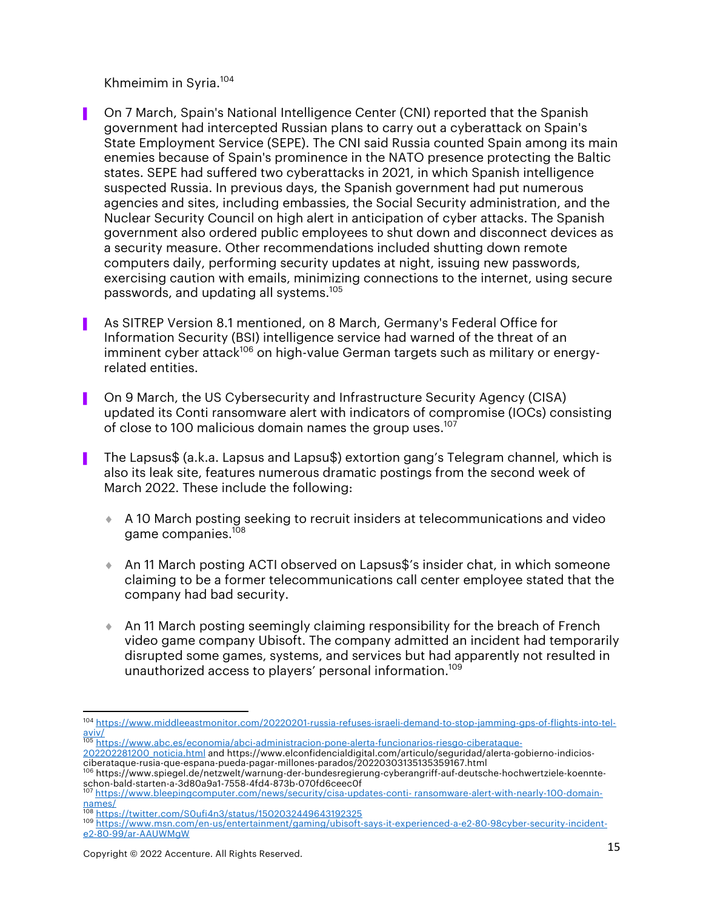Khmeimim in Syria.[104]

- On 7 March, Spain's National Intelligence Center (CNI) reported that the Spanish government had intercepted Russian plans to carry out a cyberattack on Spain's State Employment Service (SEPE). The CNI said Russia counted Spain among its main enemies because of Spain's prominence in the NATO presence protecting the Baltic states. SEPE had suffered two cyberattacks in 2021, in which Spanish intelligence suspected Russia. In previous days, the Spanish government had put numerous agencies and sites, including embassies, the Social Security administration, and the Nuclear Security Council on high alert in anticipation of cyber attacks. The Spanish government also ordered public employees to shut down and disconnect devices as a security measure. Other recommendations included shutting down remote computers daily, performing security updates at night, issuing new passwords, exercising caution with emails, minimizing connections to the internet, using secure passwords, and updating all systems.[105]

- As SITREP Version 8.1 mentioned, on 8 March, Germany's Federal Office for Information Security (BSI) intelligence service had warned of the threat of an imminent cyber attack[106] on high-value German targets such as military or energy-related entities.

- On 9 March, the US Cybersecurity and Infrastructure Security Agency (CISA) updated its Conti ransomware alert with indicators of compromise (IOCs) consisting of close to 100 malicious domain names the group uses.[107]

- The Lapsus$ (a.k.a. Lapsus and Lapsu$) extortion gang's Telegram channel, which is also its leak site, features numerous dramatic postings from the second week of March 2022. These include the following:

  - A 10 March posting seeking to recruit insiders at telecommunications and video game companies.[108]

  - An 11 March posting ACTI observed on Lapsus$'s insider chat, in which someone claiming to be a former telecommunications call center employee stated that the company had bad security.

  - An 11 March posting seemingly claiming responsibility for the breach of French video game company Ubisoft. The company admitted an incident had temporarily disrupted some games, systems, and services but had apparently not resulted in unauthorized access to players' personal information.[109]

---

[104] https://www.middleeastmonitor.com/20220201-russia-refuses-israeli-demand-to-stop-jamming-gps-of-flights-into-tel-aviv/

[105] https://www.abc.es/economia/abci-administracion-pone-alerta-funcionarios-riesgo-ciberataque-202202281200_noticia.html and https://www.elconfidencialdigital.com/articulo/seguridad/alerta-gobierno-indicios-ciberataque-rusia-que-espana-pueda-pagar-millones-parados/20220303135135359167.html

[106] https://www.spiegel.de/netzwelt/warnung-der-bundesregierung-cyberangriff-auf-deutsche-hochwertziele-koennte-schon-bald-starten-a-3d80a9a1-7558-4fd4-873b-070fd6ceec0f

[107] https://www.bleepingcomputer.com/news/security/cisa-updates-conti- ransomware-alert-with-nearly-100-domain-names/

[108] https://twitter.com/S0ufi4n3/status/1502032449643192325

[109] https://www.msn.com/en-us/entertainment/gaming/ubisoft-says-it-experienced-a-e2-80-98cyber-security-incident-e2-80-99/ar-AAUWMgW

Copyright © 2022 Accenture. All Rights Reserved.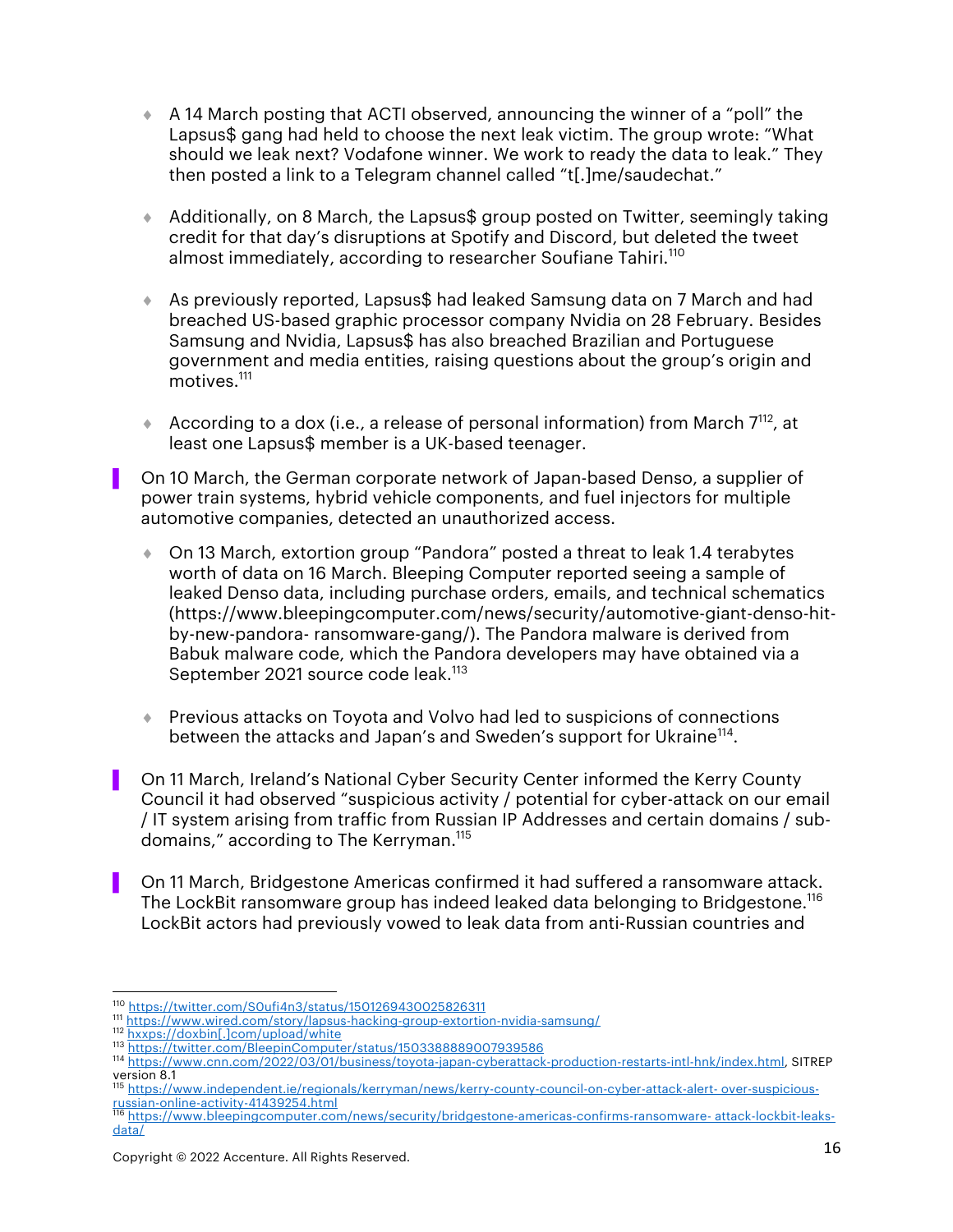- A 14 March posting that ACTI observed, announcing the winner of a "poll" the Lapsus$ gang had held to choose the next leak victim. The group wrote: "What should we leak next? Vodafone winner. We work to ready the data to leak." They then posted a link to a Telegram channel called "t[.]me/saudechat."

- Additionally, on 8 March, the Lapsus$ group posted on Twitter, seemingly taking credit for that day's disruptions at Spotify and Discord, but deleted the tweet almost immediately, according to researcher Soufiane Tahiri.[110]

- As previously reported, Lapsus$ had leaked Samsung data on 7 March and had breached US-based graphic processor company Nvidia on 28 February. Besides Samsung and Nvidia, Lapsus$ has also breached Brazilian and Portuguese government and media entities, raising questions about the group's origin and motives.[111]

- According to a dox (i.e., a release of personal information) from March 7[112], at least one Lapsus$ member is a UK-based teenager.

On 10 March, the German corporate network of Japan-based Denso, a supplier of power train systems, hybrid vehicle components, and fuel injectors for multiple automotive companies, detected an unauthorized access.

- On 13 March, extortion group "Pandora" posted a threat to leak 1.4 terabytes worth of data on 16 March. Bleeping Computer reported seeing a sample of leaked Denso data, including purchase orders, emails, and technical schematics (https://www.bleepingcomputer.com/news/security/automotive-giant-denso-hit-by-new-pandora- ransomware-gang/). The Pandora malware is derived from Babuk malware code, which the Pandora developers may have obtained via a September 2021 source code leak.[113]

- Previous attacks on Toyota and Volvo had led to suspicions of connections between the attacks and Japan's and Sweden's support for Ukraine[114].

On 11 March, Ireland's National Cyber Security Center informed the Kerry County Council it had observed "suspicious activity / potential for cyber-attack on our email / IT system arising from traffic from Russian IP Addresses and certain domains / sub-domains," according to The Kerryman.[115]

On 11 March, Bridgestone Americas confirmed it had suffered a ransomware attack. The LockBit ransomware group has indeed leaked data belonging to Bridgestone.[116] LockBit actors had previously vowed to leak data from anti-Russian countries and

---

[110] https://twitter.com/S0ufi4n3/status/1501269430025826311
[111] https://www.wired.com/story/lapsus-hacking-group-extortion-nvidia-samsung/
[112] hxxps://doxbin[.]com/upload/white
[113] https://twitter.com/BleepinComputer/status/1503388889007939586
[114] https://www.cnn.com/2022/03/01/business/toyota-japan-cyberattack-production-restarts-intl-hnk/index.html, SITREP version 8.1
[115] https://www.independent.ie/regionals/kerryman/news/kerry-county-council-on-cyber-attack-alert- over-suspicious-russian-online-activity-41439254.html
[116] https://www.bleepingcomputer.com/news/security/bridgestone-americas-confirms-ransomware- attack-lockbit-leaks-data/

Copyright © 2022 Accenture. All Rights Reserved.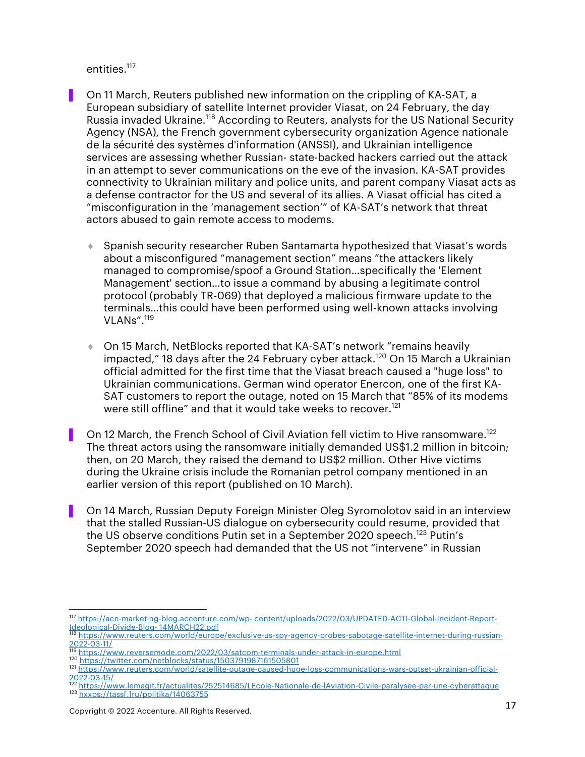entities.[117]

- On 11 March, Reuters published new information on the crippling of KA-SAT, a European subsidiary of satellite Internet provider Viasat, on 24 February, the day Russia invaded Ukraine.[118] According to Reuters, analysts for the US National Security Agency (NSA), the French government cybersecurity organization Agence nationale de la sécurité des systèmes d'information (ANSSI), and Ukrainian intelligence services are assessing whether Russian- state-backed hackers carried out the attack in an attempt to sever communications on the eve of the invasion. KA-SAT provides connectivity to Ukrainian military and police units, and parent company Viasat acts as a defense contractor for the US and several of its allies. A Viasat official has cited a "misconfiguration in the 'management section'" of KA-SAT's network that threat actors abused to gain remote access to modems.
  - Spanish security researcher Ruben Santamarta hypothesized that Viasat's words about a misconfigured "management section" means "the attackers likely managed to compromise/spoof a Ground Station…specifically the 'Element Management' section…to issue a command by abusing a legitimate control protocol (probably TR-069) that deployed a malicious firmware update to the terminals…this could have been performed using well-known attacks involving VLANs".[119]
  - On 15 March, NetBlocks reported that KA-SAT's network "remains heavily impacted," 18 days after the 24 February cyber attack.[120] On 15 March a Ukrainian official admitted for the first time that the Viasat breach caused a "huge loss" to Ukrainian communications. German wind operator Enercon, one of the first KA-SAT customers to report the outage, noted on 15 March that "85% of its modems were still offline" and that it would take weeks to recover.[121]
- On 12 March, the French School of Civil Aviation fell victim to Hive ransomware.[122] The threat actors using the ransomware initially demanded US$1.2 million in bitcoin; then, on 20 March, they raised the demand to US$2 million. Other Hive victims during the Ukraine crisis include the Romanian petrol company mentioned in an earlier version of this report (published on 10 March).
- On 14 March, Russian Deputy Foreign Minister Oleg Syromolotov said in an interview that the stalled Russian-US dialogue on cybersecurity could resume, provided that the US observe conditions Putin set in a September 2020 speech.[123] Putin's September 2020 speech had demanded that the US not "intervene" in Russian

---

[117] https://acn-marketing-blog.accenture.com/wp- content/uploads/2022/03/UPDATED-ACTI-Global-Incident-Report-Ideological-Divide-Blog- 14MARCH22.pdf

[118] https://www.reuters.com/world/europe/exclusive-us-spy-agency-probes-sabotage-satellite-internet-during-russian-2022-03-11/

[119] https://www.reversemode.com/2022/03/satcom-terminals-under-attack-in-europe.html

[120] https://twitter.com/netblocks/status/1503791987161505801

[121] https://www.reuters.com/world/satellite-outage-caused-huge-loss-communications-wars-outset-ukrainian-official-2022-03-15/

[122] https://www.lemagit.fr/actualites/252514685/LEcole-Nationale-de-lAviation-Civile-paralysee-par-une-cyberattaque

[123] hxxps://tass[.]ru/politika/14063755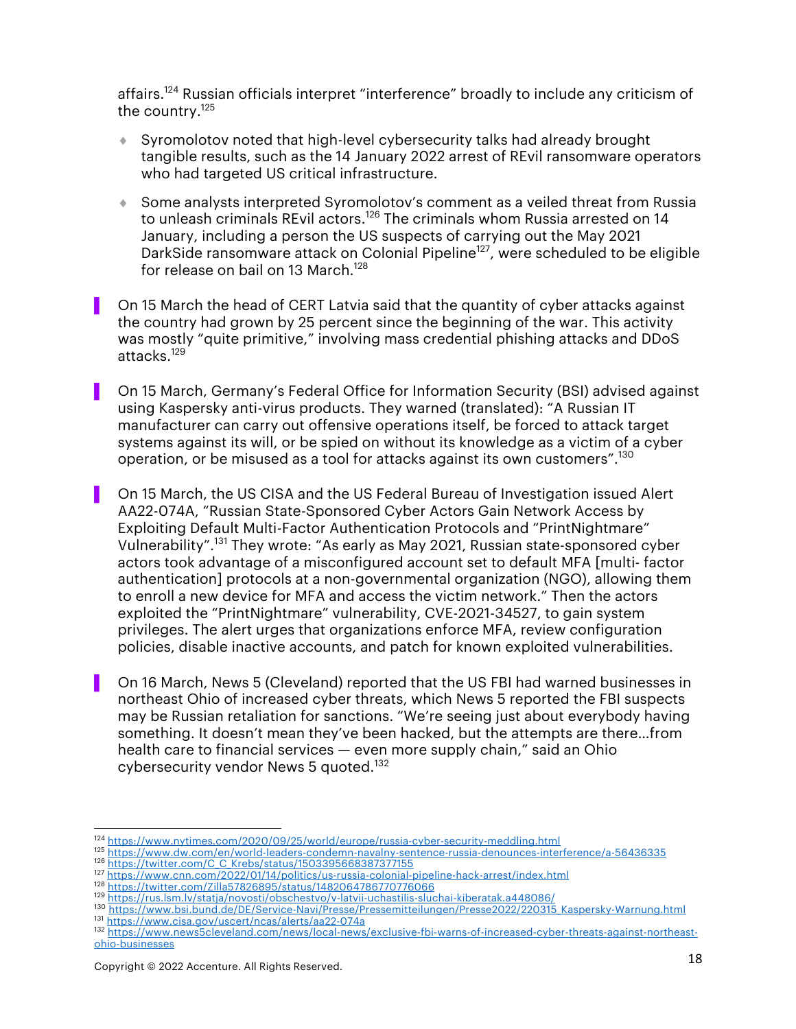affairs.[124] Russian officials interpret "interference" broadly to include any criticism of the country.[125]

- Syromolotov noted that high-level cybersecurity talks had already brought tangible results, such as the 14 January 2022 arrest of REvil ransomware operators who had targeted US critical infrastructure.
- Some analysts interpreted Syromolotov's comment as a veiled threat from Russia to unleash criminals REvil actors.[126] The criminals whom Russia arrested on 14 January, including a person the US suspects of carrying out the May 2021 DarkSide ransomware attack on Colonial Pipeline[127], were scheduled to be eligible for release on bail on 13 March.[128]

On 15 March the head of CERT Latvia said that the quantity of cyber attacks against the country had grown by 25 percent since the beginning of the war. This activity was mostly "quite primitive," involving mass credential phishing attacks and DDoS attacks.[129]

On 15 March, Germany's Federal Office for Information Security (BSI) advised against using Kaspersky anti-virus products. They warned (translated): "A Russian IT manufacturer can carry out offensive operations itself, be forced to attack target systems against its will, or be spied on without its knowledge as a victim of a cyber operation, or be misused as a tool for attacks against its own customers".[130]

On 15 March, the US CISA and the US Federal Bureau of Investigation issued Alert AA22-074A, "Russian State-Sponsored Cyber Actors Gain Network Access by Exploiting Default Multi-Factor Authentication Protocols and "PrintNightmare" Vulnerability".[131] They wrote: "As early as May 2021, Russian state-sponsored cyber actors took advantage of a misconfigured account set to default MFA [multi- factor authentication] protocols at a non-governmental organization (NGO), allowing them to enroll a new device for MFA and access the victim network." Then the actors exploited the "PrintNightmare" vulnerability, CVE-2021-34527, to gain system privileges. The alert urges that organizations enforce MFA, review configuration policies, disable inactive accounts, and patch for known exploited vulnerabilities.

On 16 March, News 5 (Cleveland) reported that the US FBI had warned businesses in northeast Ohio of increased cyber threats, which News 5 reported the FBI suspects may be Russian retaliation for sanctions. "We're seeing just about everybody having something. It doesn't mean they've been hacked, but the attempts are there…from health care to financial services — even more supply chain," said an Ohio cybersecurity vendor News 5 quoted.[132]

---

[124] https://www.nytimes.com/2020/09/25/world/europe/russia-cyber-security-meddling.html
[125] https://www.dw.com/en/world-leaders-condemn-navalny-sentence-russia-denounces-interference/a-56436335
[126] https://twitter.com/C_C_Krebs/status/1503395668387377155
[127] https://www.cnn.com/2022/01/14/politics/us-russia-colonial-pipeline-hack-arrest/index.html
[128] https://twitter.com/Zilla57826895/status/1482064786770776066
[129] https://rus.lsm.lv/statja/novosti/obschestvo/v-latvii-uchastilis-sluchai-kiberatak.a448086/
[130] https://www.bsi.bund.de/DE/Service-Navi/Presse/Pressemitteilungen/Presse2022/220315_Kaspersky-Warnung.html
[131] https://www.cisa.gov/uscert/ncas/alerts/aa22-074a
[132] https://www.news5cleveland.com/news/local-news/exclusive-fbi-warns-of-increased-cyber-threats-against-northeast-ohio-businesses

Copyright © 2022 Accenture. All Rights Reserved.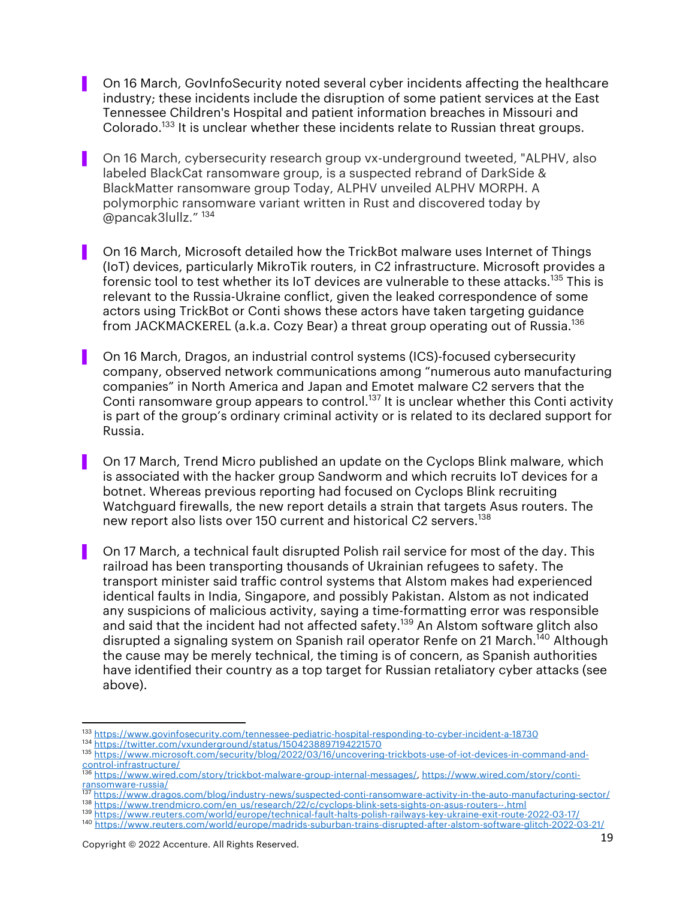- On 16 March, GovInfoSecurity noted several cyber incidents affecting the healthcare industry; these incidents include the disruption of some patient services at the East Tennessee Children's Hospital and patient information breaches in Missouri and Colorado.[133] It is unclear whether these incidents relate to Russian threat groups.

- On 16 March, cybersecurity research group vx-underground tweeted, "ALPHV, also labeled BlackCat ransomware group, is a suspected rebrand of DarkSide & BlackMatter ransomware group Today, ALPHV unveiled ALPHV MORPH. A polymorphic ransomware variant written in Rust and discovered today by @pancak3lullz." [134]

- On 16 March, Microsoft detailed how the TrickBot malware uses Internet of Things (IoT) devices, particularly MikroTik routers, in C2 infrastructure. Microsoft provides a forensic tool to test whether its IoT devices are vulnerable to these attacks.[135] This is relevant to the Russia-Ukraine conflict, given the leaked correspondence of some actors using TrickBot or Conti shows these actors have taken targeting guidance from JACKMACKEREL (a.k.a. Cozy Bear) a threat group operating out of Russia.[136]

- On 16 March, Dragos, an industrial control systems (ICS)-focused cybersecurity company, observed network communications among "numerous auto manufacturing companies" in North America and Japan and Emotet malware C2 servers that the Conti ransomware group appears to control.[137] It is unclear whether this Conti activity is part of the group's ordinary criminal activity or is related to its declared support for Russia.

- On 17 March, Trend Micro published an update on the Cyclops Blink malware, which is associated with the hacker group Sandworm and which recruits IoT devices for a botnet. Whereas previous reporting had focused on Cyclops Blink recruiting Watchguard firewalls, the new report details a strain that targets Asus routers. The new report also lists over 150 current and historical C2 servers.[138]

- On 17 March, a technical fault disrupted Polish rail service for most of the day. This railroad has been transporting thousands of Ukrainian refugees to safety. The transport minister said traffic control systems that Alstom makes had experienced identical faults in India, Singapore, and possibly Pakistan. Alstom as not indicated any suspicions of malicious activity, saying a time-formatting error was responsible and said that the incident had not affected safety.[139] An Alstom software glitch also disrupted a signaling system on Spanish rail operator Renfe on 21 March.[140] Although the cause may be merely technical, the timing is of concern, as Spanish authorities have identified their country as a top target for Russian retaliatory cyber attacks (see above).

---

[133] https://www.govinfosecurity.com/tennessee-pediatric-hospital-responding-to-cyber-incident-a-18730
[134] https://twitter.com/vxunderground/status/1504238897194221570
[135] https://www.microsoft.com/security/blog/2022/03/16/uncovering-trickbots-use-of-iot-devices-in-command-and-control-infrastructure/
[136] https://www.wired.com/story/trickbot-malware-group-internal-messages/, https://www.wired.com/story/conti-ransomware-russia/
[137] https://www.dragos.com/blog/industry-news/suspected-conti-ransomware-activity-in-the-auto-manufacturing-sector/
[138] https://www.trendmicro.com/en_us/research/22/c/cyclops-blink-sets-sights-on-asus-routers--.html
[139] https://www.reuters.com/world/europe/technical-fault-halts-polish-railways-key-ukraine-exit-route-2022-03-17/
[140] https://www.reuters.com/world/europe/madrids-suburban-trains-disrupted-after-alstom-software-glitch-2022-03-21/

Copyright © 2022 Accenture. All Rights Reserved.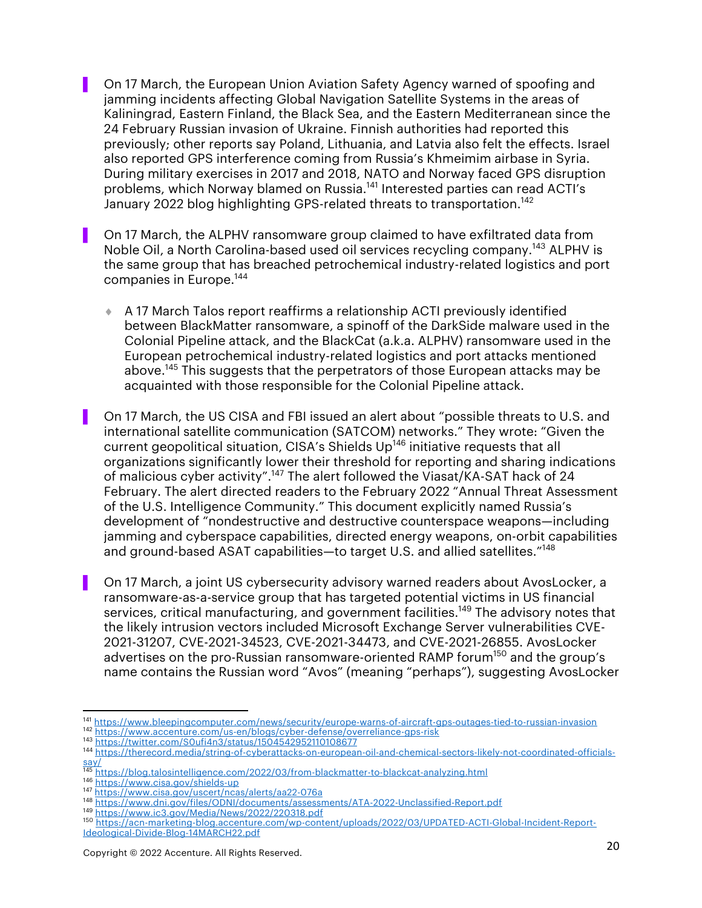- On 17 March, the European Union Aviation Safety Agency warned of spoofing and jamming incidents affecting Global Navigation Satellite Systems in the areas of Kaliningrad, Eastern Finland, the Black Sea, and the Eastern Mediterranean since the 24 February Russian invasion of Ukraine. Finnish authorities had reported this previously; other reports say Poland, Lithuania, and Latvia also felt the effects. Israel also reported GPS interference coming from Russia's Khmeimim airbase in Syria. During military exercises in 2017 and 2018, NATO and Norway faced GPS disruption problems, which Norway blamed on Russia.[141] Interested parties can read ACTI's January 2022 blog highlighting GPS-related threats to transportation.[142]

- On 17 March, the ALPHV ransomware group claimed to have exfiltrated data from Noble Oil, a North Carolina-based used oil services recycling company.[143] ALPHV is the same group that has breached petrochemical industry-related logistics and port companies in Europe.[144]
  - A 17 March Talos report reaffirms a relationship ACTI previously identified between BlackMatter ransomware, a spinoff of the DarkSide malware used in the Colonial Pipeline attack, and the BlackCat (a.k.a. ALPHV) ransomware used in the European petrochemical industry-related logistics and port attacks mentioned above.[145] This suggests that the perpetrators of those European attacks may be acquainted with those responsible for the Colonial Pipeline attack.

- On 17 March, the US CISA and FBI issued an alert about "possible threats to U.S. and international satellite communication (SATCOM) networks." They wrote: "Given the current geopolitical situation, CISA's Shields Up[146] initiative requests that all organizations significantly lower their threshold for reporting and sharing indications of malicious cyber activity".[147] The alert followed the Viasat/KA-SAT hack of 24 February. The alert directed readers to the February 2022 "Annual Threat Assessment of the U.S. Intelligence Community." This document explicitly named Russia's development of "nondestructive and destructive counterspace weapons—including jamming and cyberspace capabilities, directed energy weapons, on-orbit capabilities and ground-based ASAT capabilities—to target U.S. and allied satellites."[148]

- On 17 March, a joint US cybersecurity advisory warned readers about AvosLocker, a ransomware-as-a-service group that has targeted potential victims in US financial services, critical manufacturing, and government facilities.[149] The advisory notes that the likely intrusion vectors included Microsoft Exchange Server vulnerabilities CVE-2021-31207, CVE-2021-34523, CVE-2021-34473, and CVE-2021-26855. AvosLocker advertises on the pro-Russian ransomware-oriented RAMP forum[150] and the group's name contains the Russian word "Avos" (meaning "perhaps"), suggesting AvosLocker

---

[141] https://www.bleepingcomputer.com/news/security/europe-warns-of-aircraft-gps-outages-tied-to-russian-invasion
[142] https://www.accenture.com/us-en/blogs/cyber-defense/overreliance-gps-risk
[143] https://twitter.com/S0ufi4n3/status/1504542952110108677
[144] https://therecord.media/string-of-cyberattacks-on-european-oil-and-chemical-sectors-likely-not-coordinated-officials-say/
[145] https://blog.talosintelligence.com/2022/03/from-blackmatter-to-blackcat-analyzing.html
[146] https://www.cisa.gov/shields-up
[147] https://www.cisa.gov/uscert/ncas/alerts/aa22-076a
[148] https://www.dni.gov/files/ODNI/documents/assessments/ATA-2022-Unclassified-Report.pdf
[149] https://www.ic3.gov/Media/News/2022/220318.pdf
[150] https://acn-marketing-blog.accenture.com/wp-content/uploads/2022/03/UPDATED-ACTI-Global-Incident-Report-Ideological-Divide-Blog-14MARCH22.pdf

Copyright © 2022 Accenture. All Rights Reserved.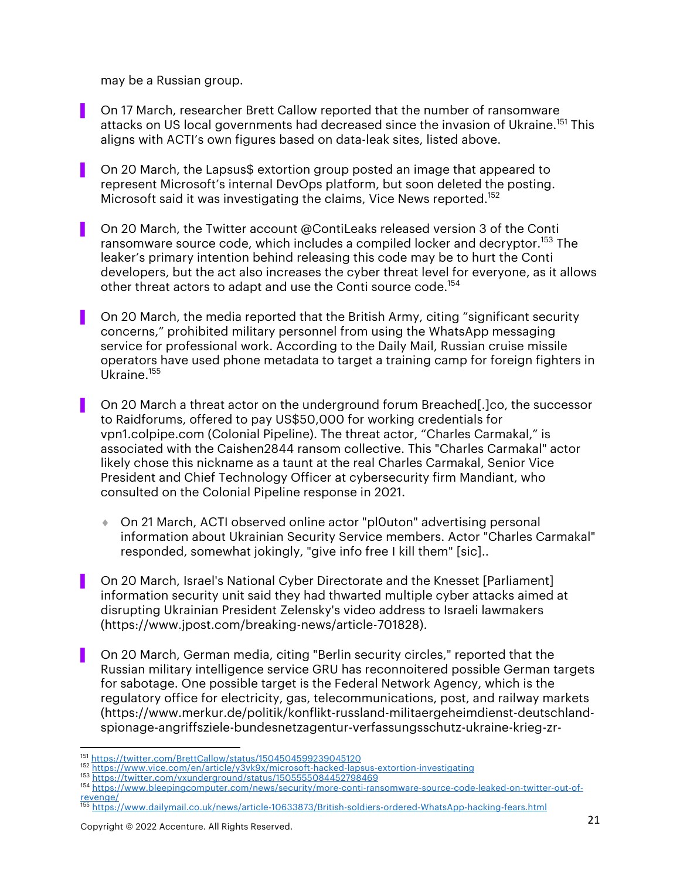may be a Russian group.

- On 17 March, researcher Brett Callow reported that the number of ransomware attacks on US local governments had decreased since the invasion of Ukraine.[151] This aligns with ACTI's own figures based on data-leak sites, listed above.

- On 20 March, the Lapsus$ extortion group posted an image that appeared to represent Microsoft's internal DevOps platform, but soon deleted the posting. Microsoft said it was investigating the claims, Vice News reported.[152]

- On 20 March, the Twitter account @ContiLeaks released version 3 of the Conti ransomware source code, which includes a compiled locker and decryptor.[153] The leaker's primary intention behind releasing this code may be to hurt the Conti developers, but the act also increases the cyber threat level for everyone, as it allows other threat actors to adapt and use the Conti source code.[154]

- On 20 March, the media reported that the British Army, citing "significant security concerns," prohibited military personnel from using the WhatsApp messaging service for professional work. According to the Daily Mail, Russian cruise missile operators have used phone metadata to target a training camp for foreign fighters in Ukraine.[155]

- On 20 March a threat actor on the underground forum Breached[.]co, the successor to Raidforums, offered to pay US$50,000 for working credentials for vpn1.colpipe.com (Colonial Pipeline). The threat actor, "Charles Carmakal," is associated with the Caishen2844 ransom collective. This "Charles Carmakal" actor likely chose this nickname as a taunt at the real Charles Carmakal, Senior Vice President and Chief Technology Officer at cybersecurity firm Mandiant, who consulted on the Colonial Pipeline response in 2021.
  - On 21 March, ACTI observed online actor "pl0uton" advertising personal information about Ukrainian Security Service members. Actor "Charles Carmakal" responded, somewhat jokingly, "give info free I kill them" [sic]..

- On 20 March, Israel's National Cyber Directorate and the Knesset [Parliament] information security unit said they had thwarted multiple cyber attacks aimed at disrupting Ukrainian President Zelensky's video address to Israeli lawmakers (https://www.jpost.com/breaking-news/article-701828).

- On 20 March, German media, citing "Berlin security circles," reported that the Russian military intelligence service GRU has reconnoitered possible German targets for sabotage. One possible target is the Federal Network Agency, which is the regulatory office for electricity, gas, telecommunications, post, and railway markets (https://www.merkur.de/politik/konflikt-russland-militaergeheimdienst-deutschland-spionage-angriffsziele-bundesnetzagentur-verfassungsschutz-ukraine-krieg-zr-

---

[151] https://twitter.com/BrettCallow/status/1504504599239045120
[152] https://www.vice.com/en/article/y3vk9x/microsoft-hacked-lapsus-extortion-investigating
[153] https://twitter.com/vxunderground/status/1505555084452798469
[154] https://www.bleepingcomputer.com/news/security/more-conti-ransomware-source-code-leaked-on-twitter-out-of-revenge/
[155] https://www.dailymail.co.uk/news/article-10633873/British-soldiers-ordered-WhatsApp-hacking-fears.html

Copyright © 2022 Accenture. All Rights Reserved.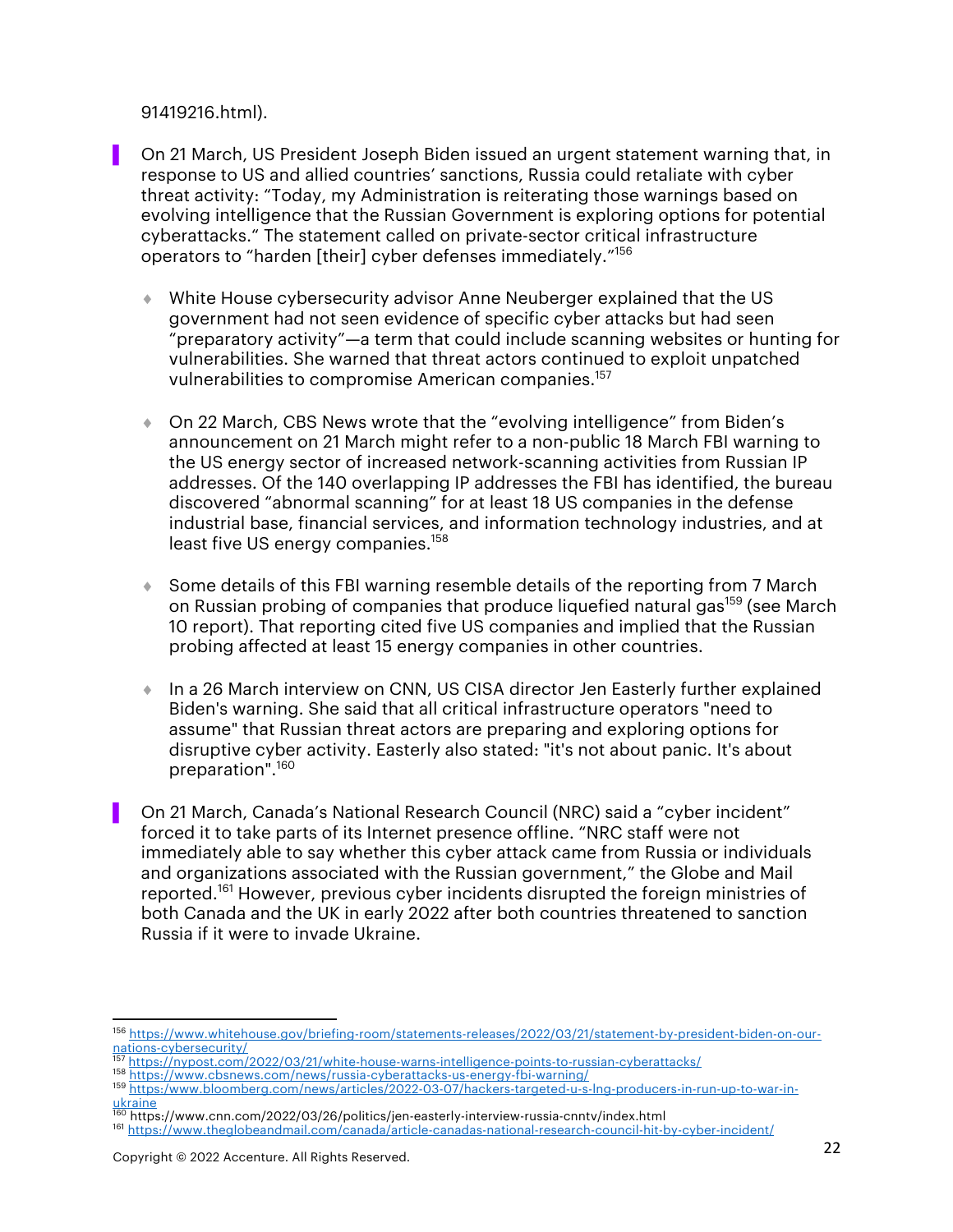91419216.html).

- On 21 March, US President Joseph Biden issued an urgent statement warning that, in response to US and allied countries' sanctions, Russia could retaliate with cyber threat activity: "Today, my Administration is reiterating those warnings based on evolving intelligence that the Russian Government is exploring options for potential cyberattacks." The statement called on private-sector critical infrastructure operators to "harden [their] cyber defenses immediately."[156]

  - White House cybersecurity advisor Anne Neuberger explained that the US government had not seen evidence of specific cyber attacks but had seen "preparatory activity"—a term that could include scanning websites or hunting for vulnerabilities. She warned that threat actors continued to exploit unpatched vulnerabilities to compromise American companies.[157]

  - On 22 March, CBS News wrote that the "evolving intelligence" from Biden's announcement on 21 March might refer to a non-public 18 March FBI warning to the US energy sector of increased network-scanning activities from Russian IP addresses. Of the 140 overlapping IP addresses the FBI has identified, the bureau discovered "abnormal scanning" for at least 18 US companies in the defense industrial base, financial services, and information technology industries, and at least five US energy companies.[158]

  - Some details of this FBI warning resemble details of the reporting from 7 March on Russian probing of companies that produce liquefied natural gas[159] (see March 10 report). That reporting cited five US companies and implied that the Russian probing affected at least 15 energy companies in other countries.

  - In a 26 March interview on CNN, US CISA director Jen Easterly further explained Biden's warning. She said that all critical infrastructure operators "need to assume" that Russian threat actors are preparing and exploring options for disruptive cyber activity. Easterly also stated: "it's not about panic. It's about preparation".[160]

- On 21 March, Canada's National Research Council (NRC) said a "cyber incident" forced it to take parts of its Internet presence offline. "NRC staff were not immediately able to say whether this cyber attack came from Russia or individuals and organizations associated with the Russian government," the Globe and Mail reported.[161] However, previous cyber incidents disrupted the foreign ministries of both Canada and the UK in early 2022 after both countries threatened to sanction Russia if it were to invade Ukraine.

---

[156] https://www.whitehouse.gov/briefing-room/statements-releases/2022/03/21/statement-by-president-biden-on-our-nations-cybersecurity/
[157] https://nypost.com/2022/03/21/white-house-warns-intelligence-points-to-russian-cyberattacks/
[158] https://www.cbsnews.com/news/russia-cyberattacks-us-energy-fbi-warning/
[159] https://www.bloomberg.com/news/articles/2022-03-07/hackers-targeted-u-s-lng-producers-in-run-up-to-war-in-ukraine
[160] https://www.cnn.com/2022/03/26/politics/jen-easterly-interview-russia-cnntv/index.html
[161] https://www.theglobeandmail.com/canada/article-canadas-national-research-council-hit-by-cyber-incident/

Copyright © 2022 Accenture. All Rights Reserved.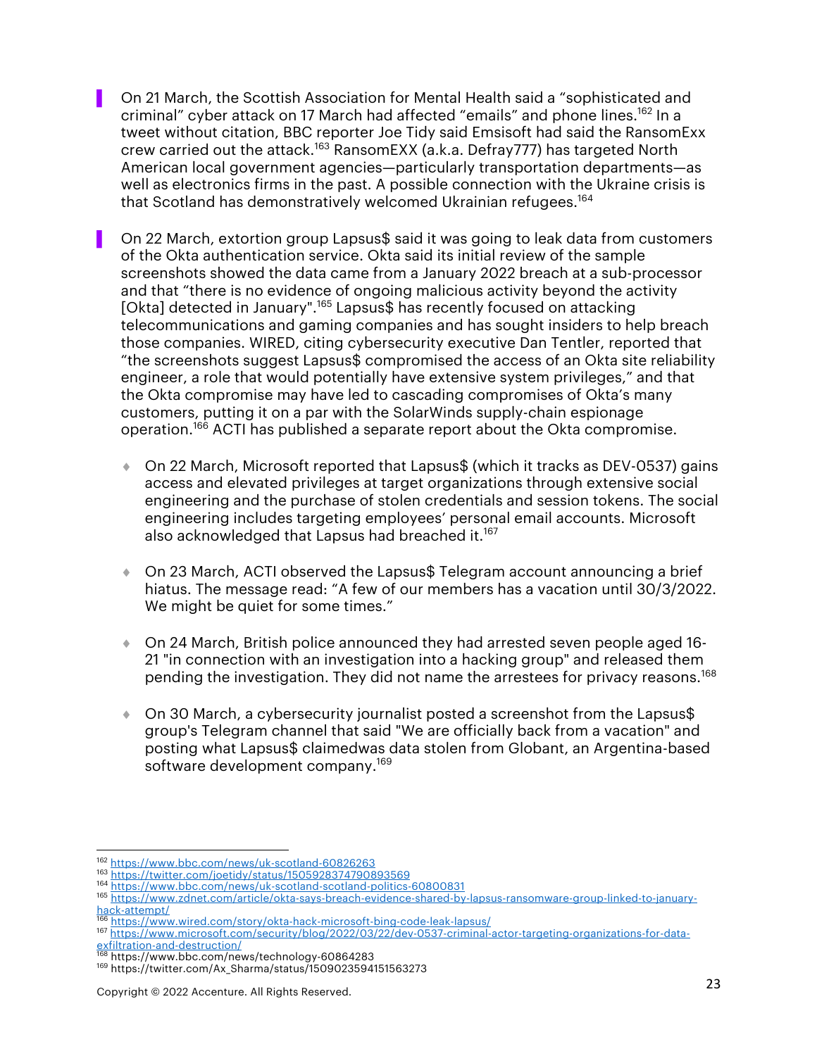- On 21 March, the Scottish Association for Mental Health said a "sophisticated and criminal" cyber attack on 17 March had affected "emails" and phone lines.[162] In a tweet without citation, BBC reporter Joe Tidy said Emsisoft had said the RansomExx crew carried out the attack.[163] RansomEXX (a.k.a. Defray777) has targeted North American local government agencies—particularly transportation departments—as well as electronics firms in the past. A possible connection with the Ukraine crisis is that Scotland has demonstratively welcomed Ukrainian refugees.[164]

- On 22 March, extortion group Lapsus$ said it was going to leak data from customers of the Okta authentication service. Okta said its initial review of the sample screenshots showed the data came from a January 2022 breach at a sub-processor and that "there is no evidence of ongoing malicious activity beyond the activity [Okta] detected in January".[165] Lapsus$ has recently focused on attacking telecommunications and gaming companies and has sought insiders to help breach those companies. WIRED, citing cybersecurity executive Dan Tentler, reported that "the screenshots suggest Lapsus$ compromised the access of an Okta site reliability engineer, a role that would potentially have extensive system privileges," and that the Okta compromise may have led to cascading compromises of Okta's many customers, putting it on a par with the SolarWinds supply-chain espionage operation.[166] ACTI has published a separate report about the Okta compromise.

  - On 22 March, Microsoft reported that Lapsus$ (which it tracks as DEV-0537) gains access and elevated privileges at target organizations through extensive social engineering and the purchase of stolen credentials and session tokens. The social engineering includes targeting employees' personal email accounts. Microsoft also acknowledged that Lapsus had breached it.[167]

  - On 23 March, ACTI observed the Lapsus$ Telegram account announcing a brief hiatus. The message read: "A few of our members has a vacation until 30/3/2022. We might be quiet for some times."

  - On 24 March, British police announced they had arrested seven people aged 16-21 "in connection with an investigation into a hacking group" and released them pending the investigation. They did not name the arrestees for privacy reasons.[168]

  - On 30 March, a cybersecurity journalist posted a screenshot from the Lapsus$ group's Telegram channel that said "We are officially back from a vacation" and posting what Lapsus$ claimedwas data stolen from Globant, an Argentina-based software development company.[169]

---

[162] https://www.bbc.com/news/uk-scotland-60826263
[163] https://twitter.com/joetidy/status/1505928374790893569
[164] https://www.bbc.com/news/uk-scotland-scotland-politics-60800831
[165] https://www.zdnet.com/article/okta-says-breach-evidence-shared-by-lapsus-ransomware-group-linked-to-january-hack-attempt/
[166] https://www.wired.com/story/okta-hack-microsoft-bing-code-leak-lapsus/
[167] https://www.microsoft.com/security/blog/2022/03/22/dev-0537-criminal-actor-targeting-organizations-for-data-exfiltration-and-destruction/
[168] https://www.bbc.com/news/technology-60864283
[169] https://twitter.com/Ax_Sharma/status/1509023594151563273

Copyright © 2022 Accenture. All Rights Reserved.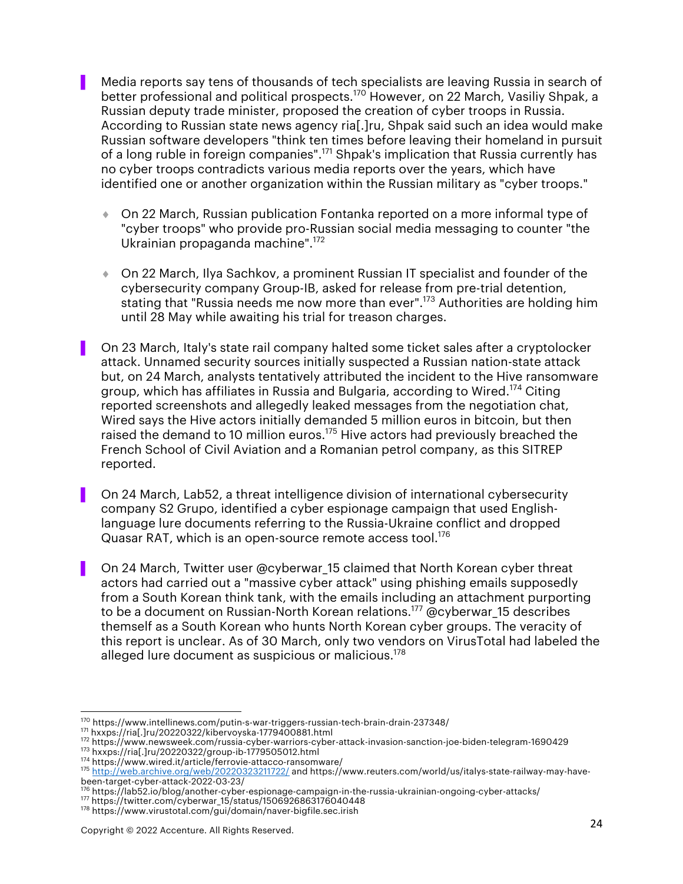- Media reports say tens of thousands of tech specialists are leaving Russia in search of better professional and political prospects.[170] However, on 22 March, Vasiliy Shpak, a Russian deputy trade minister, proposed the creation of cyber troops in Russia. According to Russian state news agency ria[.]ru, Shpak said such an idea would make Russian software developers "think ten times before leaving their homeland in pursuit of a long ruble in foreign companies".[171] Shpak's implication that Russia currently has no cyber troops contradicts various media reports over the years, which have identified one or another organization within the Russian military as "cyber troops."

  - On 22 March, Russian publication Fontanka reported on a more informal type of "cyber troops" who provide pro-Russian social media messaging to counter "the Ukrainian propaganda machine".[172]

  - On 22 March, Ilya Sachkov, a prominent Russian IT specialist and founder of the cybersecurity company Group-IB, asked for release from pre-trial detention, stating that "Russia needs me now more than ever".[173] Authorities are holding him until 28 May while awaiting his trial for treason charges.

- On 23 March, Italy's state rail company halted some ticket sales after a cryptolocker attack. Unnamed security sources initially suspected a Russian nation-state attack but, on 24 March, analysts tentatively attributed the incident to the Hive ransomware group, which has affiliates in Russia and Bulgaria, according to Wired.[174] Citing reported screenshots and allegedly leaked messages from the negotiation chat, Wired says the Hive actors initially demanded 5 million euros in bitcoin, but then raised the demand to 10 million euros.[175] Hive actors had previously breached the French School of Civil Aviation and a Romanian petrol company, as this SITREP reported.

- On 24 March, Lab52, a threat intelligence division of international cybersecurity company S2 Grupo, identified a cyber espionage campaign that used English-language lure documents referring to the Russia-Ukraine conflict and dropped Quasar RAT, which is an open-source remote access tool.[176]

- On 24 March, Twitter user @cyberwar_15 claimed that North Korean cyber threat actors had carried out a "massive cyber attack" using phishing emails supposedly from a South Korean think tank, with the emails including an attachment purporting to be a document on Russian-North Korean relations.[177] @cyberwar_15 describes themself as a South Korean who hunts North Korean cyber groups. The veracity of this report is unclear. As of 30 March, only two vendors on VirusTotal had labeled the alleged lure document as suspicious or malicious.[178]

---

[170] https://www.intellinews.com/putin-s-war-triggers-russian-tech-brain-drain-237348/
[171] hxxps://ria[.]ru/20220322/kibervoyska-1779400881.html
[172] https://www.newsweek.com/russia-cyber-warriors-cyber-attack-invasion-sanction-joe-biden-telegram-1690429
[173] hxxps://ria[.]ru/20220322/group-ib-1779505012.html
[174] https://www.wired.it/article/ferrovie-attacco-ransomware/
[175] http://web.archive.org/web/20220323211722/ and https://www.reuters.com/world/us/italys-state-railway-may-have-been-target-cyber-attack-2022-03-23/
[176] https://lab52.io/blog/another-cyber-espionage-campaign-in-the-russia-ukrainian-ongoing-cyber-attacks/
[177] https://twitter.com/cyberwar_15/status/1506926863176040448
[178] https://www.virustotal.com/gui/domain/naver-bigfile.sec.irish

Copyright © 2022 Accenture. All Rights Reserved.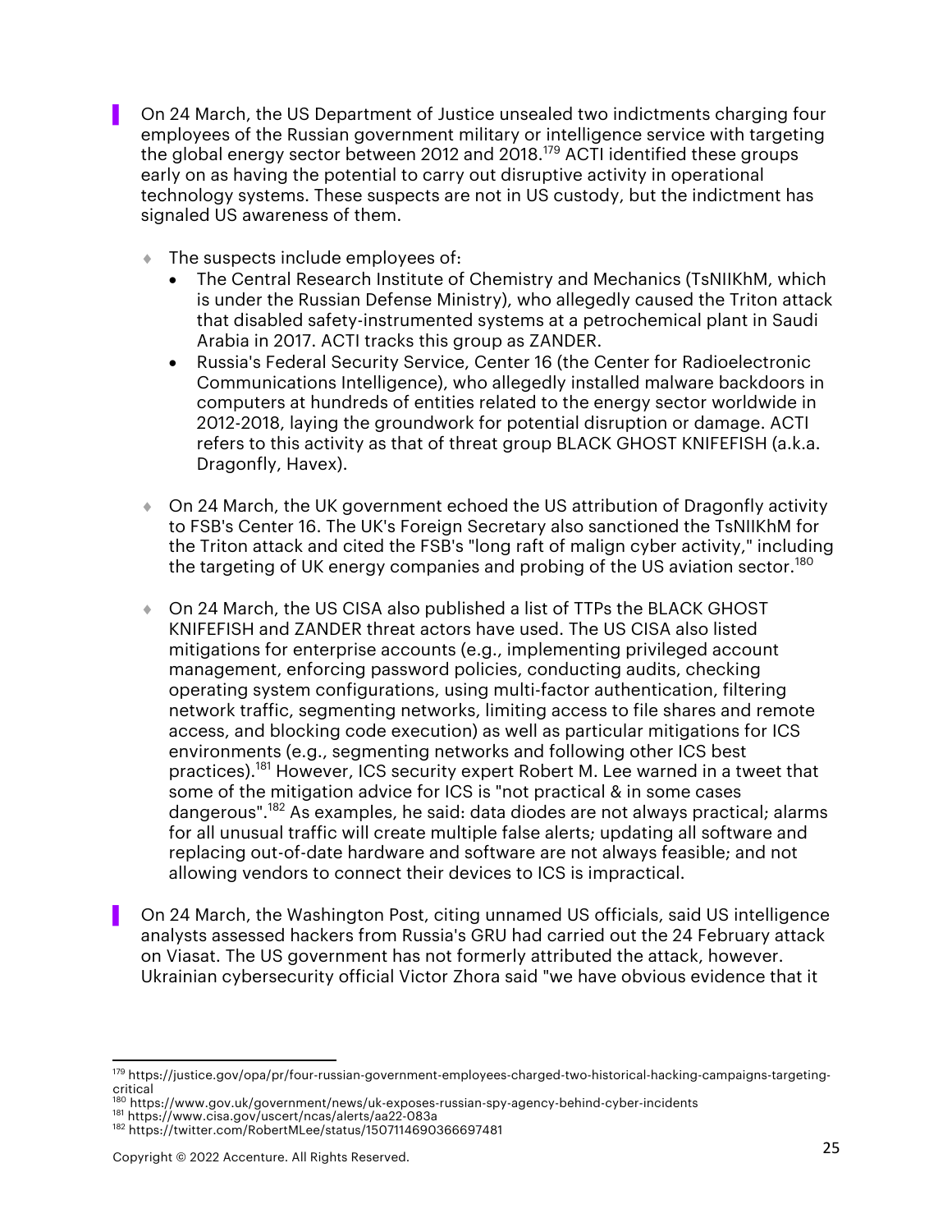- On 24 March, the US Department of Justice unsealed two indictments charging four employees of the Russian government military or intelligence service with targeting the global energy sector between 2012 and 2018.[179] ACTI identified these groups early on as having the potential to carry out disruptive activity in operational technology systems. These suspects are not in US custody, but the indictment has signaled US awareness of them.

  - The suspects include employees of:
    - The Central Research Institute of Chemistry and Mechanics (TsNIIKhM, which is under the Russian Defense Ministry), who allegedly caused the Triton attack that disabled safety-instrumented systems at a petrochemical plant in Saudi Arabia in 2017. ACTI tracks this group as ZANDER.
    - Russia's Federal Security Service, Center 16 (the Center for Radioelectronic Communications Intelligence), who allegedly installed malware backdoors in computers at hundreds of entities related to the energy sector worldwide in 2012-2018, laying the groundwork for potential disruption or damage. ACTI refers to this activity as that of threat group BLACK GHOST KNIFEFISH (a.k.a. Dragonfly, Havex).

  - On 24 March, the UK government echoed the US attribution of Dragonfly activity to FSB's Center 16. The UK's Foreign Secretary also sanctioned the TsNIIKhM for the Triton attack and cited the FSB's "long raft of malign cyber activity," including the targeting of UK energy companies and probing of the US aviation sector.[180]

  - On 24 March, the US CISA also published a list of TTPs the BLACK GHOST KNIFEFISH and ZANDER threat actors have used. The US CISA also listed mitigations for enterprise accounts (e.g., implementing privileged account management, enforcing password policies, conducting audits, checking operating system configurations, using multi-factor authentication, filtering network traffic, segmenting networks, limiting access to file shares and remote access, and blocking code execution) as well as particular mitigations for ICS environments (e.g., segmenting networks and following other ICS best practices).[181] However, ICS security expert Robert M. Lee warned in a tweet that some of the mitigation advice for ICS is "not practical & in some cases dangerous".[182] As examples, he said: data diodes are not always practical; alarms for all unusual traffic will create multiple false alerts; updating all software and replacing out-of-date hardware and software are not always feasible; and not allowing vendors to connect their devices to ICS is impractical.

- On 24 March, the Washington Post, citing unnamed US officials, said US intelligence analysts assessed hackers from Russia's GRU had carried out the 24 February attack on Viasat. The US government has not formerly attributed the attack, however. Ukrainian cybersecurity official Victor Zhora said "we have obvious evidence that it

---

[179] https://justice.gov/opa/pr/four-russian-government-employees-charged-two-historical-hacking-campaigns-targeting-critical
[180] https://www.gov.uk/government/news/uk-exposes-russian-spy-agency-behind-cyber-incidents
[181] https://www.cisa.gov/uscert/ncas/alerts/aa22-083a
[182] https://twitter.com/RobertMLee/status/1507114690366697481

Copyright © 2022 Accenture. All Rights Reserved.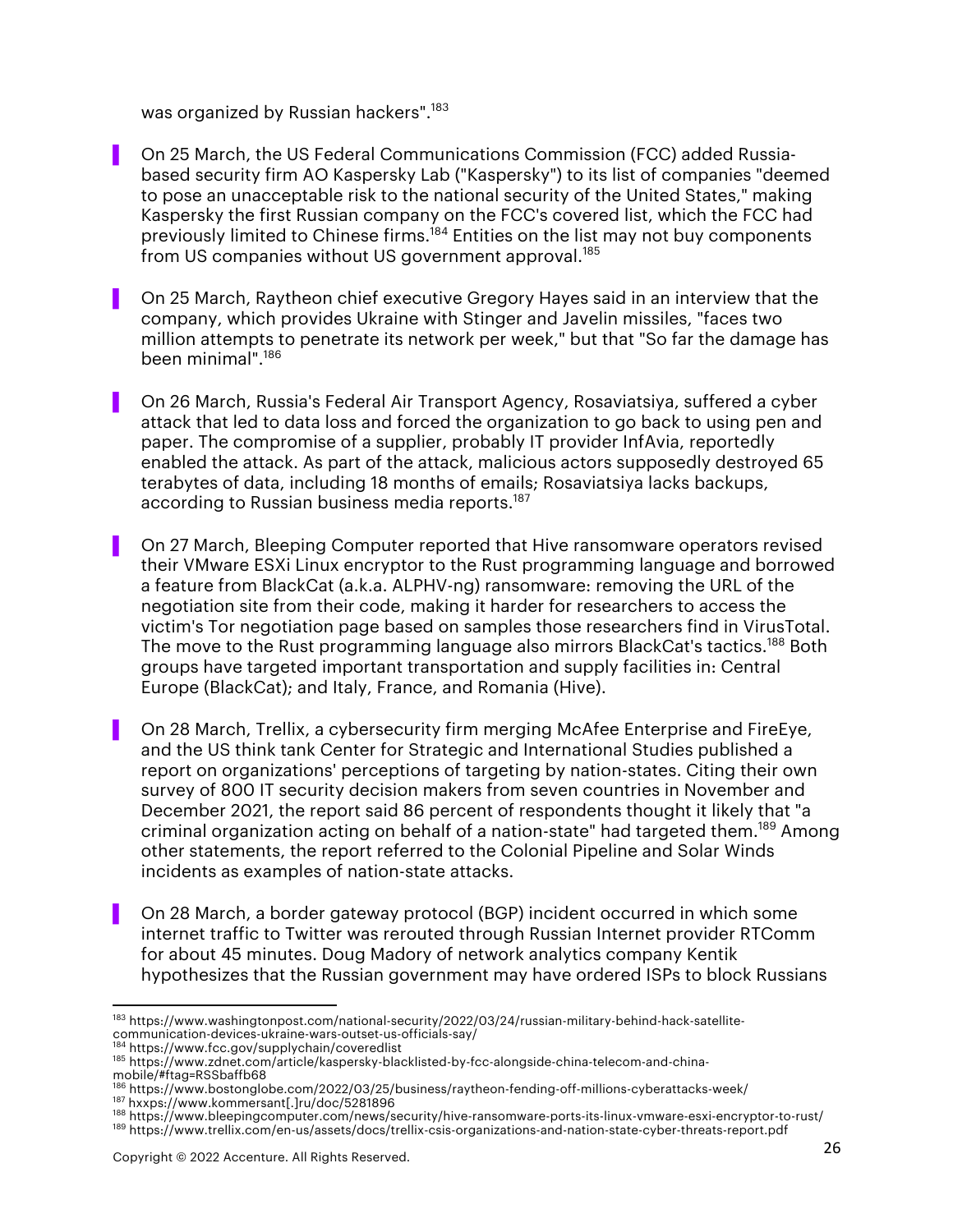was organized by Russian hackers".[183]

- On 25 March, the US Federal Communications Commission (FCC) added Russia-based security firm AO Kaspersky Lab ("Kaspersky") to its list of companies "deemed to pose an unacceptable risk to the national security of the United States," making Kaspersky the first Russian company on the FCC's covered list, which the FCC had previously limited to Chinese firms.[184] Entities on the list may not buy components from US companies without US government approval.[185]

- On 25 March, Raytheon chief executive Gregory Hayes said in an interview that the company, which provides Ukraine with Stinger and Javelin missiles, "faces two million attempts to penetrate its network per week," but that "So far the damage has been minimal".[186]

- On 26 March, Russia's Federal Air Transport Agency, Rosaviatsiya, suffered a cyber attack that led to data loss and forced the organization to go back to using pen and paper. The compromise of a supplier, probably IT provider InfAvia, reportedly enabled the attack. As part of the attack, malicious actors supposedly destroyed 65 terabytes of data, including 18 months of emails; Rosaviatsiya lacks backups, according to Russian business media reports.[187]

- On 27 March, Bleeping Computer reported that Hive ransomware operators revised their VMware ESXi Linux encryptor to the Rust programming language and borrowed a feature from BlackCat (a.k.a. ALPHV-ng) ransomware: removing the URL of the negotiation site from their code, making it harder for researchers to access the victim's Tor negotiation page based on samples those researchers find in VirusTotal. The move to the Rust programming language also mirrors BlackCat's tactics.[188] Both groups have targeted important transportation and supply facilities in: Central Europe (BlackCat); and Italy, France, and Romania (Hive).

- On 28 March, Trellix, a cybersecurity firm merging McAfee Enterprise and FireEye, and the US think tank Center for Strategic and International Studies published a report on organizations' perceptions of targeting by nation-states. Citing their own survey of 800 IT security decision makers from seven countries in November and December 2021, the report said 86 percent of respondents thought it likely that "a criminal organization acting on behalf of a nation-state" had targeted them.[189] Among other statements, the report referred to the Colonial Pipeline and Solar Winds incidents as examples of nation-state attacks.

- On 28 March, a border gateway protocol (BGP) incident occurred in which some internet traffic to Twitter was rerouted through Russian Internet provider RTComm for about 45 minutes. Doug Madory of network analytics company Kentik hypothesizes that the Russian government may have ordered ISPs to block Russians

---

[183] https://www.washingtonpost.com/national-security/2022/03/24/russian-military-behind-hack-satellite-communication-devices-ukraine-wars-outset-us-officials-say/
[184] https://www.fcc.gov/supplychain/coveredlist
[185] https://www.zdnet.com/article/kaspersky-blacklisted-by-fcc-alongside-china-telecom-and-china-mobile/#ftag=RSSbaffb68
[186] https://www.bostonglobe.com/2022/03/25/business/raytheon-fending-off-millions-cyberattacks-week/
[187] hxxps://www.kommersant[.]ru/doc/5281896
[188] https://www.bleepingcomputer.com/news/security/hive-ransomware-ports-its-linux-vmware-esxi-encryptor-to-rust/
[189] https://www.trellix.com/en-us/assets/docs/trellix-csis-organizations-and-nation-state-cyber-threats-report.pdf

Copyright © 2022 Accenture. All Rights Reserved.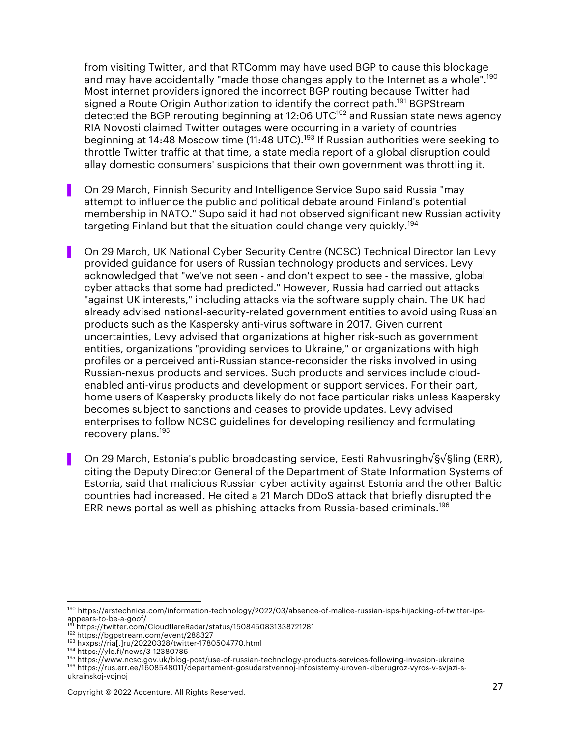from visiting Twitter, and that RTComm may have used BGP to cause this blockage and may have accidentally "made those changes apply to the Internet as a whole".[190] Most internet providers ignored the incorrect BGP routing because Twitter had signed a Route Origin Authorization to identify the correct path.[191] BGPStream detected the BGP rerouting beginning at 12:06 UTC[192] and Russian state news agency RIA Novosti claimed Twitter outages were occurring in a variety of countries beginning at 14:48 Moscow time (11:48 UTC).[193] If Russian authorities were seeking to throttle Twitter traffic at that time, a state media report of a global disruption could allay domestic consumers' suspicions that their own government was throttling it.

- On 29 March, Finnish Security and Intelligence Service Supo said Russia "may attempt to influence the public and political debate around Finland's potential membership in NATO." Supo said it had not observed significant new Russian activity targeting Finland but that the situation could change very quickly.[194]

- On 29 March, UK National Cyber Security Centre (NCSC) Technical Director Ian Levy provided guidance for users of Russian technology products and services. Levy acknowledged that "we've not seen - and don't expect to see - the massive, global cyber attacks that some had predicted." However, Russia had carried out attacks "against UK interests," including attacks via the software supply chain. The UK had already advised national-security-related government entities to avoid using Russian products such as the Kaspersky anti-virus software in 2017. Given current uncertainties, Levy advised that organizations at higher risk-such as government entities, organizations "providing services to Ukraine," or organizations with high profiles or a perceived anti-Russian stance-reconsider the risks involved in using Russian-nexus products and services. Such products and services include cloud-enabled anti-virus products and development or support services. For their part, home users of Kaspersky products likely do not face particular risks unless Kaspersky becomes subject to sanctions and ceases to provide updates. Levy advised enterprises to follow NCSC guidelines for developing resiliency and formulating recovery plans.[195]

- On 29 March, Estonia's public broadcasting service, Eesti Rahvusringh√§√§ling (ERR), citing the Deputy Director General of the Department of State Information Systems of Estonia, said that malicious Russian cyber activity against Estonia and the other Baltic countries had increased. He cited a 21 March DDoS attack that briefly disrupted the ERR news portal as well as phishing attacks from Russia-based criminals.[196]

---

[190] https://arstechnica.com/information-technology/2022/03/absence-of-malice-russian-isps-hijacking-of-twitter-ips-appears-to-be-a-goof/
[191] https://twitter.com/CloudflareRadar/status/1508450831338721281
[192] https://bgpstream.com/event/288327
[193] hxxps://ria[.]ru/20220328/twitter-1780504770.html
[194] https://yle.fi/news/3-12380786
[195] https://www.ncsc.gov.uk/blog-post/use-of-russian-technology-products-services-following-invasion-ukraine
[196] https://rus.err.ee/1608548011/departament-gosudarstvennoj-infosistemy-uroven-kiberugroz-vyros-v-svjazi-s-ukrainskoj-vojnoj

Copyright © 2022 Accenture. All Rights Reserved.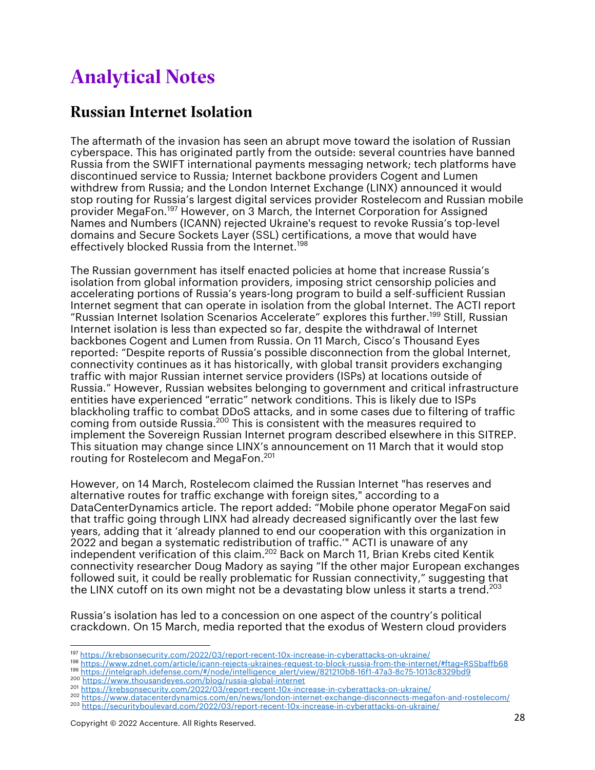# Analytical Notes

## Russian Internet Isolation

The aftermath of the invasion has seen an abrupt move toward the isolation of Russian cyberspace. This has originated partly from the outside: several countries have banned Russia from the SWIFT international payments messaging network; tech platforms have discontinued service to Russia; Internet backbone providers Cogent and Lumen withdrew from Russia; and the London Internet Exchange (LINX) announced it would stop routing for Russia's largest digital services provider Rostelecom and Russian mobile provider MegaFon.[197] However, on 3 March, the Internet Corporation for Assigned Names and Numbers (ICANN) rejected Ukraine's request to revoke Russia's top-level domains and Secure Sockets Layer (SSL) certifications, a move that would have effectively blocked Russia from the Internet.[198]

The Russian government has itself enacted policies at home that increase Russia's isolation from global information providers, imposing strict censorship policies and accelerating portions of Russia's years-long program to build a self-sufficient Russian Internet segment that can operate in isolation from the global Internet. The ACTI report "Russian Internet Isolation Scenarios Accelerate" explores this further.[199] Still, Russian Internet isolation is less than expected so far, despite the withdrawal of Internet backbones Cogent and Lumen from Russia. On 11 March, Cisco's Thousand Eyes reported: "Despite reports of Russia's possible disconnection from the global Internet, connectivity continues as it has historically, with global transit providers exchanging traffic with major Russian internet service providers (ISPs) at locations outside of Russia." However, Russian websites belonging to government and critical infrastructure entities have experienced "erratic" network conditions. This is likely due to ISPs blackholing traffic to combat DDoS attacks, and in some cases due to filtering of traffic coming from outside Russia.[200] This is consistent with the measures required to implement the Sovereign Russian Internet program described elsewhere in this SITREP. This situation may change since LINX's announcement on 11 March that it would stop routing for Rostelecom and MegaFon.[201]

However, on 14 March, Rostelecom claimed the Russian Internet "has reserves and alternative routes for traffic exchange with foreign sites," according to a DataCenterDynamics article. The report added: "Mobile phone operator MegaFon said that traffic going through LINX had already decreased significantly over the last few years, adding that it 'already planned to end our cooperation with this organization in 2022 and began a systematic redistribution of traffic.'" ACTI is unaware of any independent verification of this claim.[202] Back on March 11, Brian Krebs cited Kentik connectivity researcher Doug Madory as saying "If the other major European exchanges followed suit, it could be really problematic for Russian connectivity," suggesting that the LINX cutoff on its own might not be a devastating blow unless it starts a trend.[203]

Russia's isolation has led to a concession on one aspect of the country's political crackdown. On 15 March, media reported that the exodus of Western cloud providers

---

[197] https://krebsonsecurity.com/2022/03/report-recent-10x-increase-in-cyberattacks-on-ukraine/
[198] https://www.zdnet.com/article/icann-rejects-ukraines-request-to-block-russia-from-the-internet/#ftag=RSSbaffb68
[199] https://intelgraph.idefense.com/#/node/intelligence_alert/view/821210b8-16f1-47a3-8c75-1013c8329bd9
[200] https://www.thousandeyes.com/blog/russia-global-internet
[201] https://krebsonsecurity.com/2022/03/report-recent-10x-increase-in-cyberattacks-on-ukraine/
[202] https://www.datacenterdynamics.com/en/news/london-internet-exchange-disconnects-megafon-and-rostelecom/
[203] https://securityboulevard.com/2022/03/report-recent-10x-increase-in-cyberattacks-on-ukraine/

Copyright © 2022 Accenture. All Rights Reserved.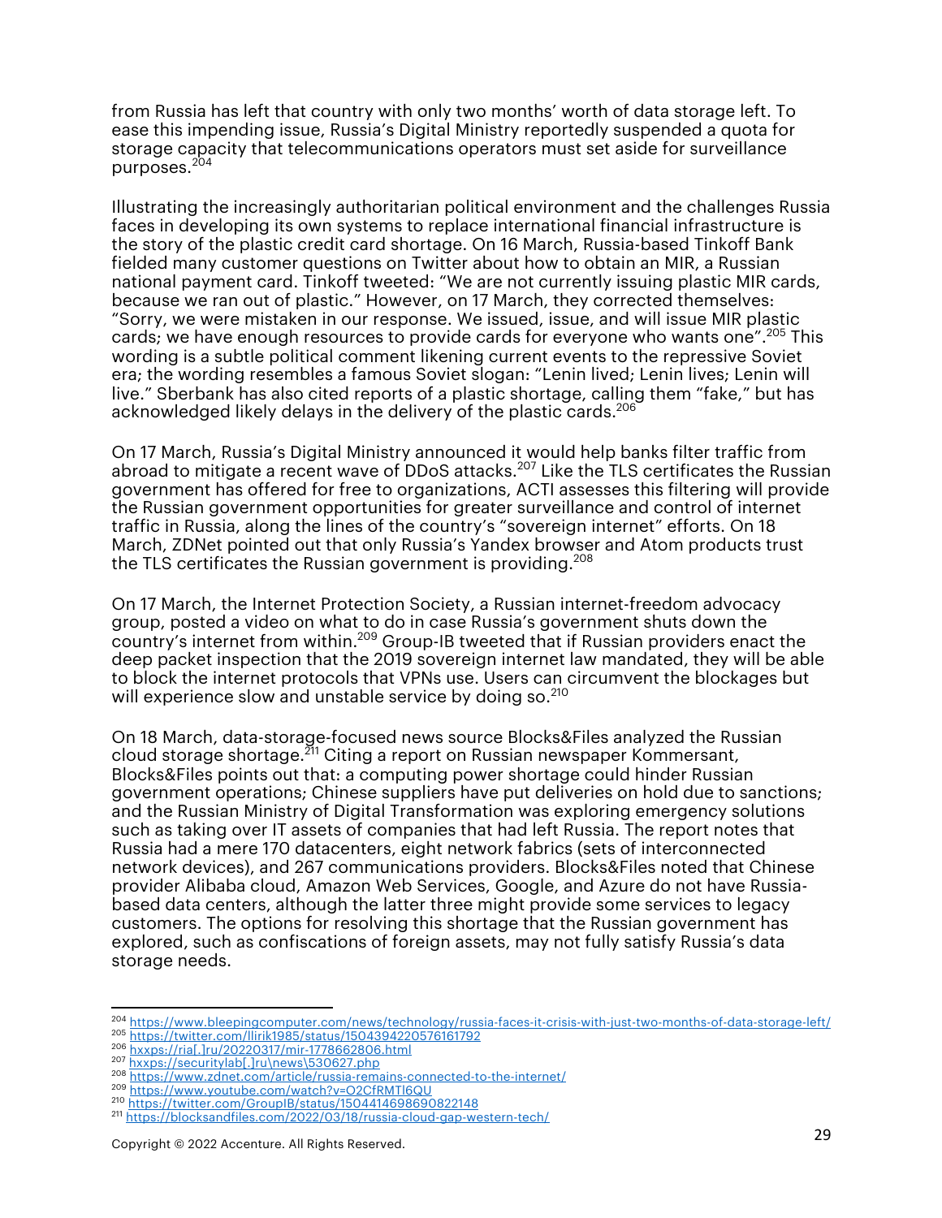from Russia has left that country with only two months' worth of data storage left. To ease this impending issue, Russia's Digital Ministry reportedly suspended a quota for storage capacity that telecommunications operators must set aside for surveillance purposes.[204]

Illustrating the increasingly authoritarian political environment and the challenges Russia faces in developing its own systems to replace international financial infrastructure is the story of the plastic credit card shortage. On 16 March, Russia-based Tinkoff Bank fielded many customer questions on Twitter about how to obtain an MIR, a Russian national payment card. Tinkoff tweeted: "We are not currently issuing plastic MIR cards, because we ran out of plastic." However, on 17 March, they corrected themselves: "Sorry, we were mistaken in our response. We issued, issue, and will issue MIR plastic cards; we have enough resources to provide cards for everyone who wants one".[205] This wording is a subtle political comment likening current events to the repressive Soviet era; the wording resembles a famous Soviet slogan: "Lenin lived; Lenin lives; Lenin will live." Sberbank has also cited reports of a plastic shortage, calling them "fake," but has acknowledged likely delays in the delivery of the plastic cards.[206]

On 17 March, Russia's Digital Ministry announced it would help banks filter traffic from abroad to mitigate a recent wave of DDoS attacks.[207] Like the TLS certificates the Russian government has offered for free to organizations, ACTI assesses this filtering will provide the Russian government opportunities for greater surveillance and control of internet traffic in Russia, along the lines of the country's "sovereign internet" efforts. On 18 March, ZDNet pointed out that only Russia's Yandex browser and Atom products trust the TLS certificates the Russian government is providing.[208]

On 17 March, the Internet Protection Society, a Russian internet-freedom advocacy group, posted a video on what to do in case Russia's government shuts down the country's internet from within.[209] Group-IB tweeted that if Russian providers enact the deep packet inspection that the 2019 sovereign internet law mandated, they will be able to block the internet protocols that VPNs use. Users can circumvent the blockages but will experience slow and unstable service by doing so.[210]

On 18 March, data-storage-focused news source Blocks&Files analyzed the Russian cloud storage shortage.[211] Citing a report on Russian newspaper Kommersant, Blocks&Files points out that: a computing power shortage could hinder Russian government operations; Chinese suppliers have put deliveries on hold due to sanctions; and the Russian Ministry of Digital Transformation was exploring emergency solutions such as taking over IT assets of companies that had left Russia. The report notes that Russia had a mere 170 datacenters, eight network fabrics (sets of interconnected network devices), and 267 communications providers. Blocks&Files noted that Chinese provider Alibaba cloud, Amazon Web Services, Google, and Azure do not have Russia-based data centers, although the latter three might provide some services to legacy customers. The options for resolving this shortage that the Russian government has explored, such as confiscations of foreign assets, may not fully satisfy Russia's data storage needs.

---

[204] https://www.bleepingcomputer.com/news/technology/russia-faces-it-crisis-with-just-two-months-of-data-storage-left/
[205] https://twitter.com/llirik1985/status/1504394220576161792
[206] hxxps://ria[.]ru/20220317/mir-1778662806.html
[207] hxxps://securitylab[.]ru\news\530627.php
[208] https://www.zdnet.com/article/russia-remains-connected-to-the-internet/
[209] https://www.youtube.com/watch?v=O2CfRMTl6QU
[210] https://twitter.com/GroupIB/status/1504414698690822148
[211] https://blocksandfiles.com/2022/03/18/russia-cloud-gap-western-tech/

Copyright © 2022 Accenture. All Rights Reserved.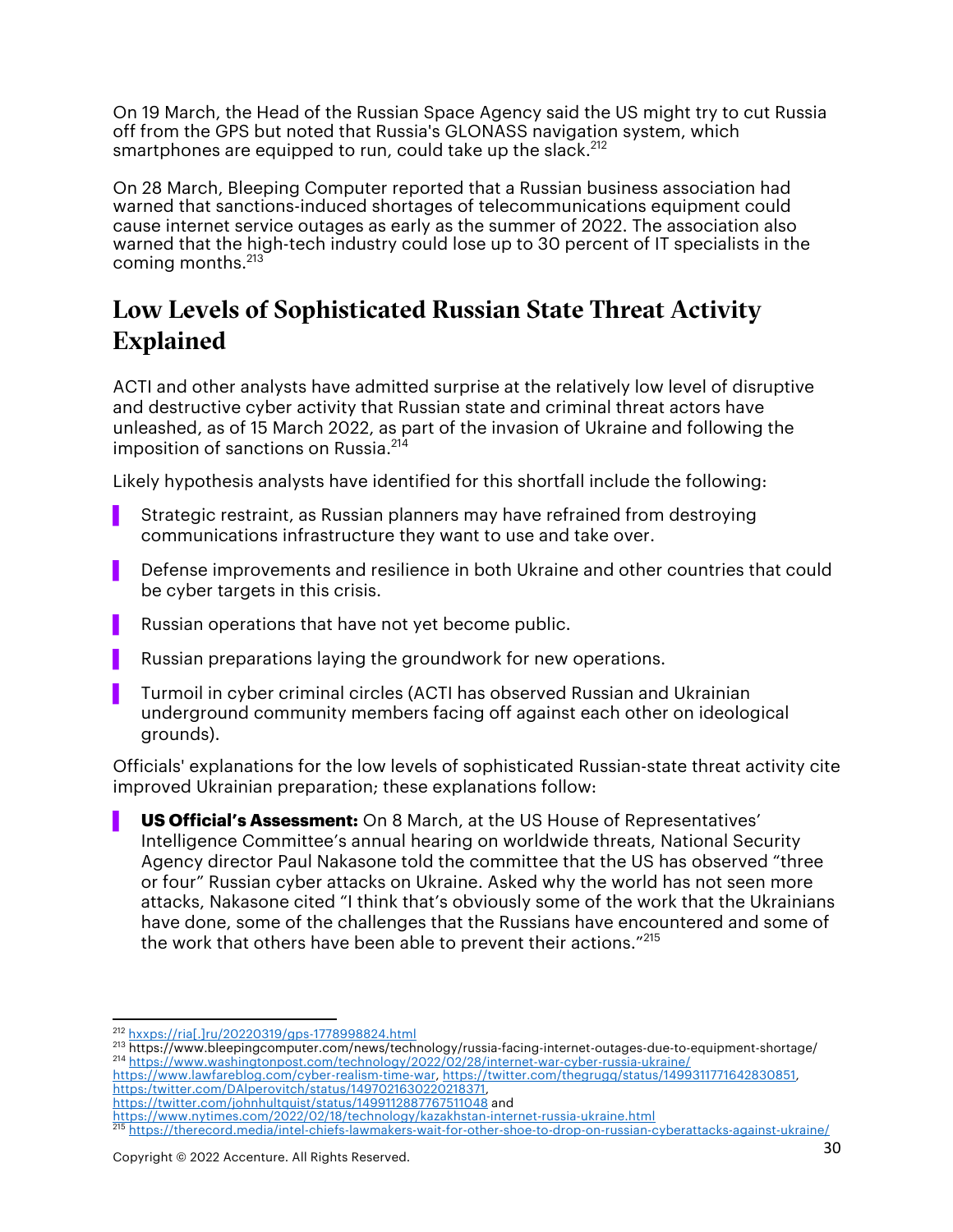On 19 March, the Head of the Russian Space Agency said the US might try to cut Russia off from the GPS but noted that Russia's GLONASS navigation system, which smartphones are equipped to run, could take up the slack.[212]

On 28 March, Bleeping Computer reported that a Russian business association had warned that sanctions-induced shortages of telecommunications equipment could cause internet service outages as early as the summer of 2022. The association also warned that the high-tech industry could lose up to 30 percent of IT specialists in the coming months.[213]

## Low Levels of Sophisticated Russian State Threat Activity Explained

ACTI and other analysts have admitted surprise at the relatively low level of disruptive and destructive cyber activity that Russian state and criminal threat actors have unleashed, as of 15 March 2022, as part of the invasion of Ukraine and following the imposition of sanctions on Russia.[214]

Likely hypothesis analysts have identified for this shortfall include the following:

- Strategic restraint, as Russian planners may have refrained from destroying communications infrastructure they want to use and take over.
- Defense improvements and resilience in both Ukraine and other countries that could be cyber targets in this crisis.
- Russian operations that have not yet become public.
- Russian preparations laying the groundwork for new operations.
- Turmoil in cyber criminal circles (ACTI has observed Russian and Ukrainian underground community members facing off against each other on ideological grounds).

Officials' explanations for the low levels of sophisticated Russian-state threat activity cite improved Ukrainian preparation; these explanations follow:

- **US Official's Assessment:** On 8 March, at the US House of Representatives' Intelligence Committee's annual hearing on worldwide threats, National Security Agency director Paul Nakasone told the committee that the US has observed "three or four" Russian cyber attacks on Ukraine. Asked why the world has not seen more attacks, Nakasone cited "I think that's obviously some of the work that the Ukrainians have done, some of the challenges that the Russians have encountered and some of the work that others have been able to prevent their actions."[215]

---

[212] hxxps://ria[.]ru/20220319/gps-1778998824.html

[213] https://www.bleepingcomputer.com/news/technology/russia-facing-internet-outages-due-to-equipment-shortage/

[214] https://www.washingtonpost.com/technology/2022/02/28/internet-war-cyber-russia-ukraine/ https://www.lawfareblog.com/cyber-realism-time-war, https://twitter.com/thegrugq/status/1499311771642830851, https://twitter.com/DAlperovitch/status/1497021630220218371, https://twitter.com/johnhultquist/status/1499112887767511048 and https://www.nytimes.com/2022/02/18/technology/kazakhstan-internet-russia-ukraine.html

[215] https://therecord.media/intel-chiefs-lawmakers-wait-for-other-shoe-to-drop-on-russian-cyberattacks-against-ukraine/

Copyright © 2022 Accenture. All Rights Reserved.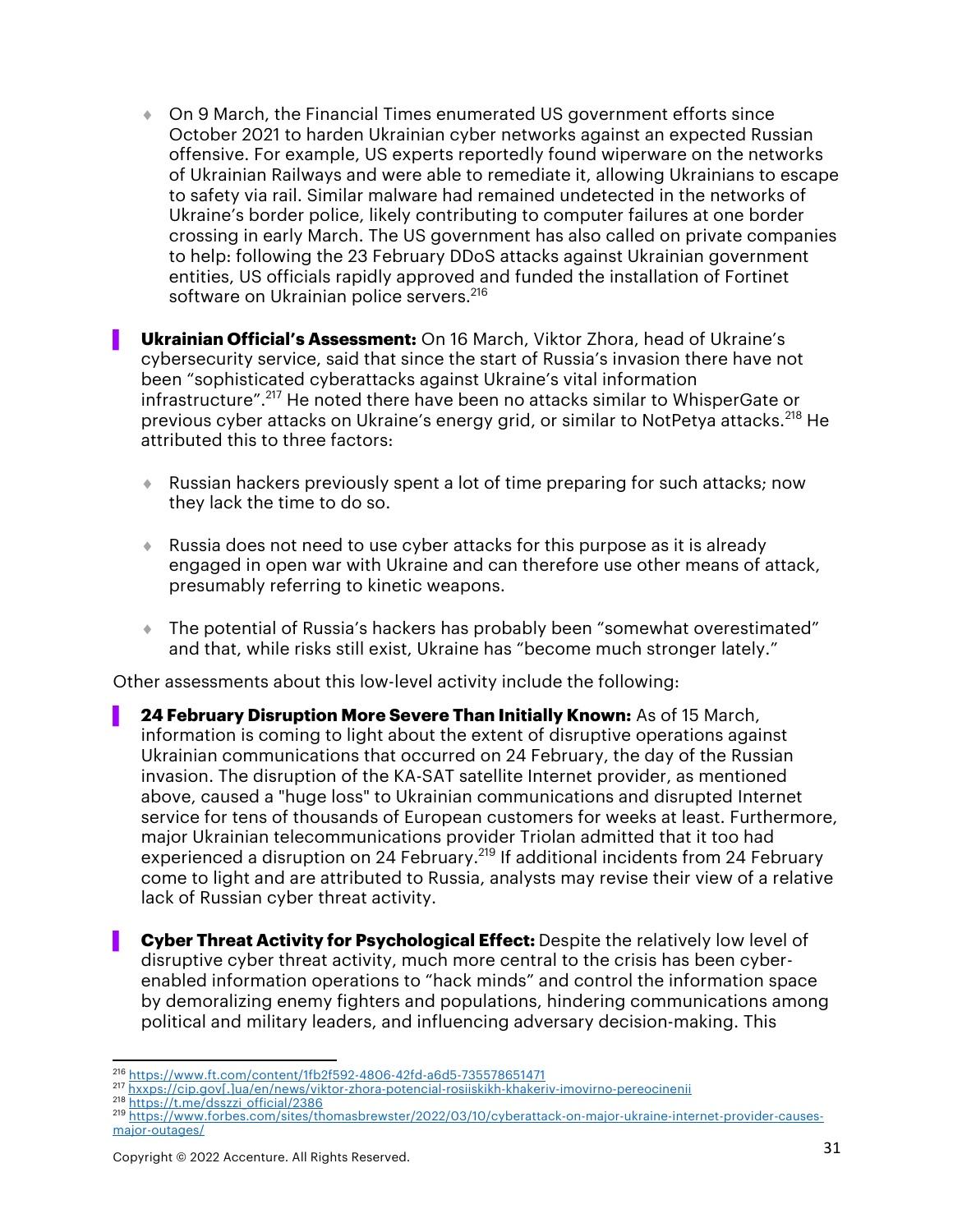- On 9 March, the Financial Times enumerated US government efforts since October 2021 to harden Ukrainian cyber networks against an expected Russian offensive. For example, US experts reportedly found wiperware on the networks of Ukrainian Railways and were able to remediate it, allowing Ukrainians to escape to safety via rail. Similar malware had remained undetected in the networks of Ukraine's border police, likely contributing to computer failures at one border crossing in early March. The US government has also called on private companies to help: following the 23 February DDoS attacks against Ukrainian government entities, US officials rapidly approved and funded the installation of Fortinet software on Ukrainian police servers.[216]

**Ukrainian Official's Assessment:** On 16 March, Viktor Zhora, head of Ukraine's cybersecurity service, said that since the start of Russia's invasion there have not been "sophisticated cyberattacks against Ukraine's vital information infrastructure".[217] He noted there have been no attacks similar to WhisperGate or previous cyber attacks on Ukraine's energy grid, or similar to NotPetya attacks.[218] He attributed this to three factors:

- Russian hackers previously spent a lot of time preparing for such attacks; now they lack the time to do so.
- Russia does not need to use cyber attacks for this purpose as it is already engaged in open war with Ukraine and can therefore use other means of attack, presumably referring to kinetic weapons.
- The potential of Russia's hackers has probably been "somewhat overestimated" and that, while risks still exist, Ukraine has "become much stronger lately."

Other assessments about this low-level activity include the following:

**24 February Disruption More Severe Than Initially Known:** As of 15 March, information is coming to light about the extent of disruptive operations against Ukrainian communications that occurred on 24 February, the day of the Russian invasion. The disruption of the KA-SAT satellite Internet provider, as mentioned above, caused a "huge loss" to Ukrainian communications and disrupted Internet service for tens of thousands of European customers for weeks at least. Furthermore, major Ukrainian telecommunications provider Triolan admitted that it too had experienced a disruption on 24 February.[219] If additional incidents from 24 February come to light and are attributed to Russia, analysts may revise their view of a relative lack of Russian cyber threat activity.

**Cyber Threat Activity for Psychological Effect:** Despite the relatively low level of disruptive cyber threat activity, much more central to the crisis has been cyber-enabled information operations to "hack minds" and control the information space by demoralizing enemy fighters and populations, hindering communications among political and military leaders, and influencing adversary decision-making. This

---

[216] https://www.ft.com/content/1fb2f592-4806-42fd-a6d5-735578651471
[217] hxxps://cip.gov[.]ua/en/news/viktor-zhora-potencial-rosiiskikh-khakeriv-imovirno-pereocinenii
[218] https://t.me/dsszzi_official/2386
[219] https://www.forbes.com/sites/thomasbrewster/2022/03/10/cyberattack-on-major-ukraine-internet-provider-causes-major-outages/

Copyright © 2022 Accenture. All Rights Reserved.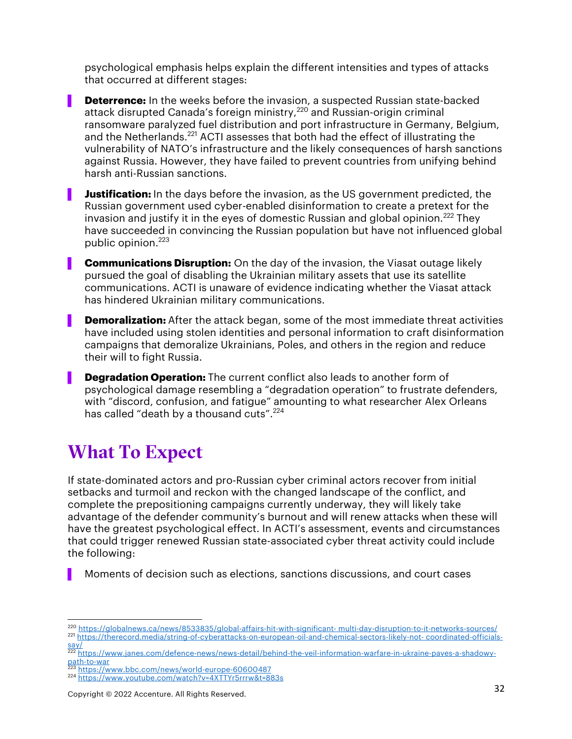psychological emphasis helps explain the different intensities and types of attacks that occurred at different stages:

- **Deterrence:** In the weeks before the invasion, a suspected Russian state-backed attack disrupted Canada's foreign ministry,[220] and Russian-origin criminal ransomware paralyzed fuel distribution and port infrastructure in Germany, Belgium, and the Netherlands.[221] ACTI assesses that both had the effect of illustrating the vulnerability of NATO's infrastructure and the likely consequences of harsh sanctions against Russia. However, they have failed to prevent countries from unifying behind harsh anti-Russian sanctions.
- **Justification:** In the days before the invasion, as the US government predicted, the Russian government used cyber-enabled disinformation to create a pretext for the invasion and justify it in the eyes of domestic Russian and global opinion.[222] They have succeeded in convincing the Russian population but have not influenced global public opinion.[223]
- **Communications Disruption:** On the day of the invasion, the Viasat outage likely pursued the goal of disabling the Ukrainian military assets that use its satellite communications. ACTI is unaware of evidence indicating whether the Viasat attack has hindered Ukrainian military communications.
- **Demoralization:** After the attack began, some of the most immediate threat activities have included using stolen identities and personal information to craft disinformation campaigns that demoralize Ukrainians, Poles, and others in the region and reduce their will to fight Russia.
- **Degradation Operation:** The current conflict also leads to another form of psychological damage resembling a "degradation operation" to frustrate defenders, with "discord, confusion, and fatigue" amounting to what researcher Alex Orleans has called "death by a thousand cuts".[224]

# What To Expect

If state-dominated actors and pro-Russian cyber criminal actors recover from initial setbacks and turmoil and reckon with the changed landscape of the conflict, and complete the prepositioning campaigns currently underway, they will likely take advantage of the defender community's burnout and will renew attacks when these will have the greatest psychological effect. In ACTI's assessment, events and circumstances that could trigger renewed Russian state-associated cyber threat activity could include the following:

- Moments of decision such as elections, sanctions discussions, and court cases

---

[220] https://globalnews.ca/news/8533835/global-affairs-hit-with-significant- multi-day-disruption-to-it-networks-sources/
[221] https://therecord.media/string-of-cyberattacks-on-european-oil-and-chemical-sectors-likely-not- coordinated-officials-say/
[222] https://www.janes.com/defence-news/news-detail/behind-the-veil-information-warfare-in-ukraine-paves-a-shadowy-path-to-war
[223] https://www.bbc.com/news/world-europe-60600487
[224] https://www.youtube.com/watch?v=4XTTYr5rrrw&t=883s

Copyright © 2022 Accenture. All Rights Reserved.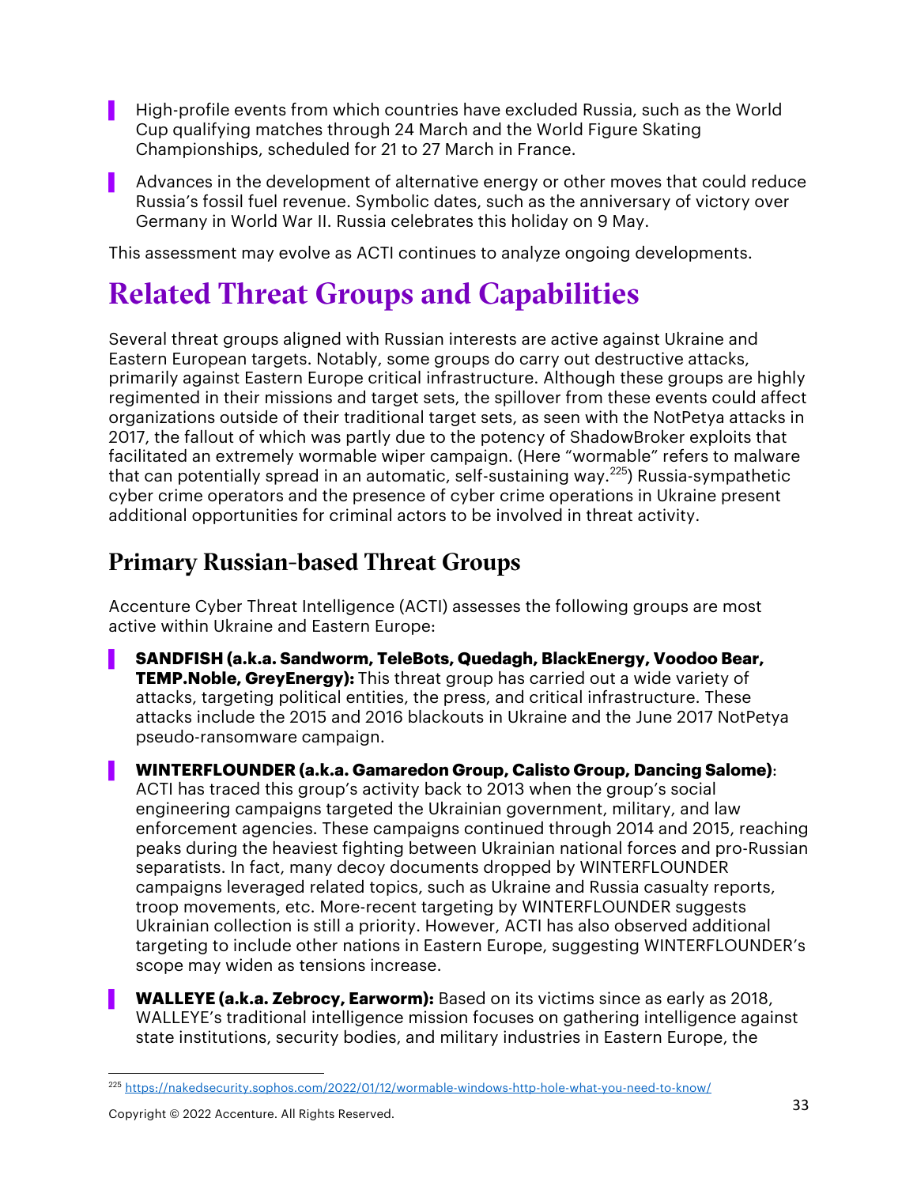- High-profile events from which countries have excluded Russia, such as the World Cup qualifying matches through 24 March and the World Figure Skating Championships, scheduled for 21 to 27 March in France.
- Advances in the development of alternative energy or other moves that could reduce Russia's fossil fuel revenue. Symbolic dates, such as the anniversary of victory over Germany in World War II. Russia celebrates this holiday on 9 May.

This assessment may evolve as ACTI continues to analyze ongoing developments.

# Related Threat Groups and Capabilities

Several threat groups aligned with Russian interests are active against Ukraine and Eastern European targets. Notably, some groups do carry out destructive attacks, primarily against Eastern Europe critical infrastructure. Although these groups are highly regimented in their missions and target sets, the spillover from these events could affect organizations outside of their traditional target sets, as seen with the NotPetya attacks in 2017, the fallout of which was partly due to the potency of ShadowBroker exploits that facilitated an extremely wormable wiper campaign. (Here "wormable" refers to malware that can potentially spread in an automatic, self-sustaining way.[225]) Russia-sympathetic cyber crime operators and the presence of cyber crime operations in Ukraine present additional opportunities for criminal actors to be involved in threat activity.

## Primary Russian-based Threat Groups

Accenture Cyber Threat Intelligence (ACTI) assesses the following groups are most active within Ukraine and Eastern Europe:

- **SANDFISH (a.k.a. Sandworm, TeleBots, Quedagh, BlackEnergy, Voodoo Bear, TEMP.Noble, GreyEnergy):** This threat group has carried out a wide variety of attacks, targeting political entities, the press, and critical infrastructure. These attacks include the 2015 and 2016 blackouts in Ukraine and the June 2017 NotPetya pseudo-ransomware campaign.
- **WINTERFLOUNDER (a.k.a. Gamaredon Group, Calisto Group, Dancing Salome)**: ACTI has traced this group's activity back to 2013 when the group's social engineering campaigns targeted the Ukrainian government, military, and law enforcement agencies. These campaigns continued through 2014 and 2015, reaching peaks during the heaviest fighting between Ukrainian national forces and pro-Russian separatists. In fact, many decoy documents dropped by WINTERFLOUNDER campaigns leveraged related topics, such as Ukraine and Russia casualty reports, troop movements, etc. More-recent targeting by WINTERFLOUNDER suggests Ukrainian collection is still a priority. However, ACTI has also observed additional targeting to include other nations in Eastern Europe, suggesting WINTERFLOUNDER's scope may widen as tensions increase.
- **WALLEYE (a.k.a. Zebrocy, Earworm):** Based on its victims since as early as 2018, WALLEYE's traditional intelligence mission focuses on gathering intelligence against state institutions, security bodies, and military industries in Eastern Europe, the

[225] https://nakedsecurity.sophos.com/2022/01/12/wormable-windows-http-hole-what-you-need-to-know/

Copyright © 2022 Accenture. All Rights Reserved.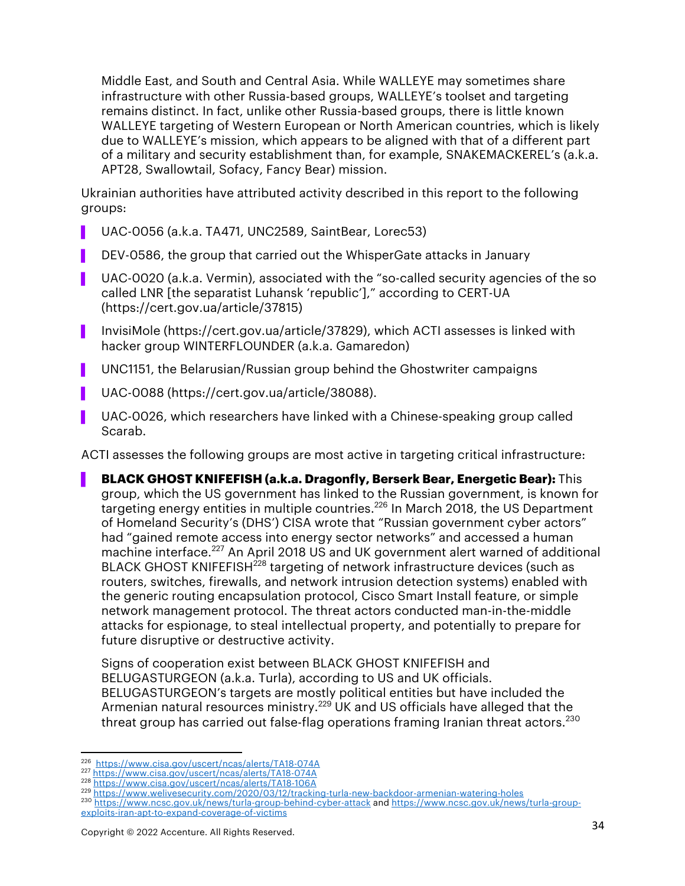Middle East, and South and Central Asia. While WALLEYE may sometimes share infrastructure with other Russia-based groups, WALLEYE's toolset and targeting remains distinct. In fact, unlike other Russia-based groups, there is little known WALLEYE targeting of Western European or North American countries, which is likely due to WALLEYE's mission, which appears to be aligned with that of a different part of a military and security establishment than, for example, SNAKEMACKEREL's (a.k.a. APT28, Swallowtail, Sofacy, Fancy Bear) mission.

Ukrainian authorities have attributed activity described in this report to the following groups:

- UAC-0056 (a.k.a. TA471, UNC2589, SaintBear, Lorec53)
- DEV-0586, the group that carried out the WhisperGate attacks in January
- UAC-0020 (a.k.a. Vermin), associated with the "so-called security agencies of the so called LNR [the separatist Luhansk 'republic']," according to CERT-UA (https://cert.gov.ua/article/37815)
- InvisiMole (https://cert.gov.ua/article/37829), which ACTI assesses is linked with hacker group WINTERFLOUNDER (a.k.a. Gamaredon)
- UNC1151, the Belarusian/Russian group behind the Ghostwriter campaigns
- UAC-0088 (https://cert.gov.ua/article/38088).
- UAC-0026, which researchers have linked with a Chinese-speaking group called Scarab.

ACTI assesses the following groups are most active in targeting critical infrastructure:

- **BLACK GHOST KNIFEFISH (a.k.a. Dragonfly, Berserk Bear, Energetic Bear):** This group, which the US government has linked to the Russian government, is known for targeting energy entities in multiple countries.[226] In March 2018, the US Department of Homeland Security's (DHS') CISA wrote that "Russian government cyber actors" had "gained remote access into energy sector networks" and accessed a human machine interface.[227] An April 2018 US and UK government alert warned of additional BLACK GHOST KNIFEFISH[228] targeting of network infrastructure devices (such as routers, switches, firewalls, and network intrusion detection systems) enabled with the generic routing encapsulation protocol, Cisco Smart Install feature, or simple network management protocol. The threat actors conducted man-in-the-middle attacks for espionage, to steal intellectual property, and potentially to prepare for future disruptive or destructive activity.

  Signs of cooperation exist between BLACK GHOST KNIFEFISH and BELUGASTURGEON (a.k.a. Turla), according to US and UK officials. BELUGASTURGEON's targets are mostly political entities but have included the Armenian natural resources ministry.[229] UK and US officials have alleged that the threat group has carried out false-flag operations framing Iranian threat actors.[230]

---

[226] https://www.cisa.gov/uscert/ncas/alerts/TA18-074A
[227] https://www.cisa.gov/uscert/ncas/alerts/TA18-074A
[228] https://www.cisa.gov/uscert/ncas/alerts/TA18-106A
[229] https://www.welivesecurity.com/2020/03/12/tracking-turla-new-backdoor-armenian-watering-holes
[230] https://www.ncsc.gov.uk/news/turla-group-behind-cyber-attack and https://www.ncsc.gov.uk/news/turla-group-exploits-iran-apt-to-expand-coverage-of-victims

Copyright © 2022 Accenture. All Rights Reserved.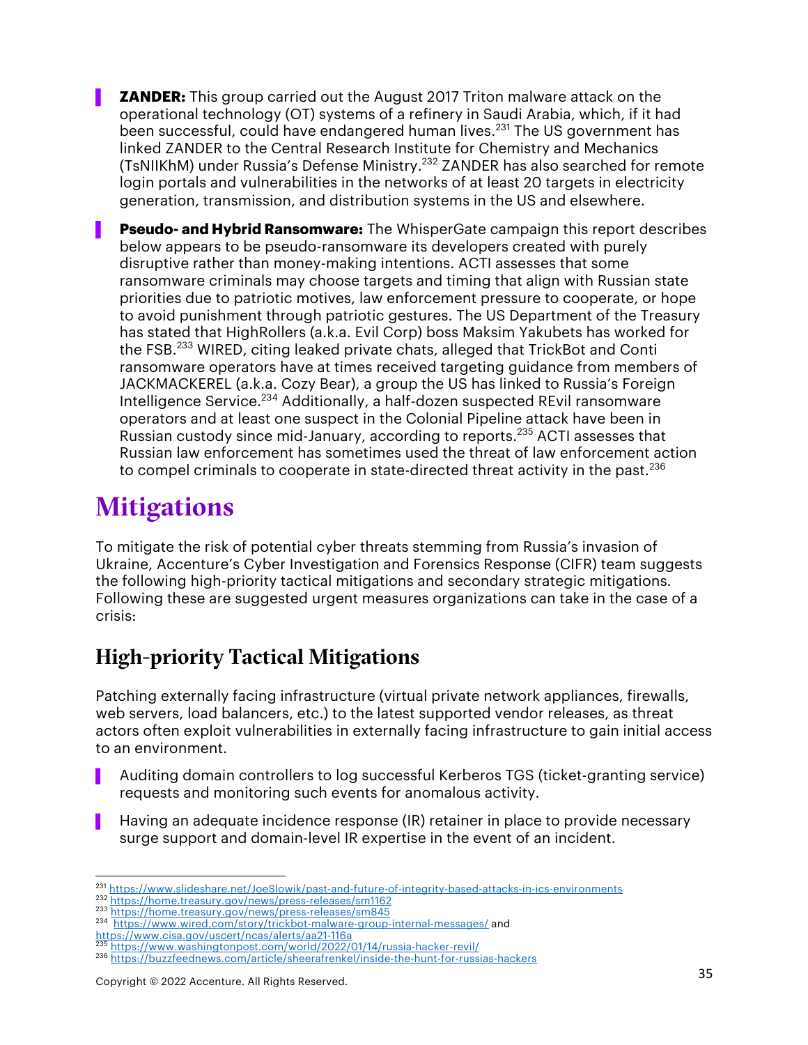- **ZANDER:** This group carried out the August 2017 Triton malware attack on the operational technology (OT) systems of a refinery in Saudi Arabia, which, if it had been successful, could have endangered human lives.[231] The US government has linked ZANDER to the Central Research Institute for Chemistry and Mechanics (TsNIIKhM) under Russia's Defense Ministry.[232] ZANDER has also searched for remote login portals and vulnerabilities in the networks of at least 20 targets in electricity generation, transmission, and distribution systems in the US and elsewhere.

- **Pseudo- and Hybrid Ransomware:** The WhisperGate campaign this report describes below appears to be pseudo-ransomware its developers created with purely disruptive rather than money-making intentions. ACTI assesses that some ransomware criminals may choose targets and timing that align with Russian state priorities due to patriotic motives, law enforcement pressure to cooperate, or hope to avoid punishment through patriotic gestures. The US Department of the Treasury has stated that HighRollers (a.k.a. Evil Corp) boss Maksim Yakubets has worked for the FSB.[233] WIRED, citing leaked private chats, alleged that TrickBot and Conti ransomware operators have at times received targeting guidance from members of JACKMACKEREL (a.k.a. Cozy Bear), a group the US has linked to Russia's Foreign Intelligence Service.[234] Additionally, a half-dozen suspected REvil ransomware operators and at least one suspect in the Colonial Pipeline attack have been in Russian custody since mid-January, according to reports.[235] ACTI assesses that Russian law enforcement has sometimes used the threat of law enforcement action to compel criminals to cooperate in state-directed threat activity in the past.[236]

# Mitigations

To mitigate the risk of potential cyber threats stemming from Russia's invasion of Ukraine, Accenture's Cyber Investigation and Forensics Response (CIFR) team suggests the following high-priority tactical mitigations and secondary strategic mitigations. Following these are suggested urgent measures organizations can take in the case of a crisis:

## High-priority Tactical Mitigations

Patching externally facing infrastructure (virtual private network appliances, firewalls, web servers, load balancers, etc.) to the latest supported vendor releases, as threat actors often exploit vulnerabilities in externally facing infrastructure to gain initial access to an environment.

- Auditing domain controllers to log successful Kerberos TGS (ticket-granting service) requests and monitoring such events for anomalous activity.

- Having an adequate incidence response (IR) retainer in place to provide necessary surge support and domain-level IR expertise in the event of an incident.

---

[231] https://www.slideshare.net/JoeSlowik/past-and-future-of-integrity-based-attacks-in-ics-environments
[232] https://home.treasury.gov/news/press-releases/sm1162
[233] https://home.treasury.gov/news/press-releases/sm845
[234] https://www.wired.com/story/trickbot-malware-group-internal-messages/ and https://www.cisa.gov/uscert/ncas/alerts/aa21-116a
[235] https://www.washingtonpost.com/world/2022/01/14/russia-hacker-revil/
[236] https://buzzfeednews.com/article/sheerafrenkel/inside-the-hunt-for-russias-hackers

Copyright © 2022 Accenture. All Rights Reserved.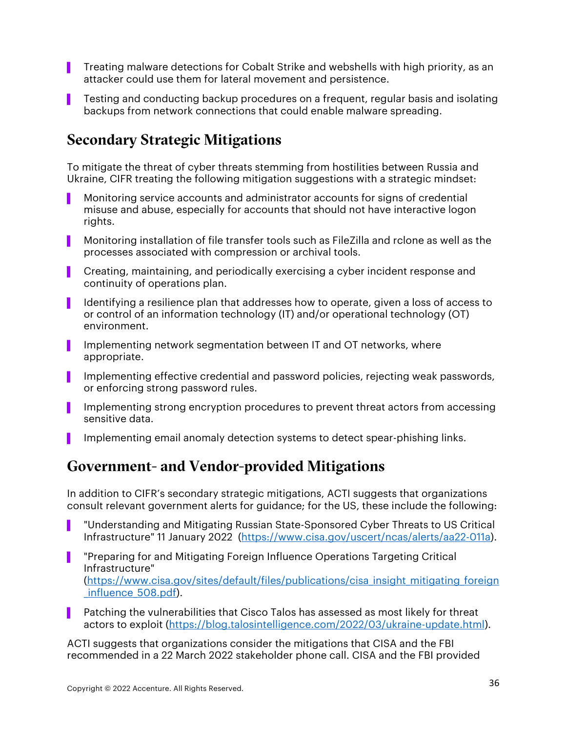- Treating malware detections for Cobalt Strike and webshells with high priority, as an attacker could use them for lateral movement and persistence.
- Testing and conducting backup procedures on a frequent, regular basis and isolating backups from network connections that could enable malware spreading.

## Secondary Strategic Mitigations

To mitigate the threat of cyber threats stemming from hostilities between Russia and Ukraine, CIFR treating the following mitigation suggestions with a strategic mindset:

- Monitoring service accounts and administrator accounts for signs of credential misuse and abuse, especially for accounts that should not have interactive logon rights.
- Monitoring installation of file transfer tools such as FileZilla and rclone as well as the processes associated with compression or archival tools.
- Creating, maintaining, and periodically exercising a cyber incident response and continuity of operations plan.
- Identifying a resilience plan that addresses how to operate, given a loss of access to or control of an information technology (IT) and/or operational technology (OT) environment.
- Implementing network segmentation between IT and OT networks, where appropriate.
- Implementing effective credential and password policies, rejecting weak passwords, or enforcing strong password rules.
- Implementing strong encryption procedures to prevent threat actors from accessing sensitive data.
- Implementing email anomaly detection systems to detect spear-phishing links.

## Government- and Vendor-provided Mitigations

In addition to CIFR's secondary strategic mitigations, ACTI suggests that organizations consult relevant government alerts for guidance; for the US, these include the following:

- "Understanding and Mitigating Russian State-Sponsored Cyber Threats to US Critical Infrastructure" 11 January 2022 (https://www.cisa.gov/uscert/ncas/alerts/aa22-011a).
- "Preparing for and Mitigating Foreign Influence Operations Targeting Critical Infrastructure" (https://www.cisa.gov/sites/default/files/publications/cisa_insight_mitigating_foreign_influence_508.pdf).
- Patching the vulnerabilities that Cisco Talos has assessed as most likely for threat actors to exploit (https://blog.talosintelligence.com/2022/03/ukraine-update.html).

ACTI suggests that organizations consider the mitigations that CISA and the FBI recommended in a 22 March 2022 stakeholder phone call. CISA and the FBI provided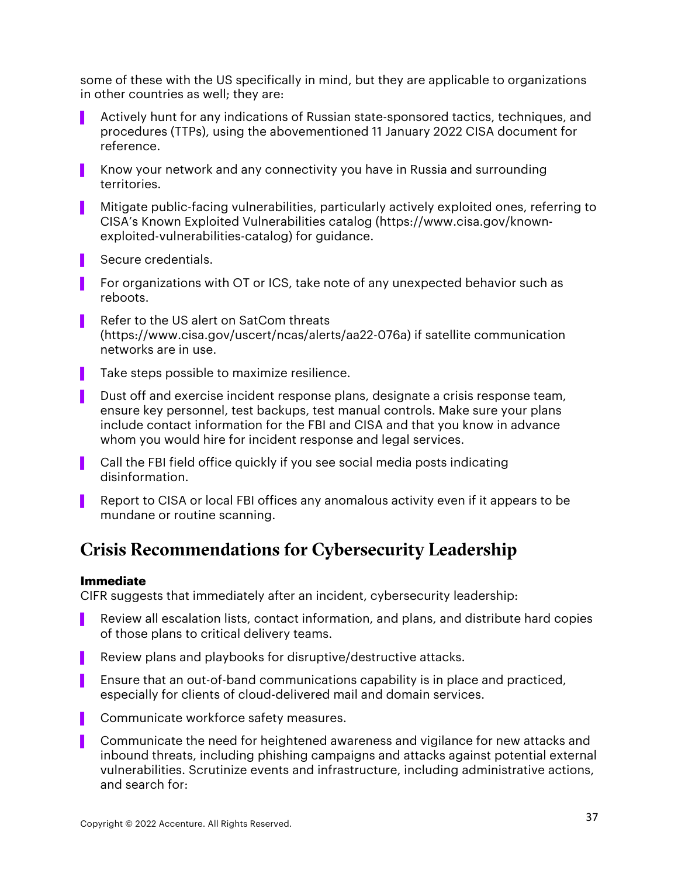some of these with the US specifically in mind, but they are applicable to organizations in other countries as well; they are:

- Actively hunt for any indications of Russian state-sponsored tactics, techniques, and procedures (TTPs), using the abovementioned 11 January 2022 CISA document for reference.
- Know your network and any connectivity you have in Russia and surrounding territories.
- Mitigate public-facing vulnerabilities, particularly actively exploited ones, referring to CISA's Known Exploited Vulnerabilities catalog (https://www.cisa.gov/known-exploited-vulnerabilities-catalog) for guidance.
- Secure credentials.
- For organizations with OT or ICS, take note of any unexpected behavior such as reboots.
- Refer to the US alert on SatCom threats (https://www.cisa.gov/uscert/ncas/alerts/aa22-076a) if satellite communication networks are in use.
- Take steps possible to maximize resilience.
- Dust off and exercise incident response plans, designate a crisis response team, ensure key personnel, test backups, test manual controls. Make sure your plans include contact information for the FBI and CISA and that you know in advance whom you would hire for incident response and legal services.
- Call the FBI field office quickly if you see social media posts indicating disinformation.
- Report to CISA or local FBI offices any anomalous activity even if it appears to be mundane or routine scanning.

## Crisis Recommendations for Cybersecurity Leadership

**Immediate**

CIFR suggests that immediately after an incident, cybersecurity leadership:

- Review all escalation lists, contact information, and plans, and distribute hard copies of those plans to critical delivery teams.
- Review plans and playbooks for disruptive/destructive attacks.
- Ensure that an out-of-band communications capability is in place and practiced, especially for clients of cloud-delivered mail and domain services.
- Communicate workforce safety measures.
- Communicate the need for heightened awareness and vigilance for new attacks and inbound threats, including phishing campaigns and attacks against potential external vulnerabilities. Scrutinize events and infrastructure, including administrative actions, and search for: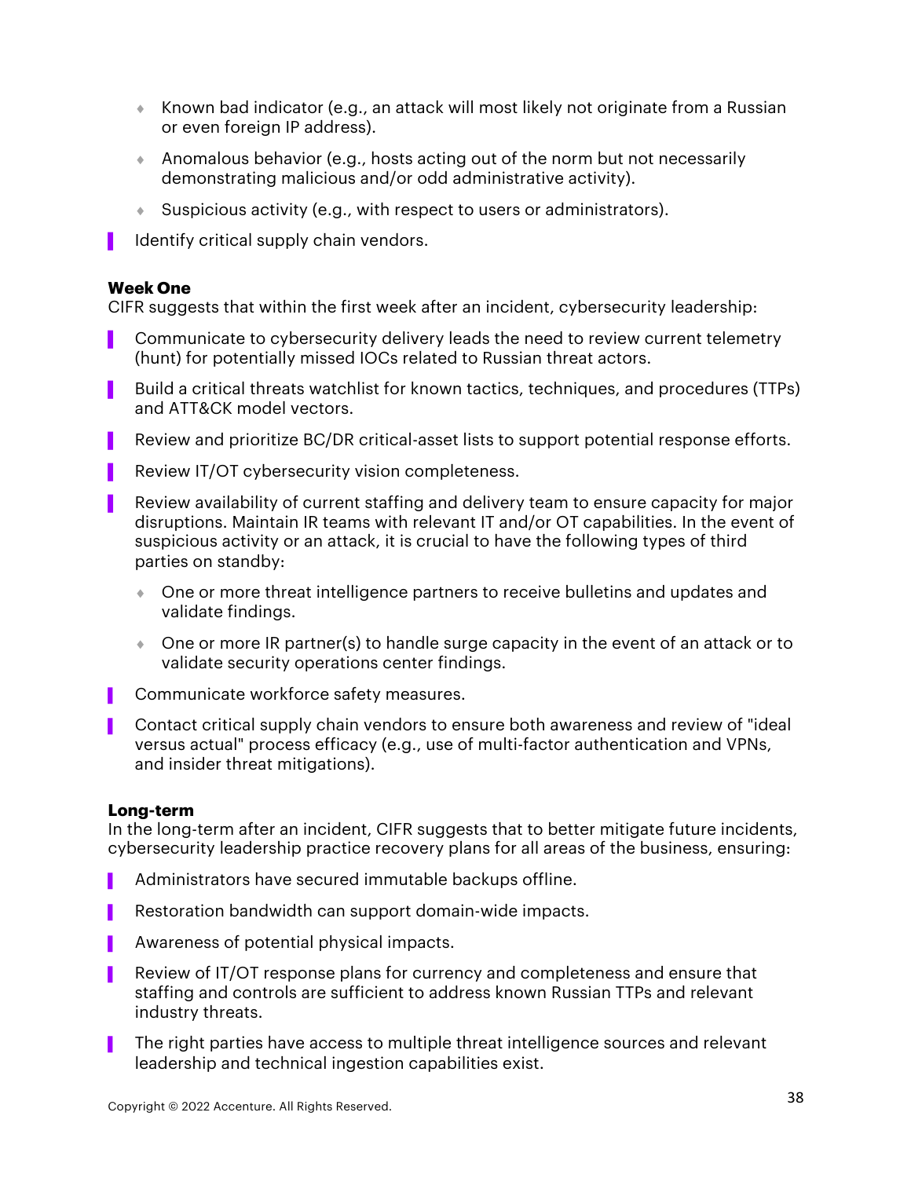- Known bad indicator (e.g., an attack will most likely not originate from a Russian or even foreign IP address).
  - Anomalous behavior (e.g., hosts acting out of the norm but not necessarily demonstrating malicious and/or odd administrative activity).
  - Suspicious activity (e.g., with respect to users or administrators).
- Identify critical supply chain vendors.

**Week One**
CIFR suggests that within the first week after an incident, cybersecurity leadership:

- Communicate to cybersecurity delivery leads the need to review current telemetry (hunt) for potentially missed IOCs related to Russian threat actors.
- Build a critical threats watchlist for known tactics, techniques, and procedures (TTPs) and ATT&CK model vectors.
- Review and prioritize BC/DR critical-asset lists to support potential response efforts.
- Review IT/OT cybersecurity vision completeness.
- Review availability of current staffing and delivery team to ensure capacity for major disruptions. Maintain IR teams with relevant IT and/or OT capabilities. In the event of suspicious activity or an attack, it is crucial to have the following types of third parties on standby:
  - One or more threat intelligence partners to receive bulletins and updates and validate findings.
  - One or more IR partner(s) to handle surge capacity in the event of an attack or to validate security operations center findings.
- Communicate workforce safety measures.
- Contact critical supply chain vendors to ensure both awareness and review of "ideal versus actual" process efficacy (e.g., use of multi-factor authentication and VPNs, and insider threat mitigations).

**Long-term**
In the long-term after an incident, CIFR suggests that to better mitigate future incidents, cybersecurity leadership practice recovery plans for all areas of the business, ensuring:

- Administrators have secured immutable backups offline.
- Restoration bandwidth can support domain-wide impacts.
- Awareness of potential physical impacts.
- Review of IT/OT response plans for currency and completeness and ensure that staffing and controls are sufficient to address known Russian TTPs and relevant industry threats.
- The right parties have access to multiple threat intelligence sources and relevant leadership and technical ingestion capabilities exist.

Copyright © 2022 Accenture. All Rights Reserved.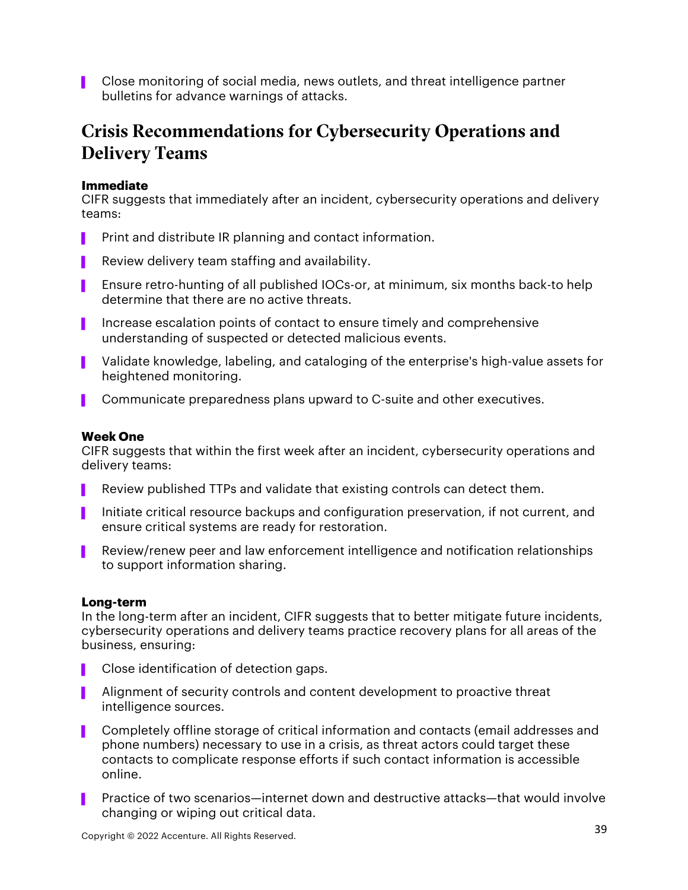- Close monitoring of social media, news outlets, and threat intelligence partner bulletins for advance warnings of attacks.

## Crisis Recommendations for Cybersecurity Operations and Delivery Teams

**Immediate**
CIFR suggests that immediately after an incident, cybersecurity operations and delivery teams:

- Print and distribute IR planning and contact information.
- Review delivery team staffing and availability.
- Ensure retro-hunting of all published IOCs-or, at minimum, six months back-to help determine that there are no active threats.
- Increase escalation points of contact to ensure timely and comprehensive understanding of suspected or detected malicious events.
- Validate knowledge, labeling, and cataloging of the enterprise's high-value assets for heightened monitoring.
- Communicate preparedness plans upward to C-suite and other executives.

**Week One**
CIFR suggests that within the first week after an incident, cybersecurity operations and delivery teams:

- Review published TTPs and validate that existing controls can detect them.
- Initiate critical resource backups and configuration preservation, if not current, and ensure critical systems are ready for restoration.
- Review/renew peer and law enforcement intelligence and notification relationships to support information sharing.

**Long-term**
In the long-term after an incident, CIFR suggests that to better mitigate future incidents, cybersecurity operations and delivery teams practice recovery plans for all areas of the business, ensuring:

- Close identification of detection gaps.
- Alignment of security controls and content development to proactive threat intelligence sources.
- Completely offline storage of critical information and contacts (email addresses and phone numbers) necessary to use in a crisis, as threat actors could target these contacts to complicate response efforts if such contact information is accessible online.
- Practice of two scenarios—internet down and destructive attacks—that would involve changing or wiping out critical data.

Copyright © 2022 Accenture. All Rights Reserved.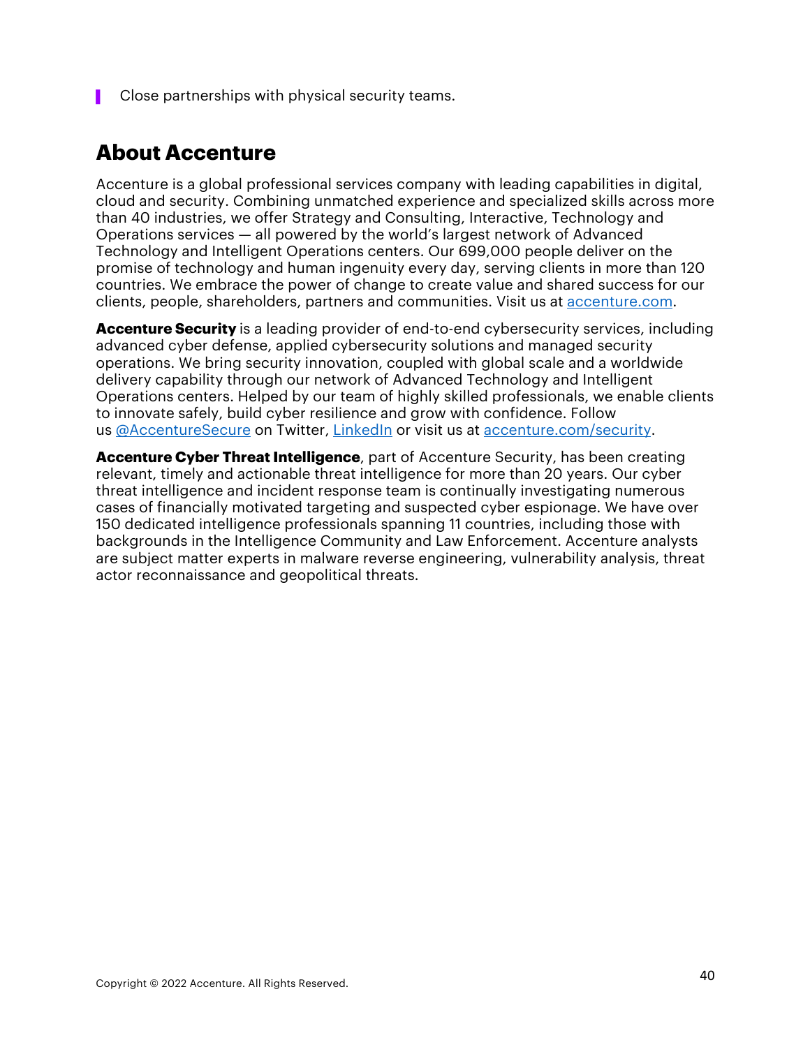- Close partnerships with physical security teams.

## About Accenture

Accenture is a global professional services company with leading capabilities in digital, cloud and security. Combining unmatched experience and specialized skills across more than 40 industries, we offer Strategy and Consulting, Interactive, Technology and Operations services — all powered by the world's largest network of Advanced Technology and Intelligent Operations centers. Our 699,000 people deliver on the promise of technology and human ingenuity every day, serving clients in more than 120 countries. We embrace the power of change to create value and shared success for our clients, people, shareholders, partners and communities. Visit us at accenture.com.

**Accenture Security** is a leading provider of end-to-end cybersecurity services, including advanced cyber defense, applied cybersecurity solutions and managed security operations. We bring security innovation, coupled with global scale and a worldwide delivery capability through our network of Advanced Technology and Intelligent Operations centers. Helped by our team of highly skilled professionals, we enable clients to innovate safely, build cyber resilience and grow with confidence. Follow us @AccentureSecure on Twitter, LinkedIn or visit us at accenture.com/security.

**Accenture Cyber Threat Intelligence**, part of Accenture Security, has been creating relevant, timely and actionable threat intelligence for more than 20 years. Our cyber threat intelligence and incident response team is continually investigating numerous cases of financially motivated targeting and suspected cyber espionage. We have over 150 dedicated intelligence professionals spanning 11 countries, including those with backgrounds in the Intelligence Community and Law Enforcement. Accenture analysts are subject matter experts in malware reverse engineering, vulnerability analysis, threat actor reconnaissance and geopolitical threats.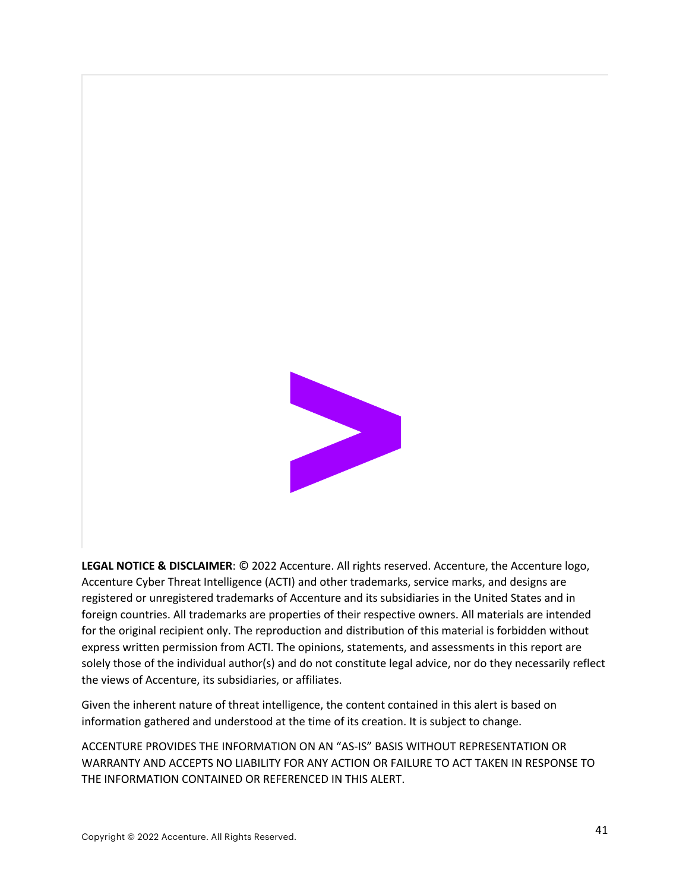**LEGAL NOTICE & DISCLAIMER**: © 2022 Accenture. All rights reserved. Accenture, the Accenture logo, Accenture Cyber Threat Intelligence (ACTI) and other trademarks, service marks, and designs are registered or unregistered trademarks of Accenture and its subsidiaries in the United States and in foreign countries. All trademarks are properties of their respective owners. All materials are intended for the original recipient only. The reproduction and distribution of this material is forbidden without express written permission from ACTI. The opinions, statements, and assessments in this report are solely those of the individual author(s) and do not constitute legal advice, nor do they necessarily reflect the views of Accenture, its subsidiaries, or affiliates.

Given the inherent nature of threat intelligence, the content contained in this alert is based on information gathered and understood at the time of its creation. It is subject to change.

ACCENTURE PROVIDES THE INFORMATION ON AN "AS-IS" BASIS WITHOUT REPRESENTATION OR WARRANTY AND ACCEPTS NO LIABILITY FOR ANY ACTION OR FAILURE TO ACT TAKEN IN RESPONSE TO THE INFORMATION CONTAINED OR REFERENCED IN THIS ALERT.